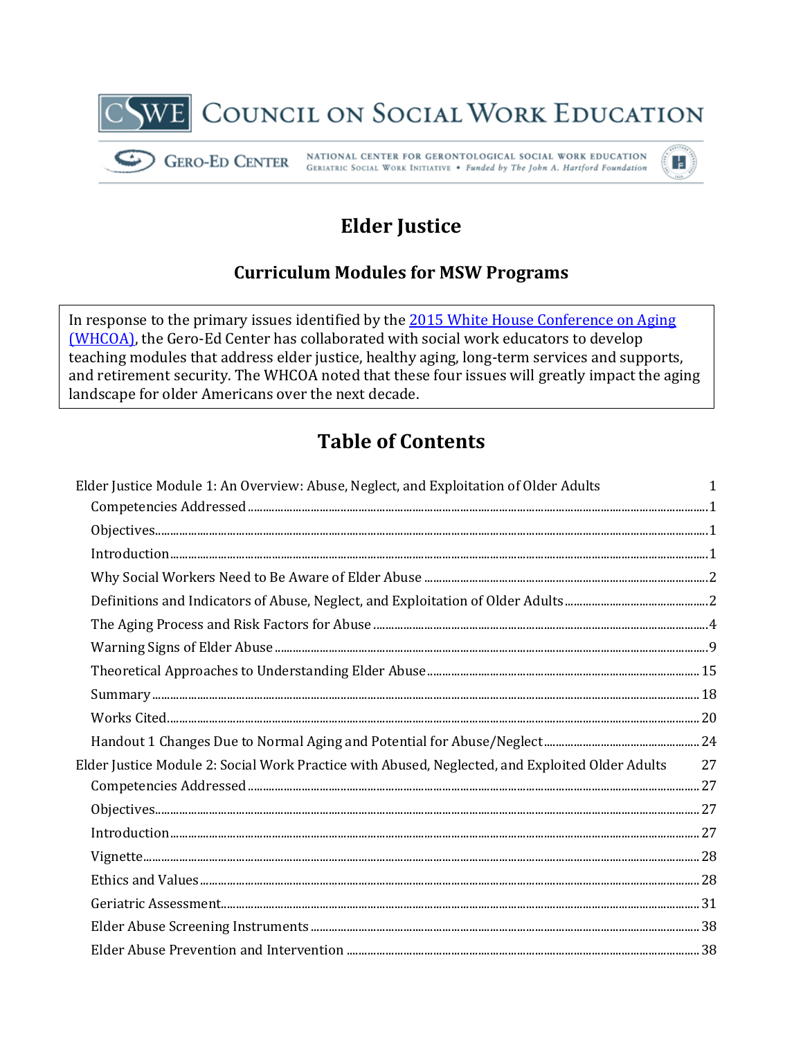COUNCIL ON SOCIAL WORK EDUCATION

GERO-ED CENTER — NATIONAL CENTER FOR GERONTOLOGICAL SOCIAL WORK EDUCATION
Geriatric Social Work Initiative • Funded by The John A. Hartford Foundation

# Elder Justice

## Curriculum Modules for MSW Programs

In response to the primary issues identified by the [2015 White House Conference on Aging (WHCOA)](), the Gero-Ed Center has collaborated with social work educators to develop teaching modules that address elder justice, healthy aging, long-term services and supports, and retirement security. The WHCOA noted that these four issues will greatly impact the aging landscape for older Americans over the next decade.

## Table of Contents

Elder Justice Module 1: An Overview: Abuse, Neglect, and Exploitation of Older Adults ... 1
- Competencies Addressed ... 1
- Objectives ... 1
- Introduction ... 1
- Why Social Workers Need to Be Aware of Elder Abuse ... 2
- Definitions and Indicators of Abuse, Neglect, and Exploitation of Older Adults ... 2
- The Aging Process and Risk Factors for Abuse ... 4
- Warning Signs of Elder Abuse ... 9
- Theoretical Approaches to Understanding Elder Abuse ... 15
- Summary ... 18
- Works Cited ... 20
- Handout 1 Changes Due to Normal Aging and Potential for Abuse/Neglect ... 24

Elder Justice Module 2: Social Work Practice with Abused, Neglected, and Exploited Older Adults ... 27
- Competencies Addressed ... 27
- Objectives ... 27
- Introduction ... 27
- Vignette ... 28
- Ethics and Values ... 28
- Geriatric Assessment ... 31
- Elder Abuse Screening Instruments ... 38
- Elder Abuse Prevention and Intervention ... 38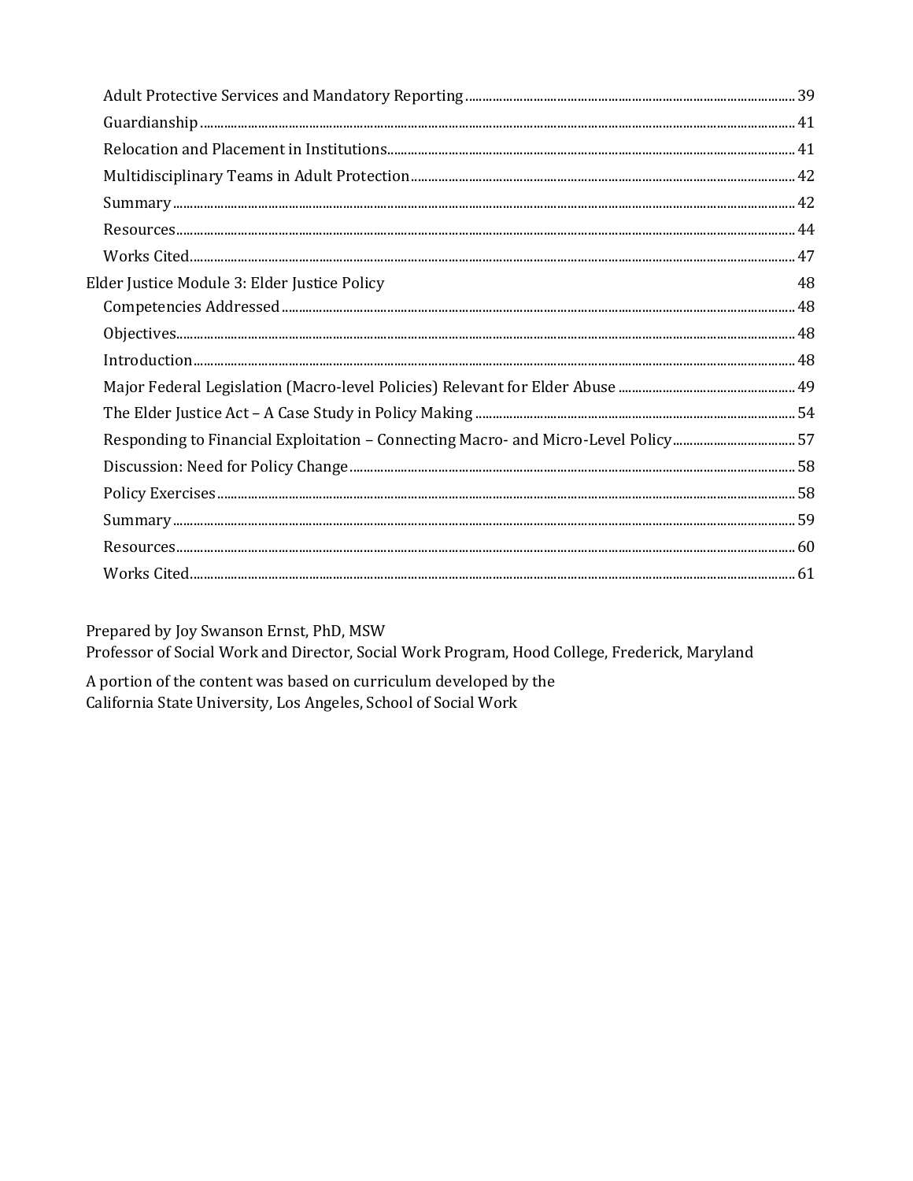- Adult Protective Services and Mandatory Reporting ........ 39
- Guardianship ........ 41
- Relocation and Placement in Institutions ........ 41
- Multidisciplinary Teams in Adult Protection ........ 42
- Summary ........ 42
- Resources ........ 44
- Works Cited ........ 47

Elder Justice Module 3: Elder Justice Policy 48

- Competencies Addressed ........ 48
- Objectives ........ 48
- Introduction ........ 48
- Major Federal Legislation (Macro-level Policies) Relevant for Elder Abuse ........ 49
- The Elder Justice Act – A Case Study in Policy Making ........ 54
- Responding to Financial Exploitation – Connecting Macro- and Micro-Level Policy ........ 57
- Discussion: Need for Policy Change ........ 58
- Policy Exercises ........ 58
- Summary ........ 59
- Resources ........ 60
- Works Cited ........ 61

Prepared by Joy Swanson Ernst, PhD, MSW
Professor of Social Work and Director, Social Work Program, Hood College, Frederick, Maryland

A portion of the content was based on curriculum developed by the
California State University, Los Angeles, School of Social Work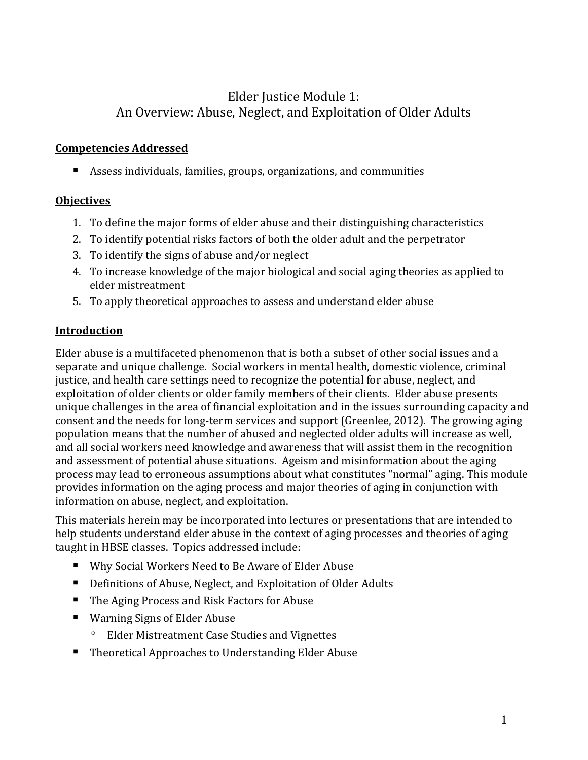# Elder Justice Module 1:
# An Overview: Abuse, Neglect, and Exploitation of Older Adults

## Competencies Addressed

- Assess individuals, families, groups, organizations, and communities

## Objectives

1. To define the major forms of elder abuse and their distinguishing characteristics
2. To identify potential risks factors of both the older adult and the perpetrator
3. To identify the signs of abuse and/or neglect
4. To increase knowledge of the major biological and social aging theories as applied to elder mistreatment
5. To apply theoretical approaches to assess and understand elder abuse

## Introduction

Elder abuse is a multifaceted phenomenon that is both a subset of other social issues and a separate and unique challenge. Social workers in mental health, domestic violence, criminal justice, and health care settings need to recognize the potential for abuse, neglect, and exploitation of older clients or older family members of their clients. Elder abuse presents unique challenges in the area of financial exploitation and in the issues surrounding capacity and consent and the needs for long-term services and support (Greenlee, 2012). The growing aging population means that the number of abused and neglected older adults will increase as well, and all social workers need knowledge and awareness that will assist them in the recognition and assessment of potential abuse situations. Ageism and misinformation about the aging process may lead to erroneous assumptions about what constitutes "normal" aging. This module provides information on the aging process and major theories of aging in conjunction with information on abuse, neglect, and exploitation.

This materials herein may be incorporated into lectures or presentations that are intended to help students understand elder abuse in the context of aging processes and theories of aging taught in HBSE classes. Topics addressed include:

- Why Social Workers Need to Be Aware of Elder Abuse
- Definitions of Abuse, Neglect, and Exploitation of Older Adults
- The Aging Process and Risk Factors for Abuse
- Warning Signs of Elder Abuse
  - Elder Mistreatment Case Studies and Vignettes
- Theoretical Approaches to Understanding Elder Abuse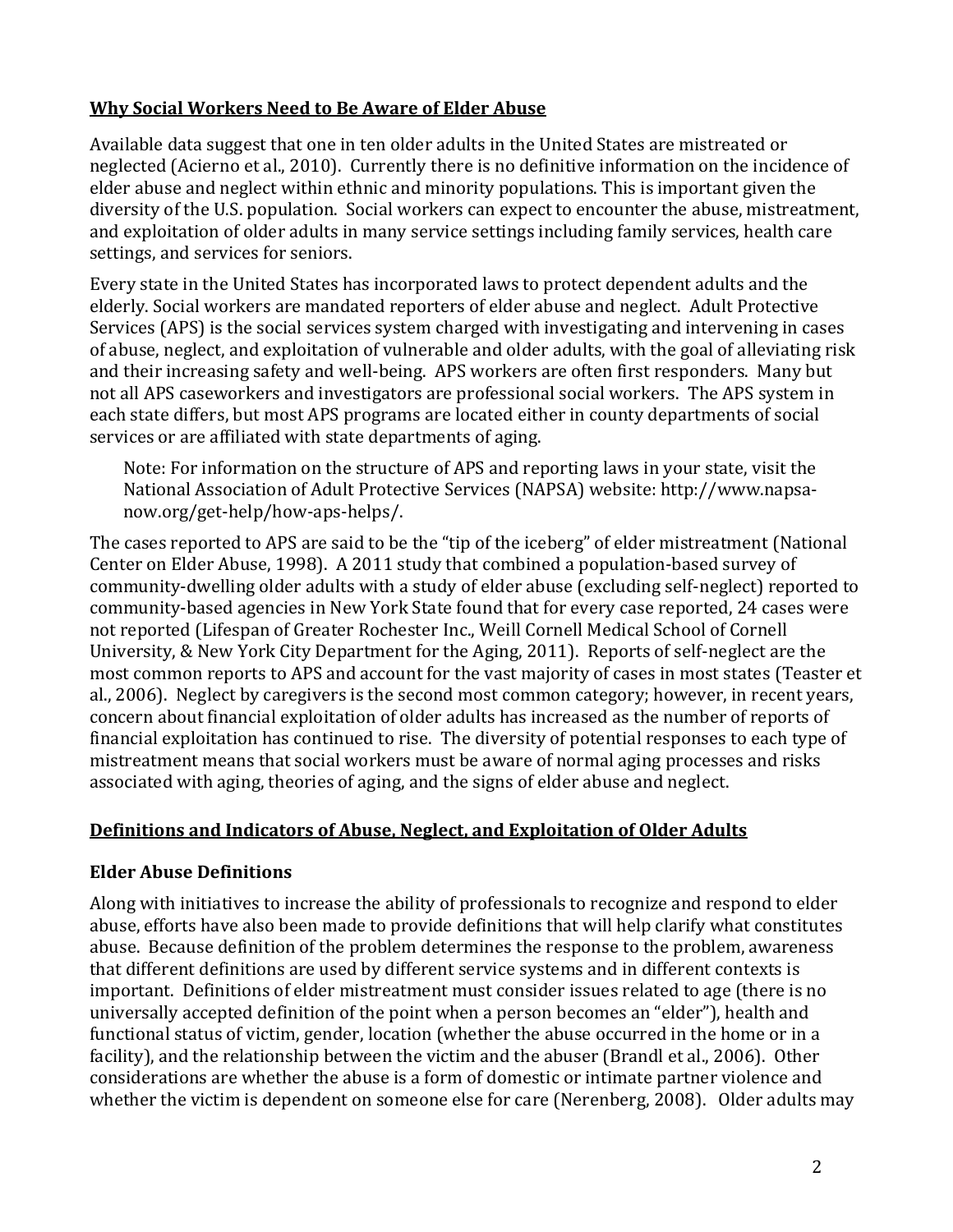## Why Social Workers Need to Be Aware of Elder Abuse

Available data suggest that one in ten older adults in the United States are mistreated or neglected (Acierno et al., 2010). Currently there is no definitive information on the incidence of elder abuse and neglect within ethnic and minority populations. This is important given the diversity of the U.S. population. Social workers can expect to encounter the abuse, mistreatment, and exploitation of older adults in many service settings including family services, health care settings, and services for seniors.

Every state in the United States has incorporated laws to protect dependent adults and the elderly. Social workers are mandated reporters of elder abuse and neglect. Adult Protective Services (APS) is the social services system charged with investigating and intervening in cases of abuse, neglect, and exploitation of vulnerable and older adults, with the goal of alleviating risk and their increasing safety and well-being. APS workers are often first responders. Many but not all APS caseworkers and investigators are professional social workers. The APS system in each state differs, but most APS programs are located either in county departments of social services or are affiliated with state departments of aging.

> Note: For information on the structure of APS and reporting laws in your state, visit the National Association of Adult Protective Services (NAPSA) website: http://www.napsa-now.org/get-help/how-aps-helps/.

The cases reported to APS are said to be the "tip of the iceberg" of elder mistreatment (National Center on Elder Abuse, 1998). A 2011 study that combined a population-based survey of community-dwelling older adults with a study of elder abuse (excluding self-neglect) reported to community-based agencies in New York State found that for every case reported, 24 cases were not reported (Lifespan of Greater Rochester Inc., Weill Cornell Medical School of Cornell University, & New York City Department for the Aging, 2011). Reports of self-neglect are the most common reports to APS and account for the vast majority of cases in most states (Teaster et al., 2006). Neglect by caregivers is the second most common category; however, in recent years, concern about financial exploitation of older adults has increased as the number of reports of financial exploitation has continued to rise. The diversity of potential responses to each type of mistreatment means that social workers must be aware of normal aging processes and risks associated with aging, theories of aging, and the signs of elder abuse and neglect.

## Definitions and Indicators of Abuse, Neglect, and Exploitation of Older Adults

### Elder Abuse Definitions

Along with initiatives to increase the ability of professionals to recognize and respond to elder abuse, efforts have also been made to provide definitions that will help clarify what constitutes abuse. Because definition of the problem determines the response to the problem, awareness that different definitions are used by different service systems and in different contexts is important. Definitions of elder mistreatment must consider issues related to age (there is no universally accepted definition of the point when a person becomes an "elder"), health and functional status of victim, gender, location (whether the abuse occurred in the home or in a facility), and the relationship between the victim and the abuser (Brandl et al., 2006). Other considerations are whether the abuse is a form of domestic or intimate partner violence and whether the victim is dependent on someone else for care (Nerenberg, 2008). Older adults may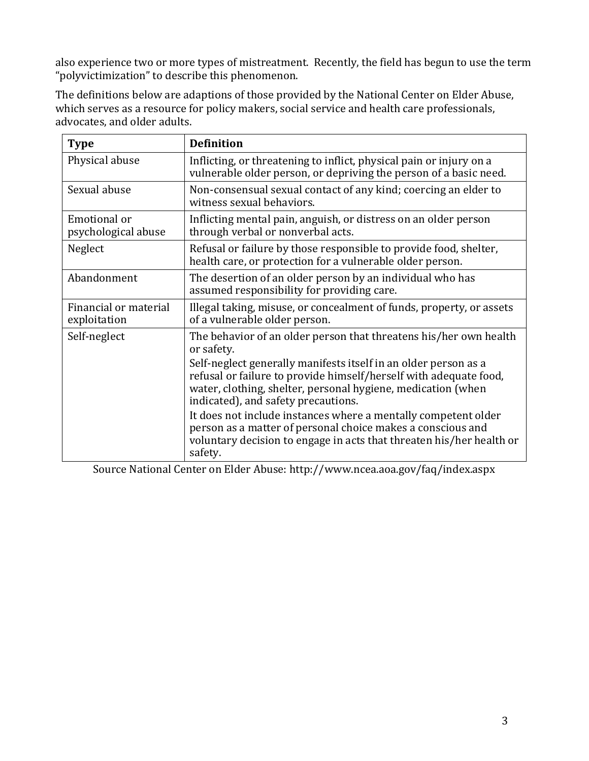also experience two or more types of mistreatment. Recently, the field has begun to use the term "polyvictimization" to describe this phenomenon.

The definitions below are adaptions of those provided by the National Center on Elder Abuse, which serves as a resource for policy makers, social service and health care professionals, advocates, and older adults.

| **Type** | **Definition** |
|---|---|
| Physical abuse | Inflicting, or threatening to inflict, physical pain or injury on a vulnerable older person, or depriving the person of a basic need. |
| Sexual abuse | Non-consensual sexual contact of any kind; coercing an elder to witness sexual behaviors. |
| Emotional or psychological abuse | Inflicting mental pain, anguish, or distress on an older person through verbal or nonverbal acts. |
| Neglect | Refusal or failure by those responsible to provide food, shelter, health care, or protection for a vulnerable older person. |
| Abandonment | The desertion of an older person by an individual who has assumed responsibility for providing care. |
| Financial or material exploitation | Illegal taking, misuse, or concealment of funds, property, or assets of a vulnerable older person. |
| Self-neglect | The behavior of an older person that threatens his/her own health or safety. Self-neglect generally manifests itself in an older person as a refusal or failure to provide himself/herself with adequate food, water, clothing, shelter, personal hygiene, medication (when indicated), and safety precautions. It does not include instances where a mentally competent older person as a matter of personal choice makes a conscious and voluntary decision to engage in acts that threaten his/her health or safety. |

Source National Center on Elder Abuse: http://www.ncea.aoa.gov/faq/index.aspx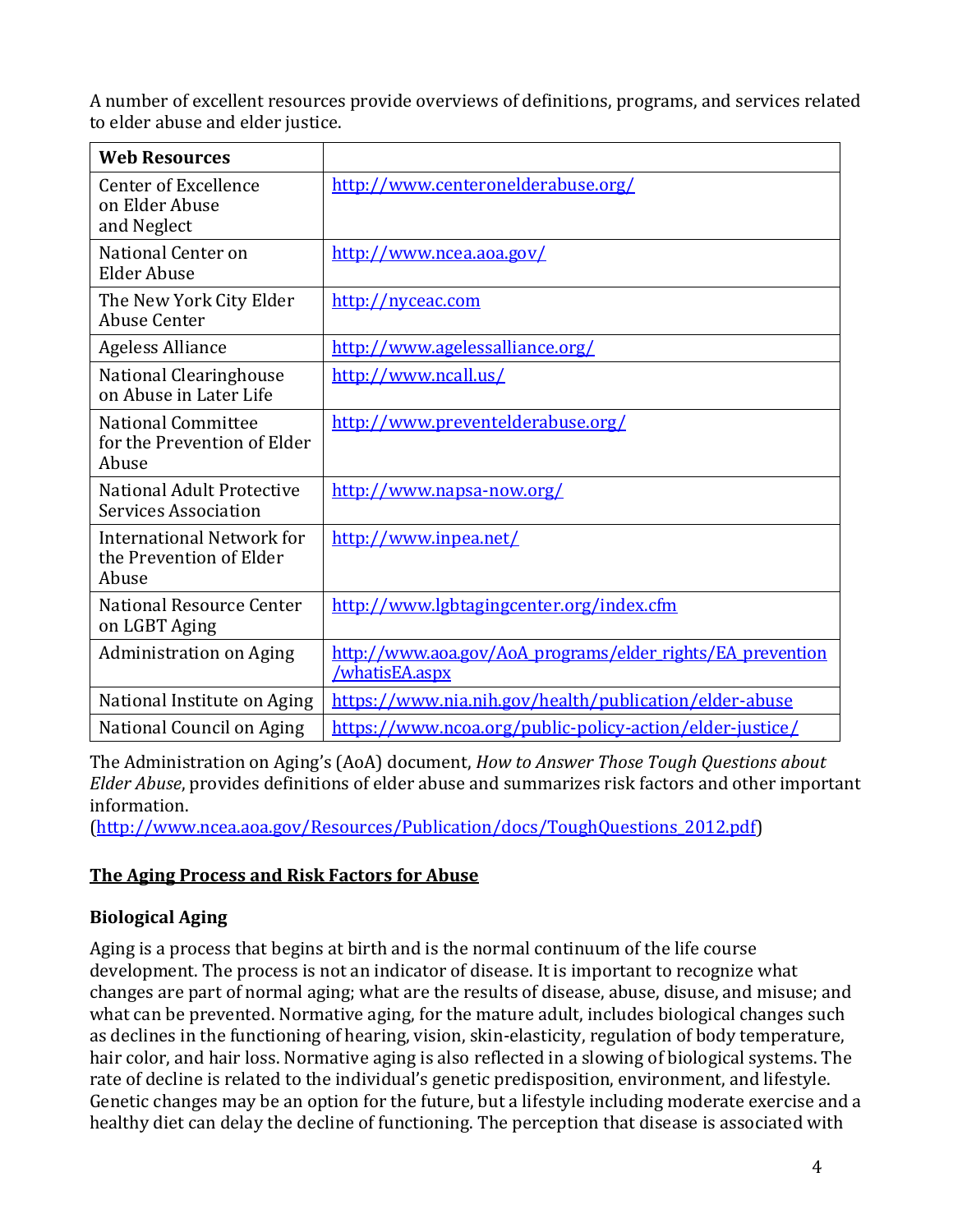A number of excellent resources provide overviews of definitions, programs, and services related to elder abuse and elder justice.

| Web Resources | |
|---|---|
| Center of Excellence on Elder Abuse and Neglect | http://www.centeronelderabuse.org/ |
| National Center on Elder Abuse | http://www.ncea.aoa.gov/ |
| The New York City Elder Abuse Center | http://nyceac.com |
| Ageless Alliance | http://www.agelessalliance.org/ |
| National Clearinghouse on Abuse in Later Life | http://www.ncall.us/ |
| National Committee for the Prevention of Elder Abuse | http://www.preventelderabuse.org/ |
| National Adult Protective Services Association | http://www.napsa-now.org/ |
| International Network for the Prevention of Elder Abuse | http://www.inpea.net/ |
| National Resource Center on LGBT Aging | http://www.lgbtagingcenter.org/index.cfm |
| Administration on Aging | http://www.aoa.gov/AoA_programs/elder_rights/EA_prevention/whatisEA.aspx |
| National Institute on Aging | https://www.nia.nih.gov/health/publication/elder-abuse |
| National Council on Aging | https://www.ncoa.org/public-policy-action/elder-justice/ |

The Administration on Aging's (AoA) document, *How to Answer Those Tough Questions about Elder Abuse*, provides definitions of elder abuse and summarizes risk factors and other important information. (http://www.ncea.aoa.gov/Resources/Publication/docs/ToughQuestions_2012.pdf)

## The Aging Process and Risk Factors for Abuse

### Biological Aging

Aging is a process that begins at birth and is the normal continuum of the life course development. The process is not an indicator of disease. It is important to recognize what changes are part of normal aging; what are the results of disease, abuse, disuse, and misuse; and what can be prevented. Normative aging, for the mature adult, includes biological changes such as declines in the functioning of hearing, vision, skin-elasticity, regulation of body temperature, hair color, and hair loss. Normative aging is also reflected in a slowing of biological systems. The rate of decline is related to the individual's genetic predisposition, environment, and lifestyle. Genetic changes may be an option for the future, but a lifestyle including moderate exercise and a healthy diet can delay the decline of functioning. The perception that disease is associated with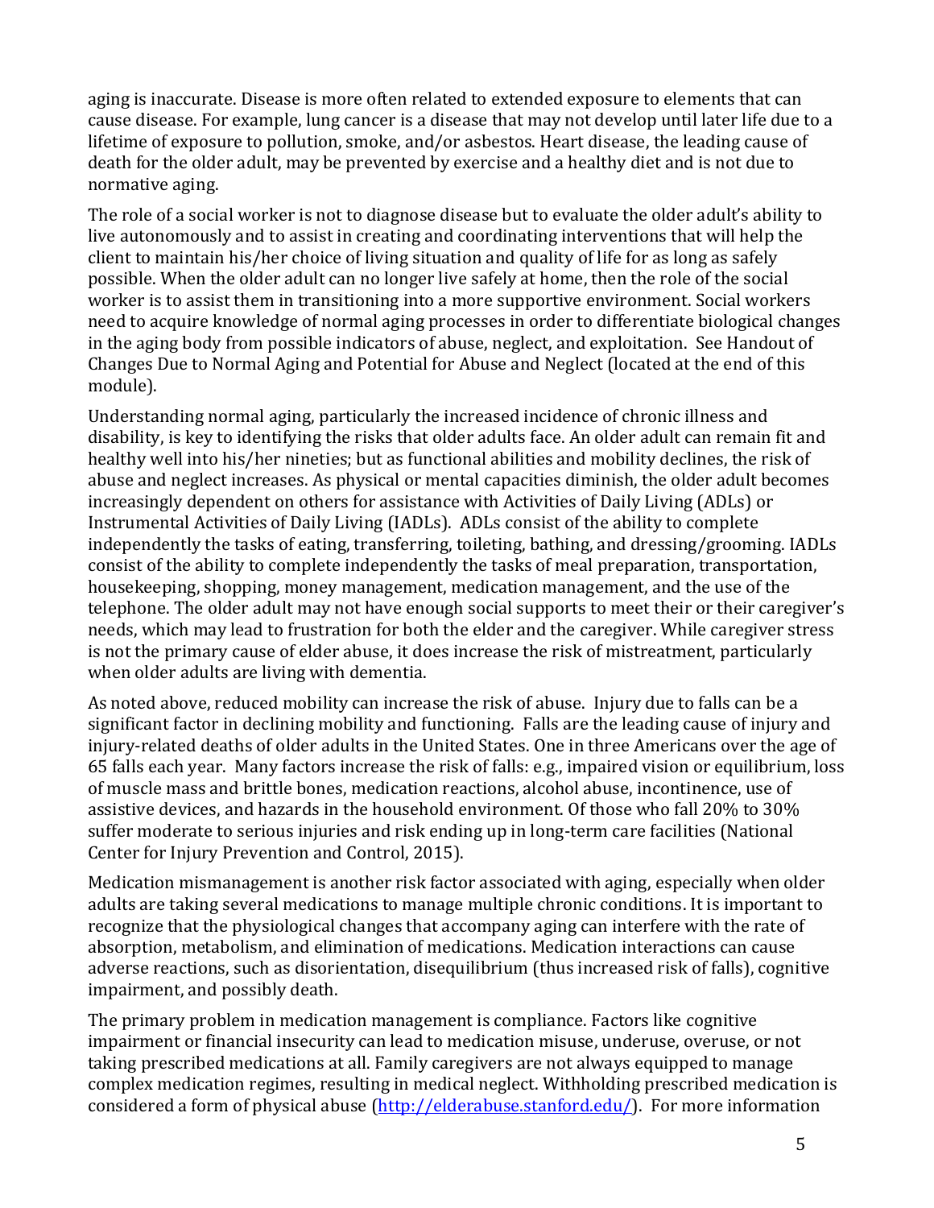aging is inaccurate. Disease is more often related to extended exposure to elements that can cause disease. For example, lung cancer is a disease that may not develop until later life due to a lifetime of exposure to pollution, smoke, and/or asbestos. Heart disease, the leading cause of death for the older adult, may be prevented by exercise and a healthy diet and is not due to normative aging.

The role of a social worker is not to diagnose disease but to evaluate the older adult's ability to live autonomously and to assist in creating and coordinating interventions that will help the client to maintain his/her choice of living situation and quality of life for as long as safely possible. When the older adult can no longer live safely at home, then the role of the social worker is to assist them in transitioning into a more supportive environment. Social workers need to acquire knowledge of normal aging processes in order to differentiate biological changes in the aging body from possible indicators of abuse, neglect, and exploitation. See Handout of Changes Due to Normal Aging and Potential for Abuse and Neglect (located at the end of this module).

Understanding normal aging, particularly the increased incidence of chronic illness and disability, is key to identifying the risks that older adults face. An older adult can remain fit and healthy well into his/her nineties; but as functional abilities and mobility declines, the risk of abuse and neglect increases. As physical or mental capacities diminish, the older adult becomes increasingly dependent on others for assistance with Activities of Daily Living (ADLs) or Instrumental Activities of Daily Living (IADLs). ADLs consist of the ability to complete independently the tasks of eating, transferring, toileting, bathing, and dressing/grooming. IADLs consist of the ability to complete independently the tasks of meal preparation, transportation, housekeeping, shopping, money management, medication management, and the use of the telephone. The older adult may not have enough social supports to meet their or their caregiver's needs, which may lead to frustration for both the elder and the caregiver. While caregiver stress is not the primary cause of elder abuse, it does increase the risk of mistreatment, particularly when older adults are living with dementia.

As noted above, reduced mobility can increase the risk of abuse. Injury due to falls can be a significant factor in declining mobility and functioning. Falls are the leading cause of injury and injury-related deaths of older adults in the United States. One in three Americans over the age of 65 falls each year. Many factors increase the risk of falls: e.g., impaired vision or equilibrium, loss of muscle mass and brittle bones, medication reactions, alcohol abuse, incontinence, use of assistive devices, and hazards in the household environment. Of those who fall 20% to 30% suffer moderate to serious injuries and risk ending up in long-term care facilities (National Center for Injury Prevention and Control, 2015).

Medication mismanagement is another risk factor associated with aging, especially when older adults are taking several medications to manage multiple chronic conditions. It is important to recognize that the physiological changes that accompany aging can interfere with the rate of absorption, metabolism, and elimination of medications. Medication interactions can cause adverse reactions, such as disorientation, disequilibrium (thus increased risk of falls), cognitive impairment, and possibly death.

The primary problem in medication management is compliance. Factors like cognitive impairment or financial insecurity can lead to medication misuse, underuse, overuse, or not taking prescribed medications at all. Family caregivers are not always equipped to manage complex medication regimes, resulting in medical neglect. Withholding prescribed medication is considered a form of physical abuse (http://elderabuse.stanford.edu/). For more information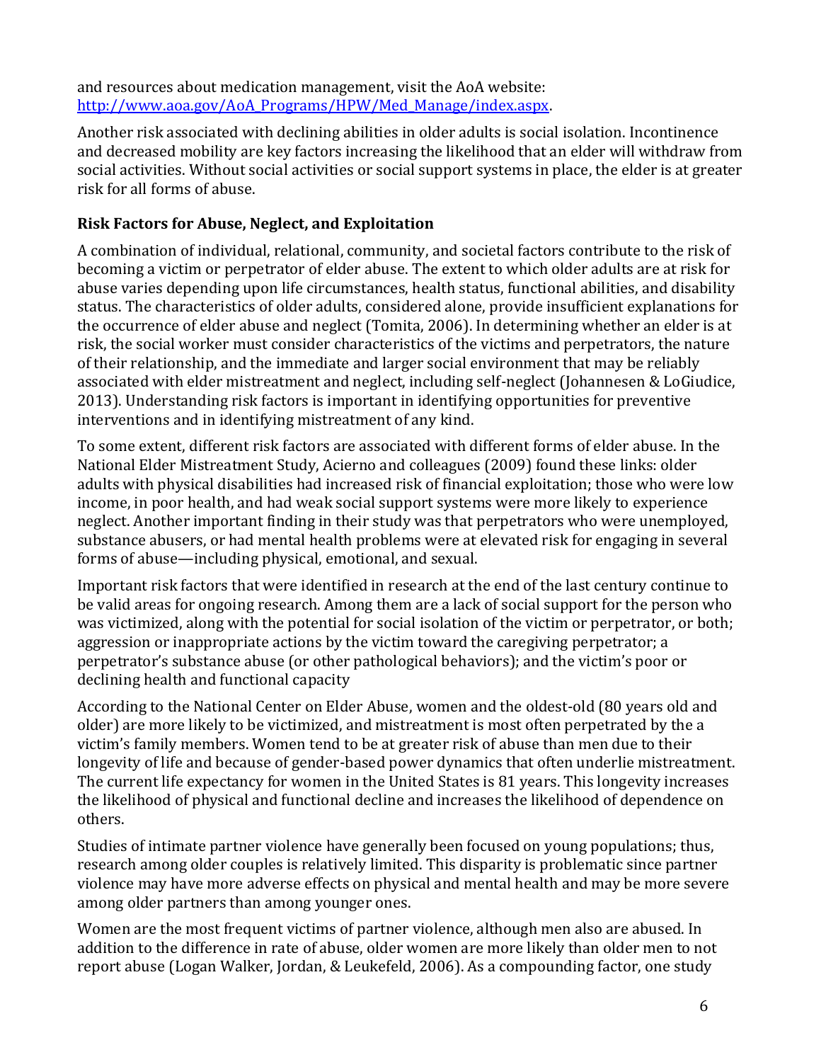and resources about medication management, visit the AoA website: [http://www.aoa.gov/AoA_Programs/HPW/Med_Manage/index.aspx](http://www.aoa.gov/AoA_Programs/HPW/Med_Manage/index.aspx).

Another risk associated with declining abilities in older adults is social isolation. Incontinence and decreased mobility are key factors increasing the likelihood that an elder will withdraw from social activities. Without social activities or social support systems in place, the elder is at greater risk for all forms of abuse.

### Risk Factors for Abuse, Neglect, and Exploitation

A combination of individual, relational, community, and societal factors contribute to the risk of becoming a victim or perpetrator of elder abuse. The extent to which older adults are at risk for abuse varies depending upon life circumstances, health status, functional abilities, and disability status. The characteristics of older adults, considered alone, provide insufficient explanations for the occurrence of elder abuse and neglect (Tomita, 2006). In determining whether an elder is at risk, the social worker must consider characteristics of the victims and perpetrators, the nature of their relationship, and the immediate and larger social environment that may be reliably associated with elder mistreatment and neglect, including self-neglect (Johannesen & LoGiudice, 2013). Understanding risk factors is important in identifying opportunities for preventive interventions and in identifying mistreatment of any kind.

To some extent, different risk factors are associated with different forms of elder abuse. In the National Elder Mistreatment Study, Acierno and colleagues (2009) found these links: older adults with physical disabilities had increased risk of financial exploitation; those who were low income, in poor health, and had weak social support systems were more likely to experience neglect. Another important finding in their study was that perpetrators who were unemployed, substance abusers, or had mental health problems were at elevated risk for engaging in several forms of abuse—including physical, emotional, and sexual.

Important risk factors that were identified in research at the end of the last century continue to be valid areas for ongoing research. Among them are a lack of social support for the person who was victimized, along with the potential for social isolation of the victim or perpetrator, or both; aggression or inappropriate actions by the victim toward the caregiving perpetrator; a perpetrator's substance abuse (or other pathological behaviors); and the victim's poor or declining health and functional capacity

According to the National Center on Elder Abuse, women and the oldest-old (80 years old and older) are more likely to be victimized, and mistreatment is most often perpetrated by the a victim's family members. Women tend to be at greater risk of abuse than men due to their longevity of life and because of gender-based power dynamics that often underlie mistreatment. The current life expectancy for women in the United States is 81 years. This longevity increases the likelihood of physical and functional decline and increases the likelihood of dependence on others.

Studies of intimate partner violence have generally been focused on young populations; thus, research among older couples is relatively limited. This disparity is problematic since partner violence may have more adverse effects on physical and mental health and may be more severe among older partners than among younger ones.

Women are the most frequent victims of partner violence, although men also are abused. In addition to the difference in rate of abuse, older women are more likely than older men to not report abuse (Logan Walker, Jordan, & Leukefeld, 2006). As a compounding factor, one study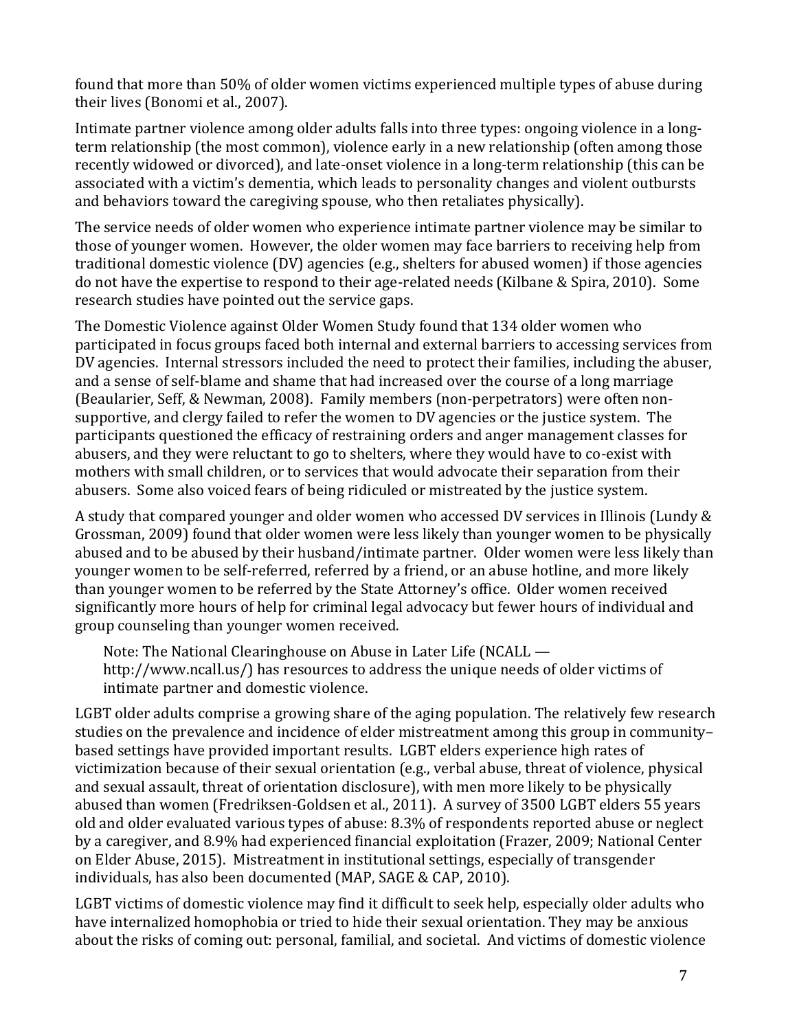found that more than 50% of older women victims experienced multiple types of abuse during their lives (Bonomi et al., 2007).

Intimate partner violence among older adults falls into three types: ongoing violence in a long-term relationship (the most common), violence early in a new relationship (often among those recently widowed or divorced), and late-onset violence in a long-term relationship (this can be associated with a victim's dementia, which leads to personality changes and violent outbursts and behaviors toward the caregiving spouse, who then retaliates physically).

The service needs of older women who experience intimate partner violence may be similar to those of younger women. However, the older women may face barriers to receiving help from traditional domestic violence (DV) agencies (e.g., shelters for abused women) if those agencies do not have the expertise to respond to their age-related needs (Kilbane & Spira, 2010). Some research studies have pointed out the service gaps.

The Domestic Violence against Older Women Study found that 134 older women who participated in focus groups faced both internal and external barriers to accessing services from DV agencies. Internal stressors included the need to protect their families, including the abuser, and a sense of self-blame and shame that had increased over the course of a long marriage (Beaularier, Seff, & Newman, 2008). Family members (non-perpetrators) were often non-supportive, and clergy failed to refer the women to DV agencies or the justice system. The participants questioned the efficacy of restraining orders and anger management classes for abusers, and they were reluctant to go to shelters, where they would have to co-exist with mothers with small children, or to services that would advocate their separation from their abusers. Some also voiced fears of being ridiculed or mistreated by the justice system.

A study that compared younger and older women who accessed DV services in Illinois (Lundy & Grossman, 2009) found that older women were less likely than younger women to be physically abused and to be abused by their husband/intimate partner. Older women were less likely than younger women to be self-referred, referred by a friend, or an abuse hotline, and more likely than younger women to be referred by the State Attorney's office. Older women received significantly more hours of help for criminal legal advocacy but fewer hours of individual and group counseling than younger women received.

> Note: The National Clearinghouse on Abuse in Later Life (NCALL — http://www.ncall.us/) has resources to address the unique needs of older victims of intimate partner and domestic violence.

LGBT older adults comprise a growing share of the aging population. The relatively few research studies on the prevalence and incidence of elder mistreatment among this group in community–based settings have provided important results. LGBT elders experience high rates of victimization because of their sexual orientation (e.g., verbal abuse, threat of violence, physical and sexual assault, threat of orientation disclosure), with men more likely to be physically abused than women (Fredriksen-Goldsen et al., 2011). A survey of 3500 LGBT elders 55 years old and older evaluated various types of abuse: 8.3% of respondents reported abuse or neglect by a caregiver, and 8.9% had experienced financial exploitation (Frazer, 2009; National Center on Elder Abuse, 2015). Mistreatment in institutional settings, especially of transgender individuals, has also been documented (MAP, SAGE & CAP, 2010).

LGBT victims of domestic violence may find it difficult to seek help, especially older adults who have internalized homophobia or tried to hide their sexual orientation. They may be anxious about the risks of coming out: personal, familial, and societal. And victims of domestic violence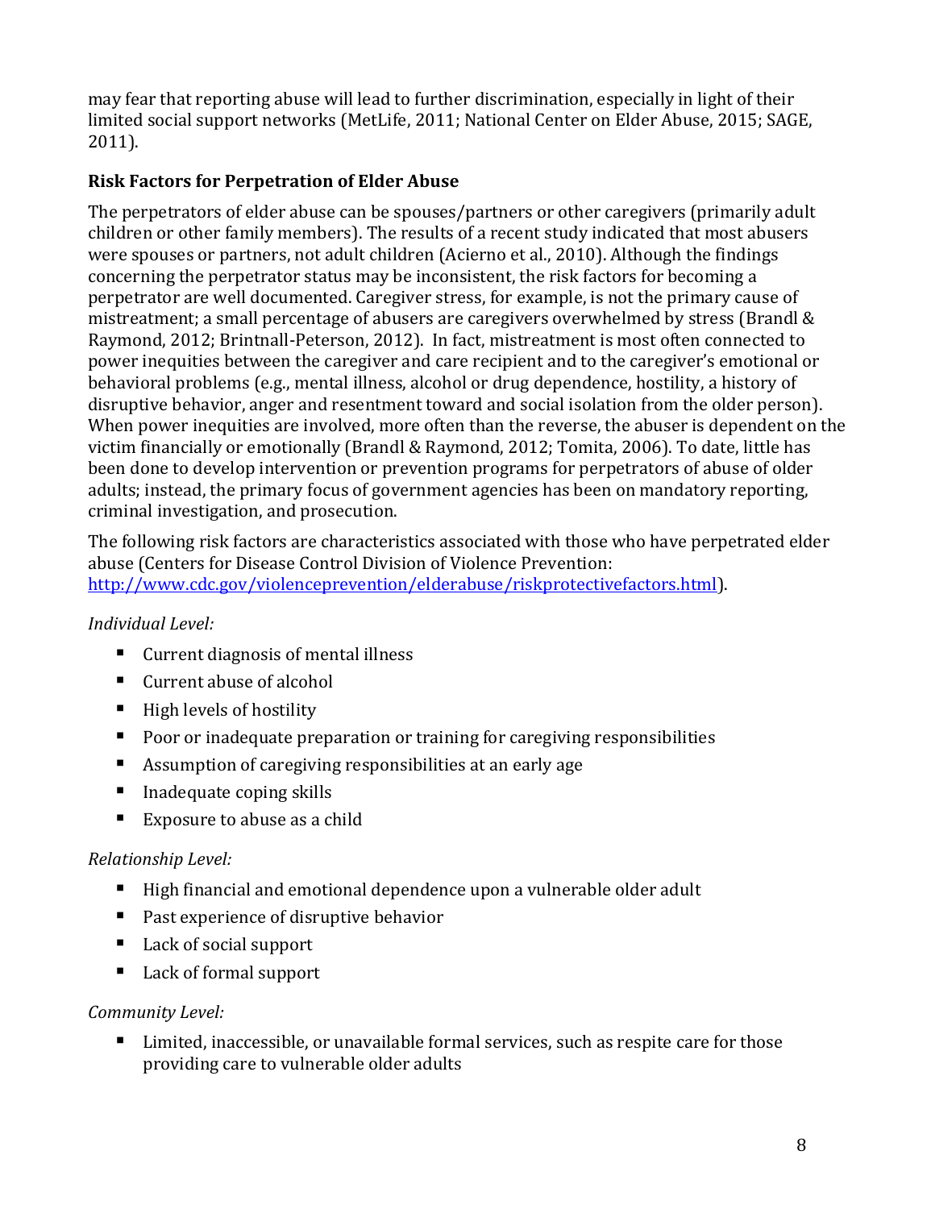may fear that reporting abuse will lead to further discrimination, especially in light of their limited social support networks (MetLife, 2011; National Center on Elder Abuse, 2015; SAGE, 2011).

### Risk Factors for Perpetration of Elder Abuse

The perpetrators of elder abuse can be spouses/partners or other caregivers (primarily adult children or other family members). The results of a recent study indicated that most abusers were spouses or partners, not adult children (Acierno et al., 2010). Although the findings concerning the perpetrator status may be inconsistent, the risk factors for becoming a perpetrator are well documented. Caregiver stress, for example, is not the primary cause of mistreatment; a small percentage of abusers are caregivers overwhelmed by stress (Brandl & Raymond, 2012; Brintnall-Peterson, 2012). In fact, mistreatment is most often connected to power inequities between the caregiver and care recipient and to the caregiver's emotional or behavioral problems (e.g., mental illness, alcohol or drug dependence, hostility, a history of disruptive behavior, anger and resentment toward and social isolation from the older person). When power inequities are involved, more often than the reverse, the abuser is dependent on the victim financially or emotionally (Brandl & Raymond, 2012; Tomita, 2006). To date, little has been done to develop intervention or prevention programs for perpetrators of abuse of older adults; instead, the primary focus of government agencies has been on mandatory reporting, criminal investigation, and prosecution.

The following risk factors are characteristics associated with those who have perpetrated elder abuse (Centers for Disease Control Division of Violence Prevention: [http://www.cdc.gov/violenceprevention/elderabuse/riskprotectivefactors.html](http://www.cdc.gov/violenceprevention/elderabuse/riskprotectivefactors.html)).

*Individual Level:*

- Current diagnosis of mental illness
- Current abuse of alcohol
- High levels of hostility
- Poor or inadequate preparation or training for caregiving responsibilities
- Assumption of caregiving responsibilities at an early age
- Inadequate coping skills
- Exposure to abuse as a child

*Relationship Level:*

- High financial and emotional dependence upon a vulnerable older adult
- Past experience of disruptive behavior
- Lack of social support
- Lack of formal support

*Community Level:*

- Limited, inaccessible, or unavailable formal services, such as respite care for those providing care to vulnerable older adults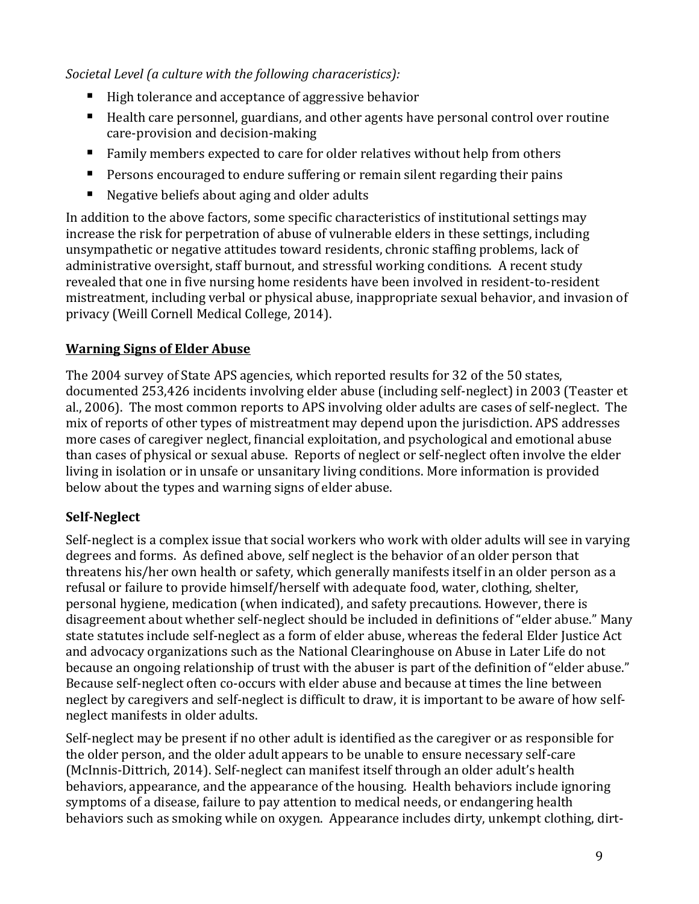*Societal Level (a culture with the following characeristics):*

- High tolerance and acceptance of aggressive behavior
- Health care personnel, guardians, and other agents have personal control over routine care-provision and decision-making
- Family members expected to care for older relatives without help from others
- Persons encouraged to endure suffering or remain silent regarding their pains
- Negative beliefs about aging and older adults

In addition to the above factors, some specific characteristics of institutional settings may increase the risk for perpetration of abuse of vulnerable elders in these settings, including unsympathetic or negative attitudes toward residents, chronic staffing problems, lack of administrative oversight, staff burnout, and stressful working conditions. A recent study revealed that one in five nursing home residents have been involved in resident-to-resident mistreatment, including verbal or physical abuse, inappropriate sexual behavior, and invasion of privacy (Weill Cornell Medical College, 2014).

## Warning Signs of Elder Abuse

The 2004 survey of State APS agencies, which reported results for 32 of the 50 states, documented 253,426 incidents involving elder abuse (including self-neglect) in 2003 (Teaster et al., 2006). The most common reports to APS involving older adults are cases of self-neglect. The mix of reports of other types of mistreatment may depend upon the jurisdiction. APS addresses more cases of caregiver neglect, financial exploitation, and psychological and emotional abuse than cases of physical or sexual abuse. Reports of neglect or self-neglect often involve the elder living in isolation or in unsafe or unsanitary living conditions. More information is provided below about the types and warning signs of elder abuse.

### Self-Neglect

Self-neglect is a complex issue that social workers who work with older adults will see in varying degrees and forms. As defined above, self neglect is the behavior of an older person that threatens his/her own health or safety, which generally manifests itself in an older person as a refusal or failure to provide himself/herself with adequate food, water, clothing, shelter, personal hygiene, medication (when indicated), and safety precautions. However, there is disagreement about whether self-neglect should be included in definitions of "elder abuse." Many state statutes include self-neglect as a form of elder abuse, whereas the federal Elder Justice Act and advocacy organizations such as the National Clearinghouse on Abuse in Later Life do not because an ongoing relationship of trust with the abuser is part of the definition of "elder abuse." Because self-neglect often co-occurs with elder abuse and because at times the line between neglect by caregivers and self-neglect is difficult to draw, it is important to be aware of how self-neglect manifests in older adults.

Self-neglect may be present if no other adult is identified as the caregiver or as responsible for the older person, and the older adult appears to be unable to ensure necessary self-care (McInnis-Dittrich, 2014). Self-neglect can manifest itself through an older adult's health behaviors, appearance, and the appearance of the housing. Health behaviors include ignoring symptoms of a disease, failure to pay attention to medical needs, or endangering health behaviors such as smoking while on oxygen. Appearance includes dirty, unkempt clothing, dirt-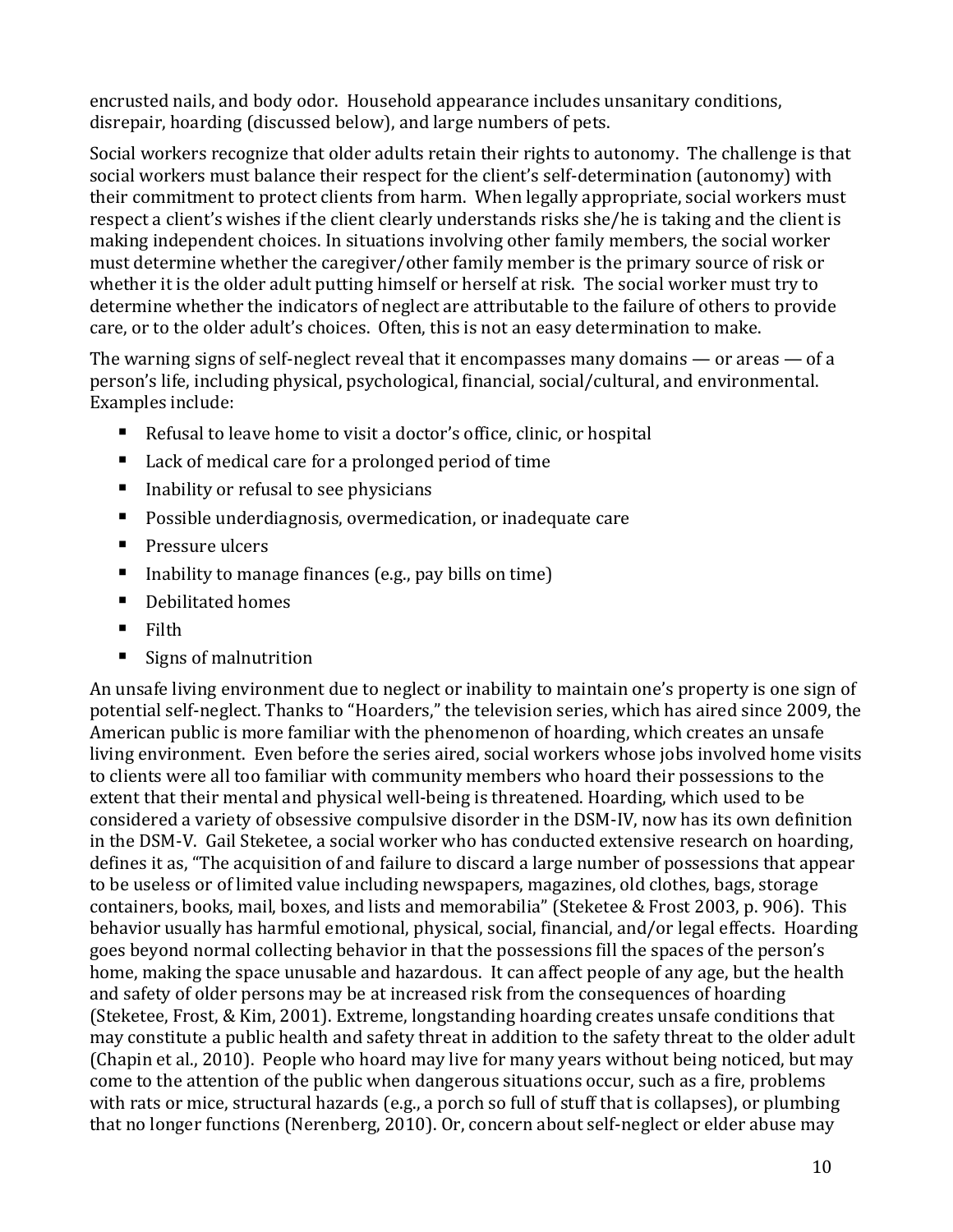encrusted nails, and body odor. Household appearance includes unsanitary conditions, disrepair, hoarding (discussed below), and large numbers of pets.

Social workers recognize that older adults retain their rights to autonomy. The challenge is that social workers must balance their respect for the client's self-determination (autonomy) with their commitment to protect clients from harm. When legally appropriate, social workers must respect a client's wishes if the client clearly understands risks she/he is taking and the client is making independent choices. In situations involving other family members, the social worker must determine whether the caregiver/other family member is the primary source of risk or whether it is the older adult putting himself or herself at risk. The social worker must try to determine whether the indicators of neglect are attributable to the failure of others to provide care, or to the older adult's choices. Often, this is not an easy determination to make.

The warning signs of self-neglect reveal that it encompasses many domains — or areas — of a person's life, including physical, psychological, financial, social/cultural, and environmental. Examples include:

- Refusal to leave home to visit a doctor's office, clinic, or hospital
- Lack of medical care for a prolonged period of time
- Inability or refusal to see physicians
- Possible underdiagnosis, overmedication, or inadequate care
- Pressure ulcers
- Inability to manage finances (e.g., pay bills on time)
- Debilitated homes
- Filth
- Signs of malnutrition

An unsafe living environment due to neglect or inability to maintain one's property is one sign of potential self-neglect. Thanks to "Hoarders," the television series, which has aired since 2009, the American public is more familiar with the phenomenon of hoarding, which creates an unsafe living environment. Even before the series aired, social workers whose jobs involved home visits to clients were all too familiar with community members who hoard their possessions to the extent that their mental and physical well-being is threatened. Hoarding, which used to be considered a variety of obsessive compulsive disorder in the DSM-IV, now has its own definition in the DSM-V. Gail Steketee, a social worker who has conducted extensive research on hoarding, defines it as, "The acquisition of and failure to discard a large number of possessions that appear to be useless or of limited value including newspapers, magazines, old clothes, bags, storage containers, books, mail, boxes, and lists and memorabilia" (Steketee & Frost 2003, p. 906). This behavior usually has harmful emotional, physical, social, financial, and/or legal effects. Hoarding goes beyond normal collecting behavior in that the possessions fill the spaces of the person's home, making the space unusable and hazardous. It can affect people of any age, but the health and safety of older persons may be at increased risk from the consequences of hoarding (Steketee, Frost, & Kim, 2001). Extreme, longstanding hoarding creates unsafe conditions that may constitute a public health and safety threat in addition to the safety threat to the older adult (Chapin et al., 2010). People who hoard may live for many years without being noticed, but may come to the attention of the public when dangerous situations occur, such as a fire, problems with rats or mice, structural hazards (e.g., a porch so full of stuff that is collapses), or plumbing that no longer functions (Nerenberg, 2010). Or, concern about self-neglect or elder abuse may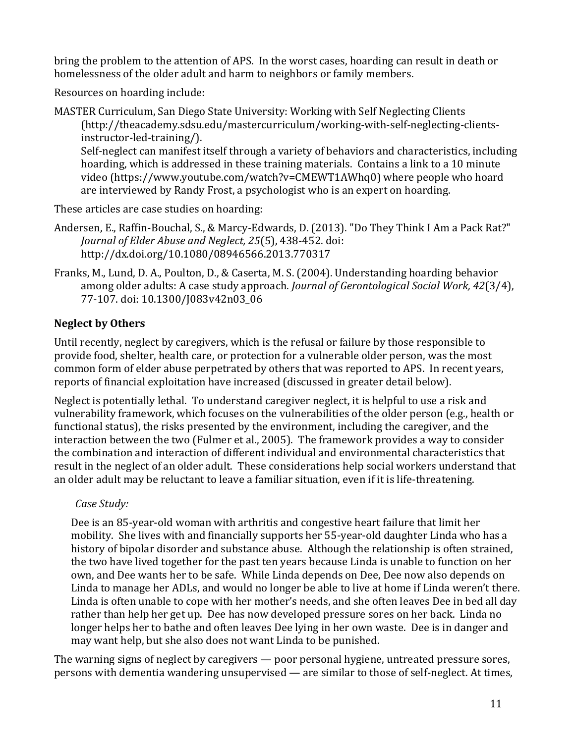bring the problem to the attention of APS. In the worst cases, hoarding can result in death or homelessness of the older adult and harm to neighbors or family members.

Resources on hoarding include:

MASTER Curriculum, San Diego State University: Working with Self Neglecting Clients (http://theacademy.sdsu.edu/mastercurriculum/working-with-self-neglecting-clients-instructor-led-training/).
Self-neglect can manifest itself through a variety of behaviors and characteristics, including hoarding, which is addressed in these training materials. Contains a link to a 10 minute video (https://www.youtube.com/watch?v=CMEWT1AWhq0) where people who hoard are interviewed by Randy Frost, a psychologist who is an expert on hoarding.

These articles are case studies on hoarding:

Andersen, E., Raffin-Bouchal, S., & Marcy-Edwards, D. (2013). "Do They Think I Am a Pack Rat?" *Journal of Elder Abuse and Neglect, 25*(5), 438-452. doi: http://dx.doi.org/10.1080/08946566.2013.770317

Franks, M., Lund, D. A., Poulton, D., & Caserta, M. S. (2004). Understanding hoarding behavior among older adults: A case study approach. *Journal of Gerontological Social Work, 42*(3/4), 77-107. doi: 10.1300/J083v42n03_06

### Neglect by Others

Until recently, neglect by caregivers, which is the refusal or failure by those responsible to provide food, shelter, health care, or protection for a vulnerable older person, was the most common form of elder abuse perpetrated by others that was reported to APS. In recent years, reports of financial exploitation have increased (discussed in greater detail below).

Neglect is potentially lethal. To understand caregiver neglect, it is helpful to use a risk and vulnerability framework, which focuses on the vulnerabilities of the older person (e.g., health or functional status), the risks presented by the environment, including the caregiver, and the interaction between the two (Fulmer et al., 2005). The framework provides a way to consider the combination and interaction of different individual and environmental characteristics that result in the neglect of an older adult. These considerations help social workers understand that an older adult may be reluctant to leave a familiar situation, even if it is life-threatening.

*Case Study:*

Dee is an 85-year-old woman with arthritis and congestive heart failure that limit her mobility. She lives with and financially supports her 55-year-old daughter Linda who has a history of bipolar disorder and substance abuse. Although the relationship is often strained, the two have lived together for the past ten years because Linda is unable to function on her own, and Dee wants her to be safe. While Linda depends on Dee, Dee now also depends on Linda to manage her ADLs, and would no longer be able to live at home if Linda weren't there. Linda is often unable to cope with her mother's needs, and she often leaves Dee in bed all day rather than help her get up. Dee has now developed pressure sores on her back. Linda no longer helps her to bathe and often leaves Dee lying in her own waste. Dee is in danger and may want help, but she also does not want Linda to be punished.

The warning signs of neglect by caregivers — poor personal hygiene, untreated pressure sores, persons with dementia wandering unsupervised — are similar to those of self-neglect. At times,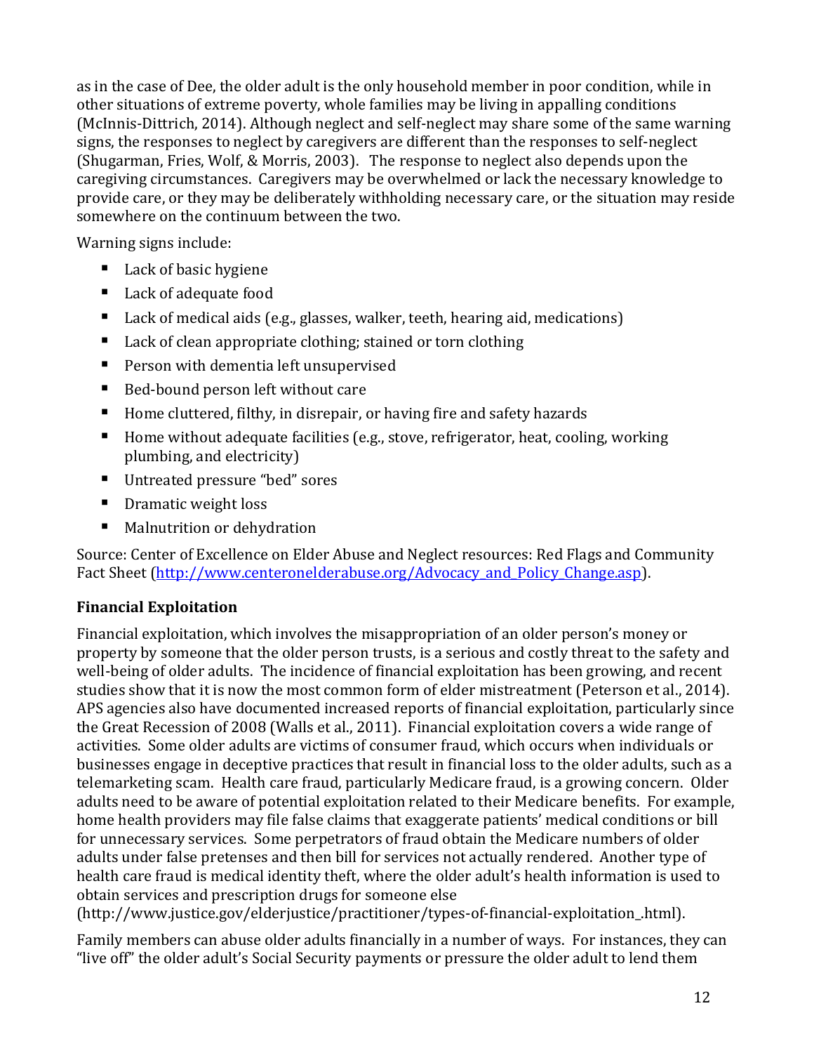as in the case of Dee, the older adult is the only household member in poor condition, while in other situations of extreme poverty, whole families may be living in appalling conditions (McInnis-Dittrich, 2014). Although neglect and self-neglect may share some of the same warning signs, the responses to neglect by caregivers are different than the responses to self-neglect (Shugarman, Fries, Wolf, & Morris, 2003). The response to neglect also depends upon the caregiving circumstances. Caregivers may be overwhelmed or lack the necessary knowledge to provide care, or they may be deliberately withholding necessary care, or the situation may reside somewhere on the continuum between the two.

Warning signs include:

- Lack of basic hygiene
- Lack of adequate food
- Lack of medical aids (e.g., glasses, walker, teeth, hearing aid, medications)
- Lack of clean appropriate clothing; stained or torn clothing
- Person with dementia left unsupervised
- Bed-bound person left without care
- Home cluttered, filthy, in disrepair, or having fire and safety hazards
- Home without adequate facilities (e.g., stove, refrigerator, heat, cooling, working plumbing, and electricity)
- Untreated pressure "bed" sores
- Dramatic weight loss
- Malnutrition or dehydration

Source: Center of Excellence on Elder Abuse and Neglect resources: Red Flags and Community Fact Sheet (http://www.centeronelderabuse.org/Advocacy_and_Policy_Change.asp).

### Financial Exploitation

Financial exploitation, which involves the misappropriation of an older person's money or property by someone that the older person trusts, is a serious and costly threat to the safety and well-being of older adults. The incidence of financial exploitation has been growing, and recent studies show that it is now the most common form of elder mistreatment (Peterson et al., 2014). APS agencies also have documented increased reports of financial exploitation, particularly since the Great Recession of 2008 (Walls et al., 2011). Financial exploitation covers a wide range of activities. Some older adults are victims of consumer fraud, which occurs when individuals or businesses engage in deceptive practices that result in financial loss to the older adults, such as a telemarketing scam. Health care fraud, particularly Medicare fraud, is a growing concern. Older adults need to be aware of potential exploitation related to their Medicare benefits. For example, home health providers may file false claims that exaggerate patients' medical conditions or bill for unnecessary services. Some perpetrators of fraud obtain the Medicare numbers of older adults under false pretenses and then bill for services not actually rendered. Another type of health care fraud is medical identity theft, where the older adult's health information is used to obtain services and prescription drugs for someone else (http://www.justice.gov/elderjustice/practitioner/types-of-financial-exploitation_.html).

Family members can abuse older adults financially in a number of ways. For instances, they can "live off" the older adult's Social Security payments or pressure the older adult to lend them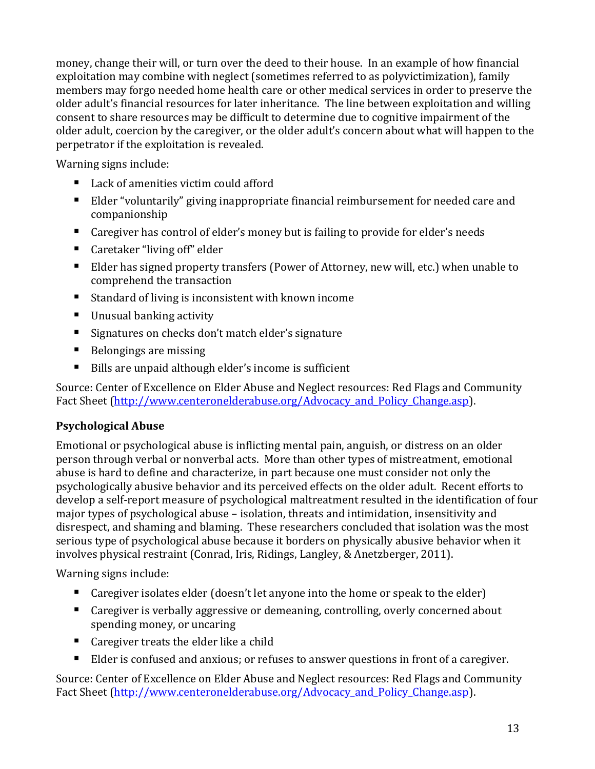money, change their will, or turn over the deed to their house. In an example of how financial exploitation may combine with neglect (sometimes referred to as polyvictimization), family members may forgo needed home health care or other medical services in order to preserve the older adult's financial resources for later inheritance. The line between exploitation and willing consent to share resources may be difficult to determine due to cognitive impairment of the older adult, coercion by the caregiver, or the older adult's concern about what will happen to the perpetrator if the exploitation is revealed.

Warning signs include:

- Lack of amenities victim could afford
- Elder "voluntarily" giving inappropriate financial reimbursement for needed care and companionship
- Caregiver has control of elder's money but is failing to provide for elder's needs
- Caretaker "living off" elder
- Elder has signed property transfers (Power of Attorney, new will, etc.) when unable to comprehend the transaction
- Standard of living is inconsistent with known income
- Unusual banking activity
- Signatures on checks don't match elder's signature
- Belongings are missing
- Bills are unpaid although elder's income is sufficient

Source: Center of Excellence on Elder Abuse and Neglect resources: Red Flags and Community Fact Sheet (http://www.centeronelderabuse.org/Advocacy_and_Policy_Change.asp).

### Psychological Abuse

Emotional or psychological abuse is inflicting mental pain, anguish, or distress on an older person through verbal or nonverbal acts. More than other types of mistreatment, emotional abuse is hard to define and characterize, in part because one must consider not only the psychologically abusive behavior and its perceived effects on the older adult. Recent efforts to develop a self-report measure of psychological maltreatment resulted in the identification of four major types of psychological abuse – isolation, threats and intimidation, insensitivity and disrespect, and shaming and blaming. These researchers concluded that isolation was the most serious type of psychological abuse because it borders on physically abusive behavior when it involves physical restraint (Conrad, Iris, Ridings, Langley, & Anetzberger, 2011).

Warning signs include:

- Caregiver isolates elder (doesn't let anyone into the home or speak to the elder)
- Caregiver is verbally aggressive or demeaning, controlling, overly concerned about spending money, or uncaring
- Caregiver treats the elder like a child
- Elder is confused and anxious; or refuses to answer questions in front of a caregiver.

Source: Center of Excellence on Elder Abuse and Neglect resources: Red Flags and Community Fact Sheet (http://www.centeronelderabuse.org/Advocacy_and_Policy_Change.asp).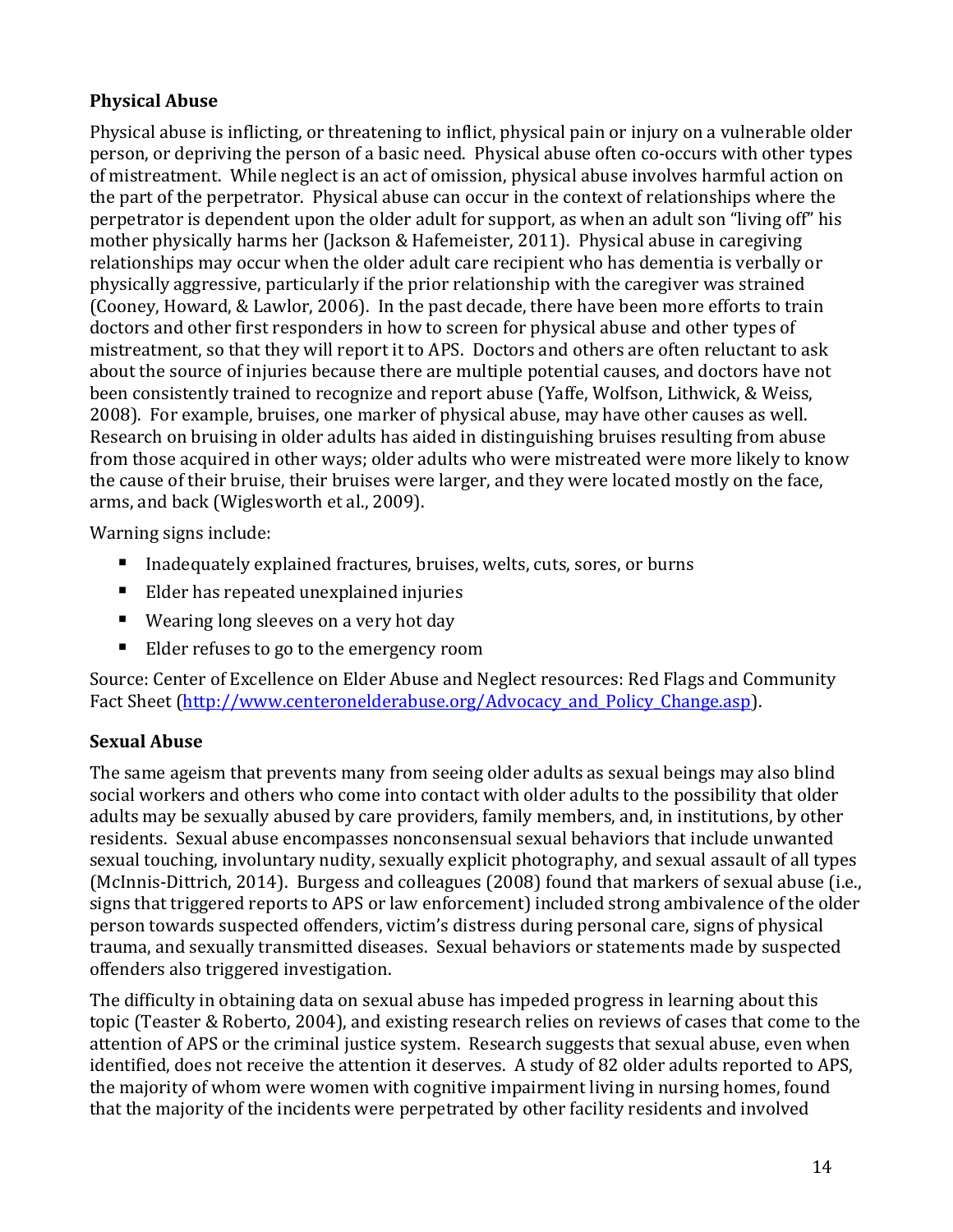### Physical Abuse

Physical abuse is inflicting, or threatening to inflict, physical pain or injury on a vulnerable older person, or depriving the person of a basic need. Physical abuse often co-occurs with other types of mistreatment. While neglect is an act of omission, physical abuse involves harmful action on the part of the perpetrator. Physical abuse can occur in the context of relationships where the perpetrator is dependent upon the older adult for support, as when an adult son "living off" his mother physically harms her (Jackson & Hafemeister, 2011). Physical abuse in caregiving relationships may occur when the older adult care recipient who has dementia is verbally or physically aggressive, particularly if the prior relationship with the caregiver was strained (Cooney, Howard, & Lawlor, 2006). In the past decade, there have been more efforts to train doctors and other first responders in how to screen for physical abuse and other types of mistreatment, so that they will report it to APS. Doctors and others are often reluctant to ask about the source of injuries because there are multiple potential causes, and doctors have not been consistently trained to recognize and report abuse (Yaffe, Wolfson, Lithwick, & Weiss, 2008). For example, bruises, one marker of physical abuse, may have other causes as well. Research on bruising in older adults has aided in distinguishing bruises resulting from abuse from those acquired in other ways; older adults who were mistreated were more likely to know the cause of their bruise, their bruises were larger, and they were located mostly on the face, arms, and back (Wiglesworth et al., 2009).

Warning signs include:

- Inadequately explained fractures, bruises, welts, cuts, sores, or burns
- Elder has repeated unexplained injuries
- Wearing long sleeves on a very hot day
- Elder refuses to go to the emergency room

Source: Center of Excellence on Elder Abuse and Neglect resources: Red Flags and Community Fact Sheet (http://www.centeronelderabuse.org/Advocacy_and_Policy_Change.asp).

### Sexual Abuse

The same ageism that prevents many from seeing older adults as sexual beings may also blind social workers and others who come into contact with older adults to the possibility that older adults may be sexually abused by care providers, family members, and, in institutions, by other residents. Sexual abuse encompasses nonconsensual sexual behaviors that include unwanted sexual touching, involuntary nudity, sexually explicit photography, and sexual assault of all types (McInnis-Dittrich, 2014). Burgess and colleagues (2008) found that markers of sexual abuse (i.e., signs that triggered reports to APS or law enforcement) included strong ambivalence of the older person towards suspected offenders, victim's distress during personal care, signs of physical trauma, and sexually transmitted diseases. Sexual behaviors or statements made by suspected offenders also triggered investigation.

The difficulty in obtaining data on sexual abuse has impeded progress in learning about this topic (Teaster & Roberto, 2004), and existing research relies on reviews of cases that come to the attention of APS or the criminal justice system. Research suggests that sexual abuse, even when identified, does not receive the attention it deserves. A study of 82 older adults reported to APS, the majority of whom were women with cognitive impairment living in nursing homes, found that the majority of the incidents were perpetrated by other facility residents and involved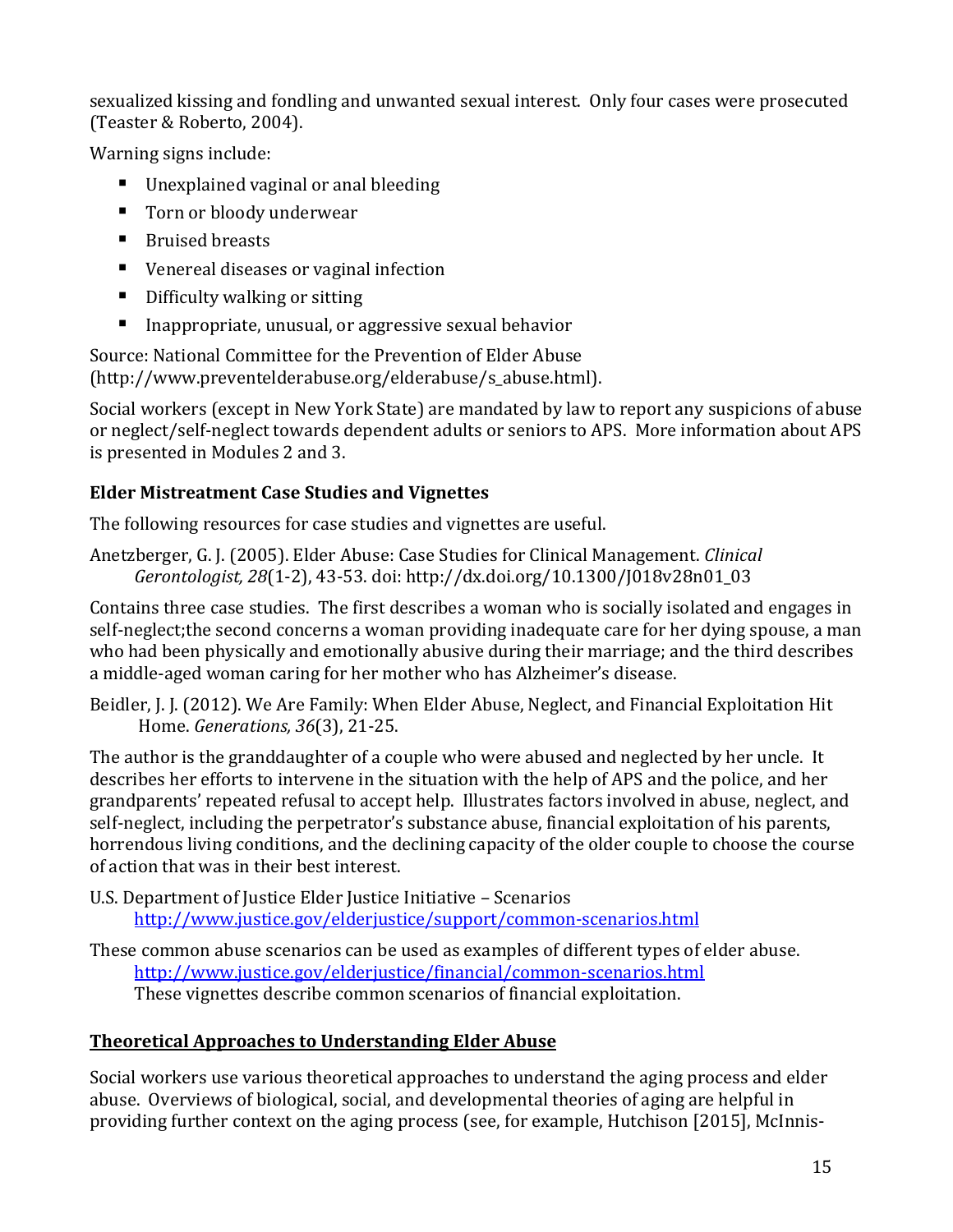sexualized kissing and fondling and unwanted sexual interest. Only four cases were prosecuted (Teaster & Roberto, 2004).

Warning signs include:

- Unexplained vaginal or anal bleeding
- Torn or bloody underwear
- Bruised breasts
- Venereal diseases or vaginal infection
- Difficulty walking or sitting
- Inappropriate, unusual, or aggressive sexual behavior

Source: National Committee for the Prevention of Elder Abuse (http://www.preventelderabuse.org/elderabuse/s_abuse.html).

Social workers (except in New York State) are mandated by law to report any suspicions of abuse or neglect/self-neglect towards dependent adults or seniors to APS. More information about APS is presented in Modules 2 and 3.

### Elder Mistreatment Case Studies and Vignettes

The following resources for case studies and vignettes are useful.

Anetzberger, G. J. (2005). Elder Abuse: Case Studies for Clinical Management. *Clinical Gerontologist, 28*(1-2), 43-53. doi: http://dx.doi.org/10.1300/J018v28n01_03

Contains three case studies. The first describes a woman who is socially isolated and engages in self-neglect;the second concerns a woman providing inadequate care for her dying spouse, a man who had been physically and emotionally abusive during their marriage; and the third describes a middle-aged woman caring for her mother who has Alzheimer's disease.

Beidler, J. J. (2012). We Are Family: When Elder Abuse, Neglect, and Financial Exploitation Hit Home. *Generations, 36*(3), 21-25.

The author is the granddaughter of a couple who were abused and neglected by her uncle. It describes her efforts to intervene in the situation with the help of APS and the police, and her grandparents' repeated refusal to accept help. Illustrates factors involved in abuse, neglect, and self-neglect, including the perpetrator's substance abuse, financial exploitation of his parents, horrendous living conditions, and the declining capacity of the older couple to choose the course of action that was in their best interest.

U.S. Department of Justice Elder Justice Initiative – Scenarios
http://www.justice.gov/elderjustice/support/common-scenarios.html

These common abuse scenarios can be used as examples of different types of elder abuse.
http://www.justice.gov/elderjustice/financial/common-scenarios.html
These vignettes describe common scenarios of financial exploitation.

## Theoretical Approaches to Understanding Elder Abuse

Social workers use various theoretical approaches to understand the aging process and elder abuse. Overviews of biological, social, and developmental theories of aging are helpful in providing further context on the aging process (see, for example, Hutchison [2015], McInnis-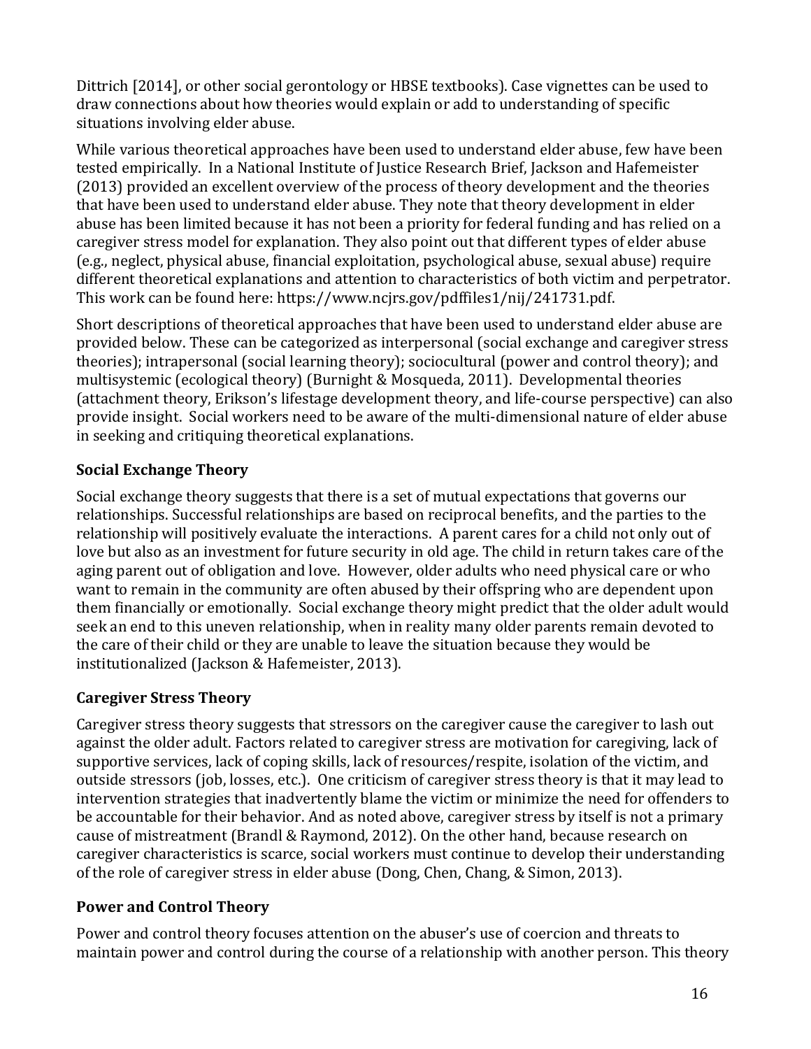Dittrich [2014], or other social gerontology or HBSE textbooks). Case vignettes can be used to draw connections about how theories would explain or add to understanding of specific situations involving elder abuse.

While various theoretical approaches have been used to understand elder abuse, few have been tested empirically. In a National Institute of Justice Research Brief, Jackson and Hafemeister (2013) provided an excellent overview of the process of theory development and the theories that have been used to understand elder abuse. They note that theory development in elder abuse has been limited because it has not been a priority for federal funding and has relied on a caregiver stress model for explanation. They also point out that different types of elder abuse (e.g., neglect, physical abuse, financial exploitation, psychological abuse, sexual abuse) require different theoretical explanations and attention to characteristics of both victim and perpetrator. This work can be found here: https://www.ncjrs.gov/pdffiles1/nij/241731.pdf.

Short descriptions of theoretical approaches that have been used to understand elder abuse are provided below. These can be categorized as interpersonal (social exchange and caregiver stress theories); intrapersonal (social learning theory); sociocultural (power and control theory); and multisystemic (ecological theory) (Burnight & Mosqueda, 2011). Developmental theories (attachment theory, Erikson's lifestage development theory, and life-course perspective) can also provide insight. Social workers need to be aware of the multi-dimensional nature of elder abuse in seeking and critiquing theoretical explanations.

### Social Exchange Theory

Social exchange theory suggests that there is a set of mutual expectations that governs our relationships. Successful relationships are based on reciprocal benefits, and the parties to the relationship will positively evaluate the interactions. A parent cares for a child not only out of love but also as an investment for future security in old age. The child in return takes care of the aging parent out of obligation and love. However, older adults who need physical care or who want to remain in the community are often abused by their offspring who are dependent upon them financially or emotionally. Social exchange theory might predict that the older adult would seek an end to this uneven relationship, when in reality many older parents remain devoted to the care of their child or they are unable to leave the situation because they would be institutionalized (Jackson & Hafemeister, 2013).

### Caregiver Stress Theory

Caregiver stress theory suggests that stressors on the caregiver cause the caregiver to lash out against the older adult. Factors related to caregiver stress are motivation for caregiving, lack of supportive services, lack of coping skills, lack of resources/respite, isolation of the victim, and outside stressors (job, losses, etc.). One criticism of caregiver stress theory is that it may lead to intervention strategies that inadvertently blame the victim or minimize the need for offenders to be accountable for their behavior. And as noted above, caregiver stress by itself is not a primary cause of mistreatment (Brandl & Raymond, 2012). On the other hand, because research on caregiver characteristics is scarce, social workers must continue to develop their understanding of the role of caregiver stress in elder abuse (Dong, Chen, Chang, & Simon, 2013).

### Power and Control Theory

Power and control theory focuses attention on the abuser's use of coercion and threats to maintain power and control during the course of a relationship with another person. This theory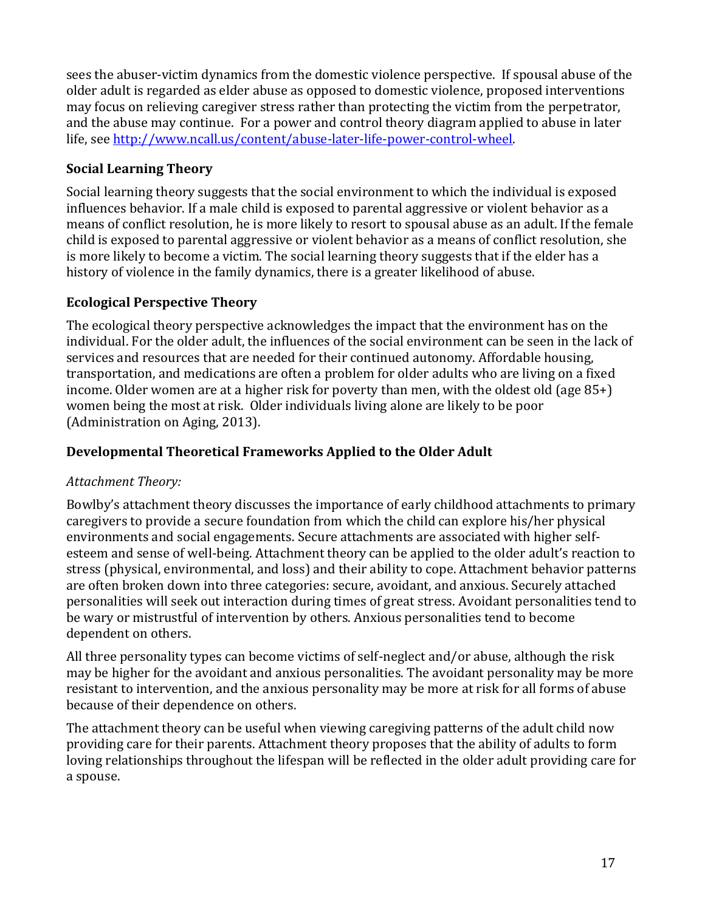sees the abuser-victim dynamics from the domestic violence perspective. If spousal abuse of the older adult is regarded as elder abuse as opposed to domestic violence, proposed interventions may focus on relieving caregiver stress rather than protecting the victim from the perpetrator, and the abuse may continue. For a power and control theory diagram applied to abuse in later life, see [http://www.ncall.us/content/abuse-later-life-power-control-wheel](http://www.ncall.us/content/abuse-later-life-power-control-wheel).

### Social Learning Theory

Social learning theory suggests that the social environment to which the individual is exposed influences behavior. If a male child is exposed to parental aggressive or violent behavior as a means of conflict resolution, he is more likely to resort to spousal abuse as an adult. If the female child is exposed to parental aggressive or violent behavior as a means of conflict resolution, she is more likely to become a victim. The social learning theory suggests that if the elder has a history of violence in the family dynamics, there is a greater likelihood of abuse.

### Ecological Perspective Theory

The ecological theory perspective acknowledges the impact that the environment has on the individual. For the older adult, the influences of the social environment can be seen in the lack of services and resources that are needed for their continued autonomy. Affordable housing, transportation, and medications are often a problem for older adults who are living on a fixed income. Older women are at a higher risk for poverty than men, with the oldest old (age 85+) women being the most at risk. Older individuals living alone are likely to be poor (Administration on Aging, 2013).

### Developmental Theoretical Frameworks Applied to the Older Adult

*Attachment Theory:*

Bowlby's attachment theory discusses the importance of early childhood attachments to primary caregivers to provide a secure foundation from which the child can explore his/her physical environments and social engagements. Secure attachments are associated with higher self-esteem and sense of well-being. Attachment theory can be applied to the older adult's reaction to stress (physical, environmental, and loss) and their ability to cope. Attachment behavior patterns are often broken down into three categories: secure, avoidant, and anxious. Securely attached personalities will seek out interaction during times of great stress. Avoidant personalities tend to be wary or mistrustful of intervention by others. Anxious personalities tend to become dependent on others.

All three personality types can become victims of self-neglect and/or abuse, although the risk may be higher for the avoidant and anxious personalities. The avoidant personality may be more resistant to intervention, and the anxious personality may be more at risk for all forms of abuse because of their dependence on others.

The attachment theory can be useful when viewing caregiving patterns of the adult child now providing care for their parents. Attachment theory proposes that the ability of adults to form loving relationships throughout the lifespan will be reflected in the older adult providing care for a spouse.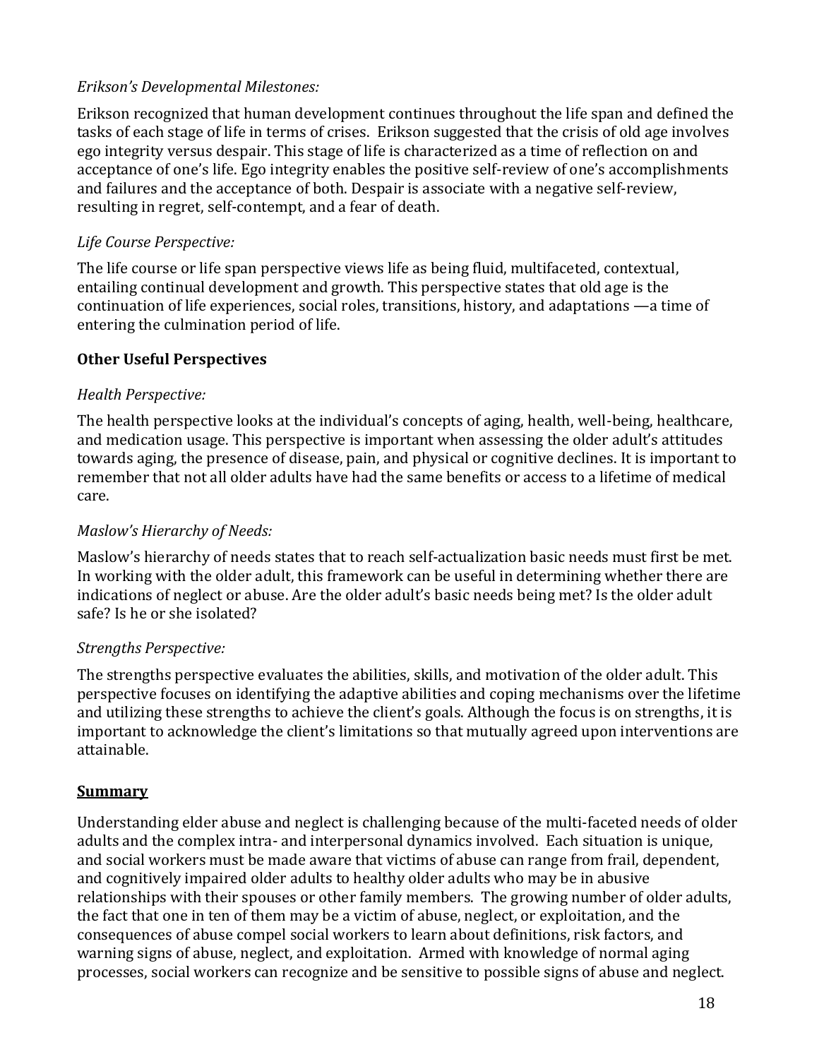*Erikson's Developmental Milestones:*

Erikson recognized that human development continues throughout the life span and defined the tasks of each stage of life in terms of crises. Erikson suggested that the crisis of old age involves ego integrity versus despair. This stage of life is characterized as a time of reflection on and acceptance of one's life. Ego integrity enables the positive self-review of one's accomplishments and failures and the acceptance of both. Despair is associate with a negative self-review, resulting in regret, self-contempt, and a fear of death.

*Life Course Perspective:*

The life course or life span perspective views life as being fluid, multifaceted, contextual, entailing continual development and growth. This perspective states that old age is the continuation of life experiences, social roles, transitions, history, and adaptations —a time of entering the culmination period of life.

### Other Useful Perspectives

*Health Perspective:*

The health perspective looks at the individual's concepts of aging, health, well-being, healthcare, and medication usage. This perspective is important when assessing the older adult's attitudes towards aging, the presence of disease, pain, and physical or cognitive declines. It is important to remember that not all older adults have had the same benefits or access to a lifetime of medical care.

*Maslow's Hierarchy of Needs:*

Maslow's hierarchy of needs states that to reach self-actualization basic needs must first be met. In working with the older adult, this framework can be useful in determining whether there are indications of neglect or abuse. Are the older adult's basic needs being met? Is the older adult safe? Is he or she isolated?

*Strengths Perspective:*

The strengths perspective evaluates the abilities, skills, and motivation of the older adult. This perspective focuses on identifying the adaptive abilities and coping mechanisms over the lifetime and utilizing these strengths to achieve the client's goals. Although the focus is on strengths, it is important to acknowledge the client's limitations so that mutually agreed upon interventions are attainable.

## Summary

Understanding elder abuse and neglect is challenging because of the multi-faceted needs of older adults and the complex intra- and interpersonal dynamics involved. Each situation is unique, and social workers must be made aware that victims of abuse can range from frail, dependent, and cognitively impaired older adults to healthy older adults who may be in abusive relationships with their spouses or other family members. The growing number of older adults, the fact that one in ten of them may be a victim of abuse, neglect, or exploitation, and the consequences of abuse compel social workers to learn about definitions, risk factors, and warning signs of abuse, neglect, and exploitation. Armed with knowledge of normal aging processes, social workers can recognize and be sensitive to possible signs of abuse and neglect.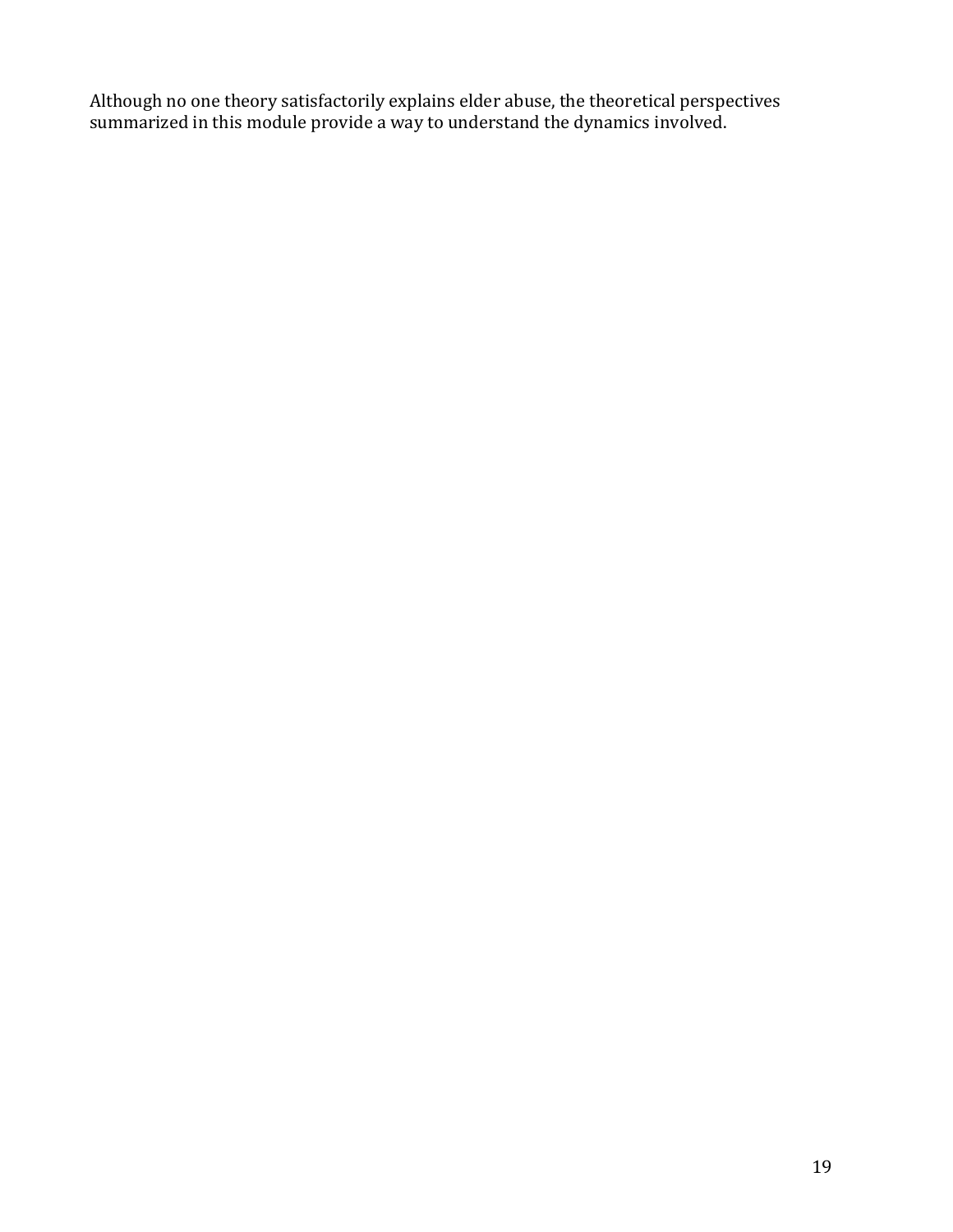Although no one theory satisfactorily explains elder abuse, the theoretical perspectives summarized in this module provide a way to understand the dynamics involved.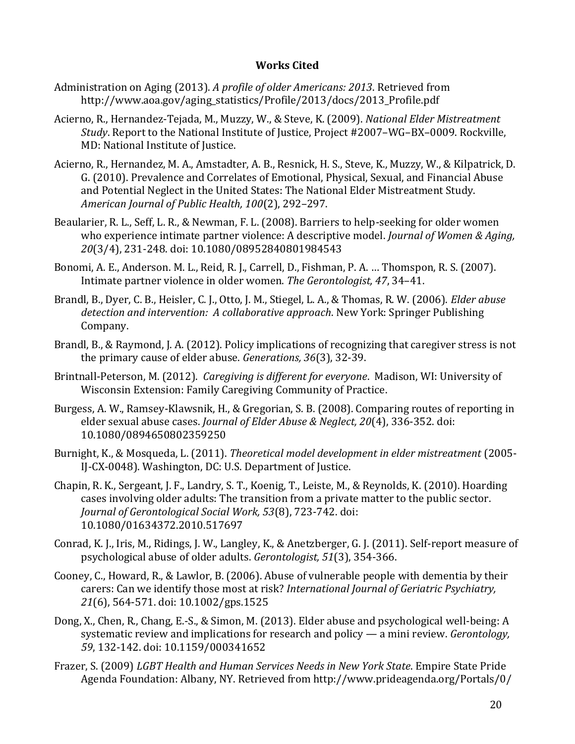**Works Cited**

Administration on Aging (2013). *A profile of older Americans: 2013*. Retrieved from http://www.aoa.gov/aging_statistics/Profile/2013/docs/2013_Profile.pdf

Acierno, R., Hernandez-Tejada, M., Muzzy, W., & Steve, K. (2009). *National Elder Mistreatment Study*. Report to the National Institute of Justice, Project #2007–WG–BX–0009. Rockville, MD: National Institute of Justice.

Acierno, R., Hernandez, M. A., Amstadter, A. B., Resnick, H. S., Steve, K., Muzzy, W., & Kilpatrick, D. G. (2010). Prevalence and Correlates of Emotional, Physical, Sexual, and Financial Abuse and Potential Neglect in the United States: The National Elder Mistreatment Study. *American Journal of Public Health, 100*(2), 292–297.

Beaularier, R. L., Seff, L. R., & Newman, F. L. (2008). Barriers to help-seeking for older women who experience intimate partner violence: A descriptive model. *Journal of Women & Aging, 20*(3/4), 231-248. doi: 10.1080/08952840801984543

Bonomi, A. E., Anderson. M. L., Reid, R. J., Carrell, D., Fishman, P. A. … Thomspon, R. S. (2007). Intimate partner violence in older women. *The Gerontologist, 47*, 34–41.

Brandl, B., Dyer, C. B., Heisler, C. J., Otto, J. M., Stiegel, L. A., & Thomas, R. W. (2006). *Elder abuse detection and intervention: A collaborative approach*. New York: Springer Publishing Company.

Brandl, B., & Raymond, J. A. (2012). Policy implications of recognizing that caregiver stress is not the primary cause of elder abuse. *Generations, 36*(3), 32-39.

Brintnall-Peterson, M. (2012). *Caregiving is different for everyone*. Madison, WI: University of Wisconsin Extension: Family Caregiving Community of Practice.

Burgess, A. W., Ramsey-Klawsnik, H., & Gregorian, S. B. (2008). Comparing routes of reporting in elder sexual abuse cases. *Journal of Elder Abuse & Neglect, 20*(4), 336-352. doi: 10.1080/0894650802359250

Burnight, K., & Mosqueda, L. (2011). *Theoretical model development in elder mistreatment* (2005-IJ-CX-0048). Washington, DC: U.S. Department of Justice.

Chapin, R. K., Sergeant, J. F., Landry, S. T., Koenig, T., Leiste, M., & Reynolds, K. (2010). Hoarding cases involving older adults: The transition from a private matter to the public sector. *Journal of Gerontological Social Work, 53*(8), 723-742. doi: 10.1080/01634372.2010.517697

Conrad, K. J., Iris, M., Ridings, J. W., Langley, K., & Anetzberger, G. J. (2011). Self-report measure of psychological abuse of older adults. *Gerontologist, 51*(3), 354-366.

Cooney, C., Howard, R., & Lawlor, B. (2006). Abuse of vulnerable people with dementia by their carers: Can we identify those most at risk? *International Journal of Geriatric Psychiatry, 21*(6), 564-571. doi: 10.1002/gps.1525

Dong, X., Chen, R., Chang, E.-S., & Simon, M. (2013). Elder abuse and psychological well-being: A systematic review and implications for research and policy — a mini review. *Gerontology, 59*, 132-142. doi: 10.1159/000341652

Frazer, S. (2009) *LGBT Health and Human Services Needs in New York State*. Empire State Pride Agenda Foundation: Albany, NY. Retrieved from http://www.prideagenda.org/Portals/0/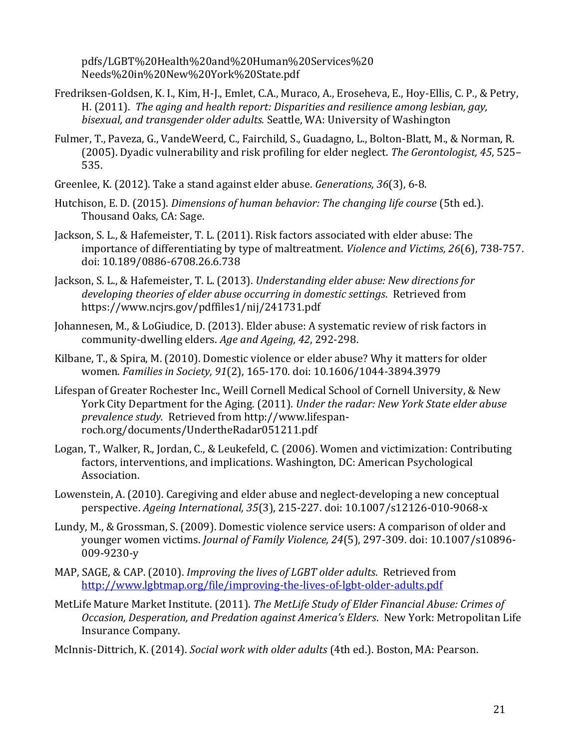pdfs/LGBT%20Health%20and%20Human%20Services%20 Needs%20in%20New%20York%20State.pdf

Fredriksen-Goldsen, K. I., Kim, H-J., Emlet, C.A., Muraco, A., Eroseheva, E., Hoy-Ellis, C. P., & Petry, H. (2011). *The aging and health report: Disparities and resilience among lesbian, gay, bisexual, and transgender older adults.* Seattle, WA: University of Washington

Fulmer, T., Paveza, G., VandeWeerd, C., Fairchild, S., Guadagno, L., Bolton-Blatt, M., & Norman, R. (2005). Dyadic vulnerability and risk profiling for elder neglect. *The Gerontologist, 45*, 525–535.

Greenlee, K. (2012). Take a stand against elder abuse. *Generations, 36*(3), 6-8.

Hutchison, E. D. (2015). *Dimensions of human behavior: The changing life course* (5th ed.). Thousand Oaks, CA: Sage.

Jackson, S. L., & Hafemeister, T. L. (2011). Risk factors associated with elder abuse: The importance of differentiating by type of maltreatment. *Violence and Victims, 26*(6), 738-757. doi: 10.189/0886-6708.26.6.738

Jackson, S. L., & Hafemeister, T. L. (2013). *Understanding elder abuse: New directions for developing theories of elder abuse occurring in domestic settings*. Retrieved from https://www.ncjrs.gov/pdffiles1/nij/241731.pdf

Johannesen, M., & LoGiudice, D. (2013). Elder abuse: A systematic review of risk factors in community-dwelling elders. *Age and Ageing, 42*, 292-298.

Kilbane, T., & Spira, M. (2010). Domestic violence or elder abuse? Why it matters for older women. *Families in Society, 91*(2), 165-170. doi: 10.1606/1044-3894.3979

Lifespan of Greater Rochester Inc., Weill Cornell Medical School of Cornell University, & New York City Department for the Aging. (2011). *Under the radar: New York State elder abuse prevalence study.* Retrieved from http://www.lifespan-roch.org/documents/UndertheRadar051211.pdf

Logan, T., Walker, R., Jordan, C., & Leukefeld, C. (2006). Women and victimization: Contributing factors, interventions, and implications. Washington, DC: American Psychological Association.

Lowenstein, A. (2010). Caregiving and elder abuse and neglect-developing a new conceptual perspective. *Ageing International, 35*(3), 215-227. doi: 10.1007/s12126-010-9068-x

Lundy, M., & Grossman, S. (2009). Domestic violence service users: A comparison of older and younger women victims. *Journal of Family Violence, 24*(5), 297-309. doi: 10.1007/s10896-009-9230-y

MAP, SAGE, & CAP. (2010). *Improving the lives of LGBT older adults*. Retrieved from http://www.lgbtmap.org/file/improving-the-lives-of-lgbt-older-adults.pdf

MetLife Mature Market Institute. (2011). *The MetLife Study of Elder Financial Abuse: Crimes of Occasion, Desperation, and Predation against America's Elders*. New York: Metropolitan Life Insurance Company.

McInnis-Dittrich, K. (2014). *Social work with older adults* (4th ed.). Boston, MA: Pearson.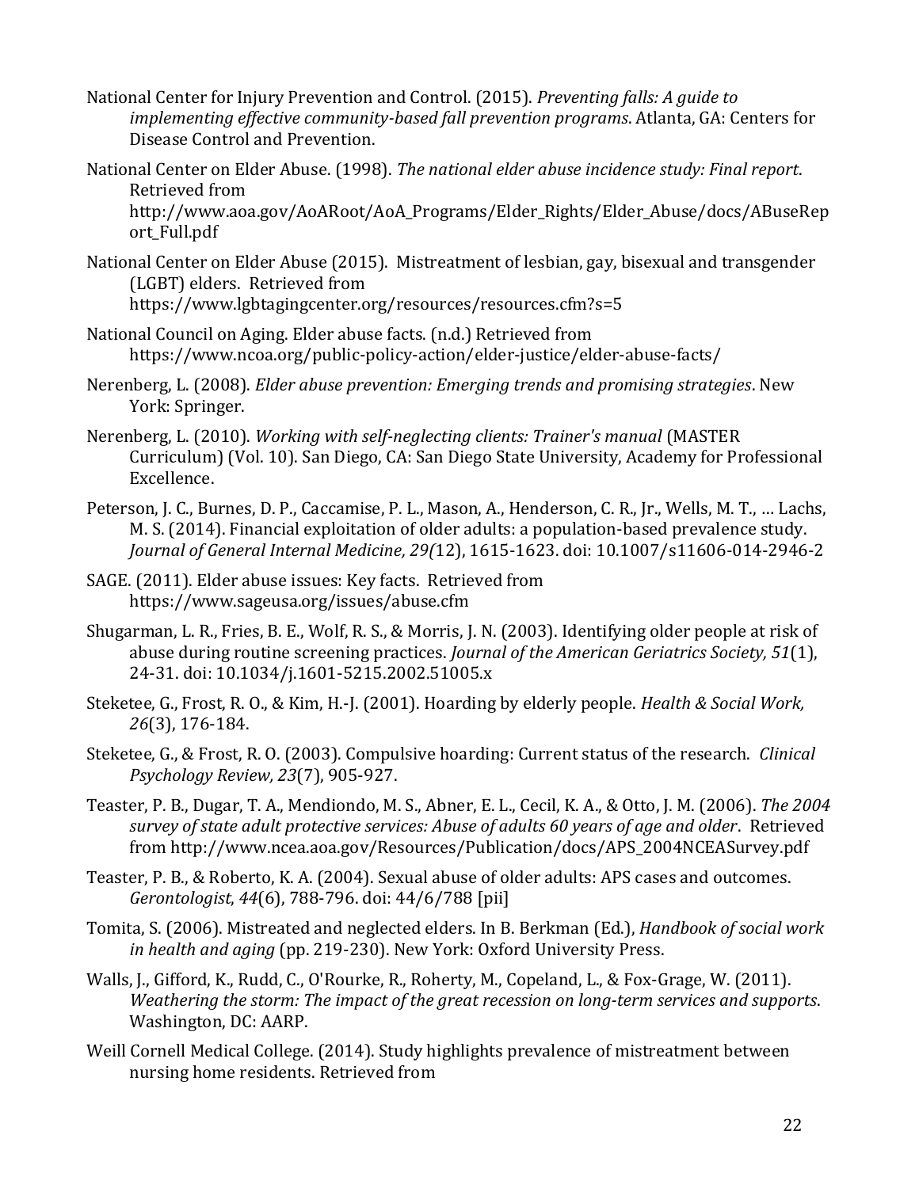National Center for Injury Prevention and Control. (2015). *Preventing falls: A guide to implementing effective community-based fall prevention programs*. Atlanta, GA: Centers for Disease Control and Prevention.

National Center on Elder Abuse. (1998). *The national elder abuse incidence study: Final report*. Retrieved from http://www.aoa.gov/AoARoot/AoA_Programs/Elder_Rights/Elder_Abuse/docs/ABuseReport_Full.pdf

National Center on Elder Abuse (2015). Mistreatment of lesbian, gay, bisexual and transgender (LGBT) elders. Retrieved from https://www.lgbtagingcenter.org/resources/resources.cfm?s=5

National Council on Aging. Elder abuse facts. (n.d.) Retrieved from https://www.ncoa.org/public-policy-action/elder-justice/elder-abuse-facts/

Nerenberg, L. (2008). *Elder abuse prevention: Emerging trends and promising strategies*. New York: Springer.

Nerenberg, L. (2010). *Working with self-neglecting clients: Trainer's manual* (MASTER Curriculum) (Vol. 10). San Diego, CA: San Diego State University, Academy for Professional Excellence.

Peterson, J. C., Burnes, D. P., Caccamise, P. L., Mason, A., Henderson, C. R., Jr., Wells, M. T., … Lachs, M. S. (2014). Financial exploitation of older adults: a population-based prevalence study. *Journal of General Internal Medicine, 29(*12), 1615-1623. doi: 10.1007/s11606-014-2946-2

SAGE. (2011). Elder abuse issues: Key facts. Retrieved from https://www.sageusa.org/issues/abuse.cfm

Shugarman, L. R., Fries, B. E., Wolf, R. S., & Morris, J. N. (2003). Identifying older people at risk of abuse during routine screening practices. *Journal of the American Geriatrics Society, 51*(1), 24-31. doi: 10.1034/j.1601-5215.2002.51005.x

Steketee, G., Frost, R. O., & Kim, H.-J. (2001). Hoarding by elderly people. *Health & Social Work, 26*(3), 176-184.

Steketee, G., & Frost, R. O. (2003). Compulsive hoarding: Current status of the research. *Clinical Psychology Review, 23*(7), 905-927.

Teaster, P. B., Dugar, T. A., Mendiondo, M. S., Abner, E. L., Cecil, K. A., & Otto, J. M. (2006). *The 2004 survey of state adult protective services: Abuse of adults 60 years of age and older*. Retrieved from http://www.ncea.aoa.gov/Resources/Publication/docs/APS_2004NCEASurvey.pdf

Teaster, P. B., & Roberto, K. A. (2004). Sexual abuse of older adults: APS cases and outcomes. *Gerontologist*, *44*(6), 788-796. doi: 44/6/788 [pii]

Tomita, S. (2006). Mistreated and neglected elders. In B. Berkman (Ed.), *Handbook of social work in health and aging* (pp. 219-230). New York: Oxford University Press.

Walls, J., Gifford, K., Rudd, C., O'Rourke, R., Roherty, M., Copeland, L., & Fox-Grage, W. (2011). *Weathering the storm: The impact of the great recession on long-term services and supports*. Washington, DC: AARP.

Weill Cornell Medical College. (2014). Study highlights prevalence of mistreatment between nursing home residents. Retrieved from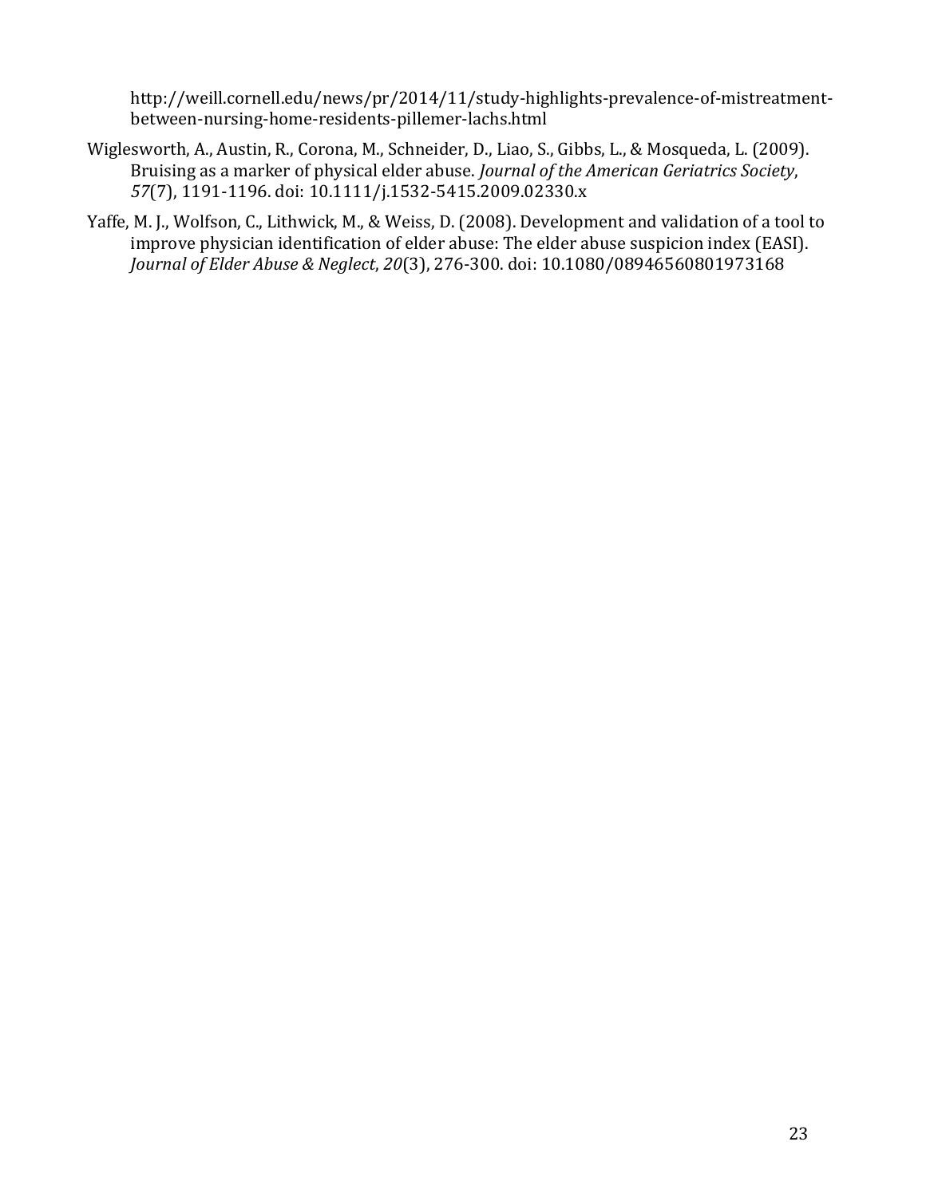http://weill.cornell.edu/news/pr/2014/11/study-highlights-prevalence-of-mistreatment-between-nursing-home-residents-pillemer-lachs.html

Wiglesworth, A., Austin, R., Corona, M., Schneider, D., Liao, S., Gibbs, L., & Mosqueda, L. (2009). Bruising as a marker of physical elder abuse. *Journal of the American Geriatrics Society*, *57*(7), 1191-1196. doi: 10.1111/j.1532-5415.2009.02330.x

Yaffe, M. J., Wolfson, C., Lithwick, M., & Weiss, D. (2008). Development and validation of a tool to improve physician identification of elder abuse: The elder abuse suspicion index (EASI). *Journal of Elder Abuse & Neglect*, *20*(3), 276-300. doi: 10.1080/08946560801973168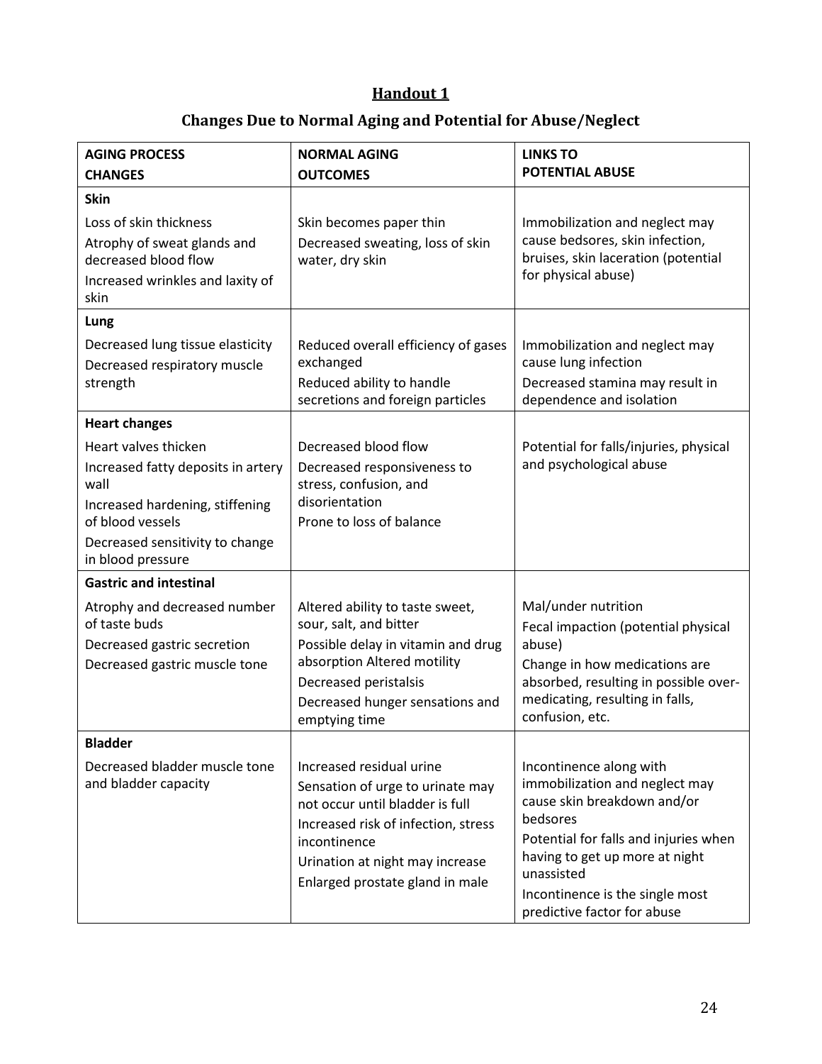## Handout 1

## Changes Due to Normal Aging and Potential for Abuse/Neglect

| AGING PROCESS CHANGES | NORMAL AGING OUTCOMES | LINKS TO POTENTIAL ABUSE |
|---|---|---|
| **Skin** | | |
| Loss of skin thickness<br>Atrophy of sweat glands and decreased blood flow<br>Increased wrinkles and laxity of skin | Skin becomes paper thin<br>Decreased sweating, loss of skin water, dry skin | Immobilization and neglect may cause bedsores, skin infection, bruises, skin laceration (potential for physical abuse) |
| **Lung** | | |
| Decreased lung tissue elasticity<br>Decreased respiratory muscle strength | Reduced overall efficiency of gases exchanged<br>Reduced ability to handle secretions and foreign particles | Immobilization and neglect may cause lung infection<br>Decreased stamina may result in dependence and isolation |
| **Heart changes** | | |
| Heart valves thicken<br>Increased fatty deposits in artery wall<br>Increased hardening, stiffening of blood vessels<br>Decreased sensitivity to change in blood pressure | Decreased blood flow<br>Decreased responsiveness to stress, confusion, and disorientation<br>Prone to loss of balance | Potential for falls/injuries, physical and psychological abuse |
| **Gastric and intestinal** | | |
| Atrophy and decreased number of taste buds<br>Decreased gastric secretion<br>Decreased gastric muscle tone | Altered ability to taste sweet, sour, salt, and bitter<br>Possible delay in vitamin and drug absorption Altered motility<br>Decreased peristalsis<br>Decreased hunger sensations and emptying time | Mal/under nutrition<br>Fecal impaction (potential physical abuse)<br>Change in how medications are absorbed, resulting in possible over-medicating, resulting in falls, confusion, etc. |
| **Bladder** | | |
| Decreased bladder muscle tone and bladder capacity | Increased residual urine<br>Sensation of urge to urinate may not occur until bladder is full<br>Increased risk of infection, stress incontinence<br>Urination at night may increase<br>Enlarged prostate gland in male | Incontinence along with immobilization and neglect may cause skin breakdown and/or bedsores<br>Potential for falls and injuries when having to get up more at night unassisted<br>Incontinence is the single most predictive factor for abuse |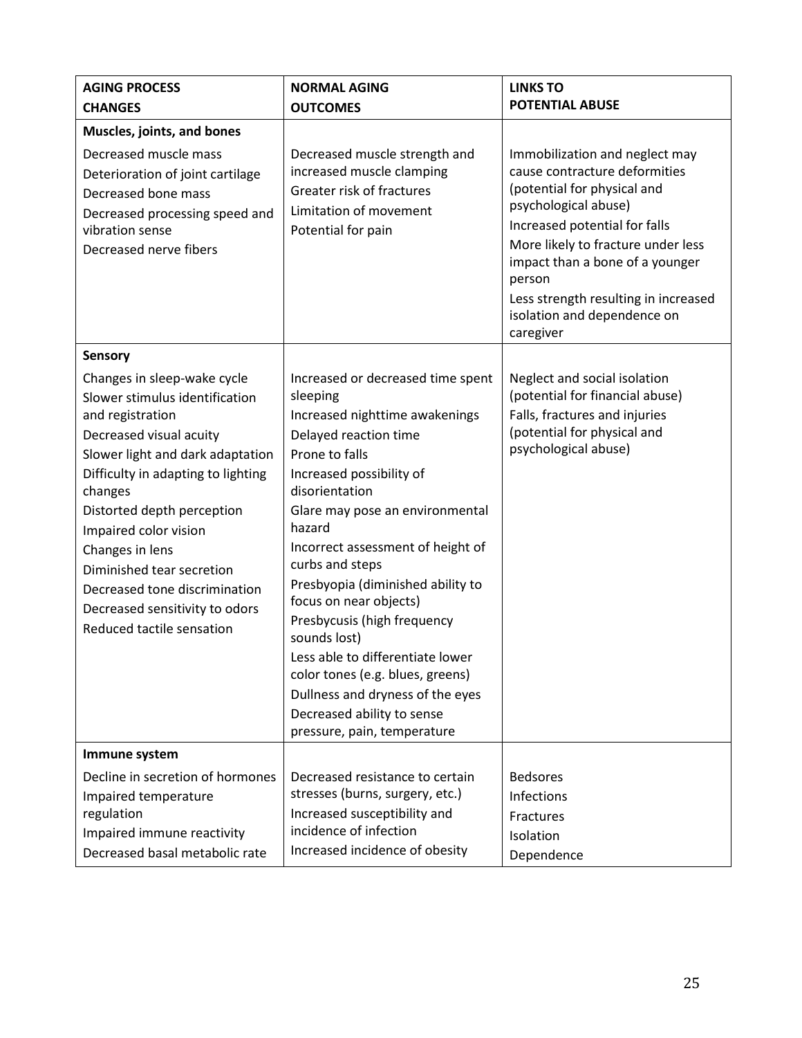| AGING PROCESS CHANGES | NORMAL AGING OUTCOMES | LINKS TO POTENTIAL ABUSE |
|---|---|---|
| **Muscles, joints, and bones** | | |
| Decreased muscle mass<br>Deterioration of joint cartilage<br>Decreased bone mass<br>Decreased processing speed and vibration sense<br>Decreased nerve fibers | Decreased muscle strength and increased muscle clamping<br>Greater risk of fractures<br>Limitation of movement<br>Potential for pain | Immobilization and neglect may cause contracture deformities (potential for physical and psychological abuse)<br>Increased potential for falls<br>More likely to fracture under less impact than a bone of a younger person<br>Less strength resulting in increased isolation and dependence on caregiver |
| **Sensory** | | |
| Changes in sleep-wake cycle<br>Slower stimulus identification and registration<br>Decreased visual acuity<br>Slower light and dark adaptation<br>Difficulty in adapting to lighting changes<br>Distorted depth perception<br>Impaired color vision<br>Changes in lens<br>Diminished tear secretion<br>Decreased tone discrimination<br>Decreased sensitivity to odors<br>Reduced tactile sensation | Increased or decreased time spent sleeping<br>Increased nighttime awakenings<br>Delayed reaction time<br>Prone to falls<br>Increased possibility of disorientation<br>Glare may pose an environmental hazard<br>Incorrect assessment of height of curbs and steps<br>Presbyopia (diminished ability to focus on near objects)<br>Presbycusis (high frequency sounds lost)<br>Less able to differentiate lower color tones (e.g. blues, greens)<br>Dullness and dryness of the eyes<br>Decreased ability to sense pressure, pain, temperature | Neglect and social isolation (potential for financial abuse)<br>Falls, fractures and injuries (potential for physical and psychological abuse) |
| **Immune system** | | |
| Decline in secretion of hormones<br>Impaired temperature regulation<br>Impaired immune reactivity<br>Decreased basal metabolic rate | Decreased resistance to certain stresses (burns, surgery, etc.)<br>Increased susceptibility and incidence of infection<br>Increased incidence of obesity | Bedsores<br>Infections<br>Fractures<br>Isolation<br>Dependence |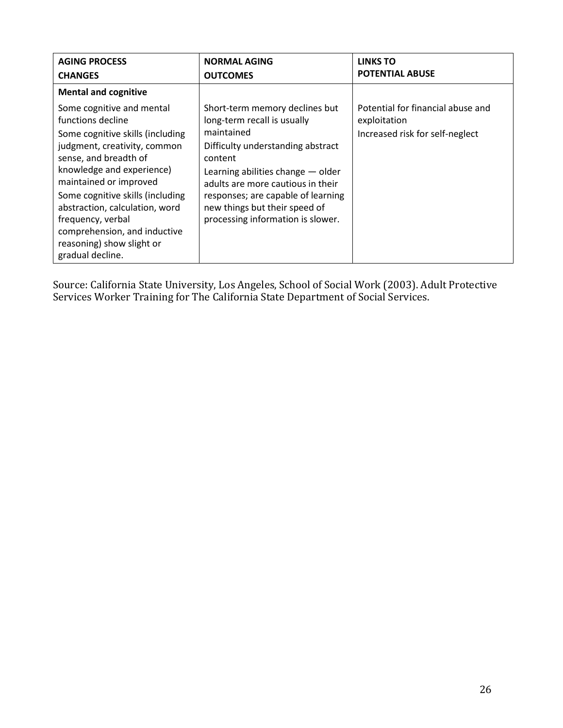| AGING PROCESS CHANGES | NORMAL AGING OUTCOMES | LINKS TO POTENTIAL ABUSE |
|---|---|---|
| **Mental and cognitive** | | |
| Some cognitive and mental functions decline<br>Some cognitive skills (including judgment, creativity, common sense, and breadth of knowledge and experience) maintained or improved<br>Some cognitive skills (including abstraction, calculation, word frequency, verbal comprehension, and inductive reasoning) show slight or gradual decline. | Short-term memory declines but long-term recall is usually maintained<br>Difficulty understanding abstract content<br>Learning abilities change — older adults are more cautious in their responses; are capable of learning new things but their speed of processing information is slower. | Potential for financial abuse and exploitation<br>Increased risk for self-neglect |

Source: California State University, Los Angeles, School of Social Work (2003). Adult Protective Services Worker Training for The California State Department of Social Services.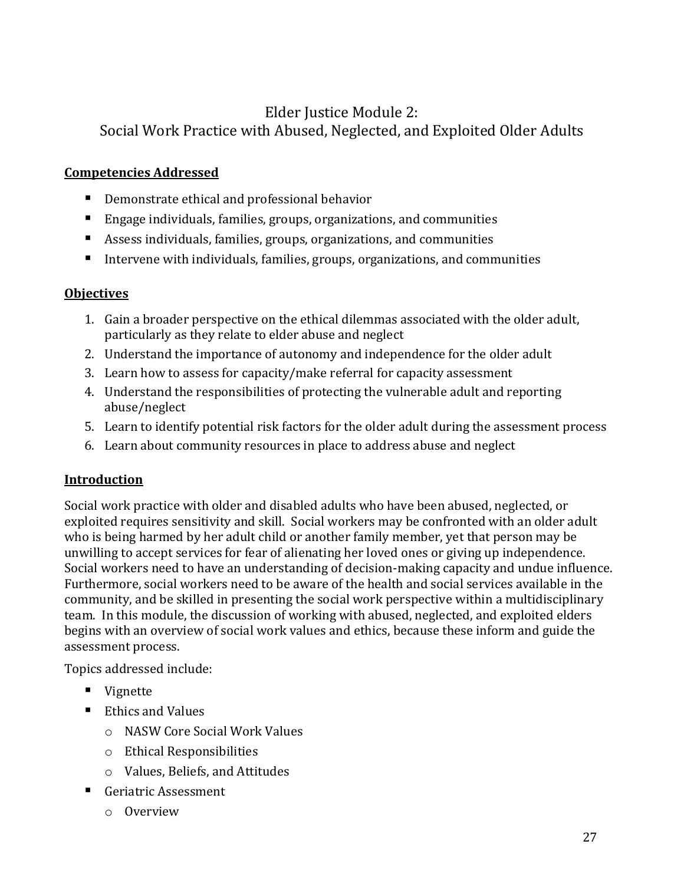# Elder Justice Module 2:
# Social Work Practice with Abused, Neglected, and Exploited Older Adults

**Competencies Addressed**

- Demonstrate ethical and professional behavior
- Engage individuals, families, groups, organizations, and communities
- Assess individuals, families, groups, organizations, and communities
- Intervene with individuals, families, groups, organizations, and communities

**Objectives**

1. Gain a broader perspective on the ethical dilemmas associated with the older adult, particularly as they relate to elder abuse and neglect
2. Understand the importance of autonomy and independence for the older adult
3. Learn how to assess for capacity/make referral for capacity assessment
4. Understand the responsibilities of protecting the vulnerable adult and reporting abuse/neglect
5. Learn to identify potential risk factors for the older adult during the assessment process
6. Learn about community resources in place to address abuse and neglect

**Introduction**

Social work practice with older and disabled adults who have been abused, neglected, or exploited requires sensitivity and skill. Social workers may be confronted with an older adult who is being harmed by her adult child or another family member, yet that person may be unwilling to accept services for fear of alienating her loved ones or giving up independence. Social workers need to have an understanding of decision-making capacity and undue influence. Furthermore, social workers need to be aware of the health and social services available in the community, and be skilled in presenting the social work perspective within a multidisciplinary team. In this module, the discussion of working with abused, neglected, and exploited elders begins with an overview of social work values and ethics, because these inform and guide the assessment process.

Topics addressed include:

- Vignette
- Ethics and Values
  - NASW Core Social Work Values
  - Ethical Responsibilities
  - Values, Beliefs, and Attitudes
- Geriatric Assessment
  - Overview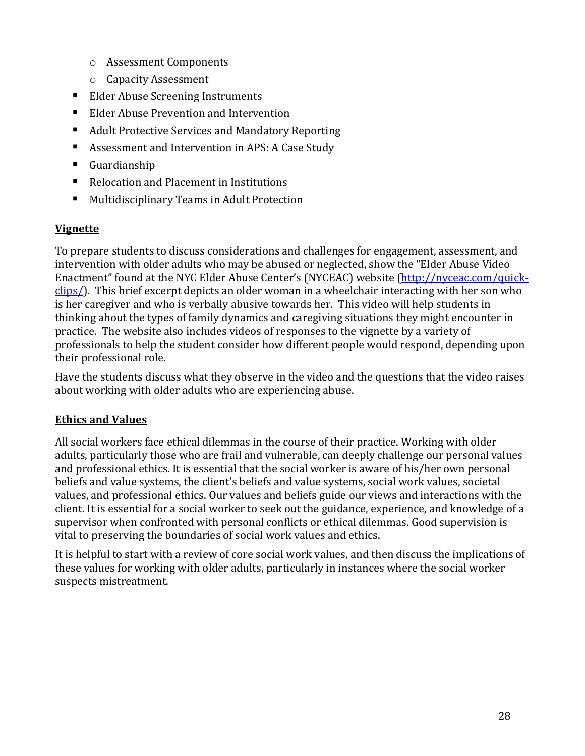- Assessment Components
    - Capacity Assessment
  - Elder Abuse Screening Instruments
  - Elder Abuse Prevention and Intervention
  - Adult Protective Services and Mandatory Reporting
  - Assessment and Intervention in APS: A Case Study
  - Guardianship
  - Relocation and Placement in Institutions
  - Multidisciplinary Teams in Adult Protection

## Vignette

To prepare students to discuss considerations and challenges for engagement, assessment, and intervention with older adults who may be abused or neglected, show the "Elder Abuse Video Enactment" found at the NYC Elder Abuse Center's (NYCEAC) website (http://nyceac.com/quick-clips/). This brief excerpt depicts an older woman in a wheelchair interacting with her son who is her caregiver and who is verbally abusive towards her. This video will help students in thinking about the types of family dynamics and caregiving situations they might encounter in practice. The website also includes videos of responses to the vignette by a variety of professionals to help the student consider how different people would respond, depending upon their professional role.

Have the students discuss what they observe in the video and the questions that the video raises about working with older adults who are experiencing abuse.

## Ethics and Values

All social workers face ethical dilemmas in the course of their practice. Working with older adults, particularly those who are frail and vulnerable, can deeply challenge our personal values and professional ethics. It is essential that the social worker is aware of his/her own personal beliefs and value systems, the client's beliefs and value systems, social work values, societal values, and professional ethics. Our values and beliefs guide our views and interactions with the client. It is essential for a social worker to seek out the guidance, experience, and knowledge of a supervisor when confronted with personal conflicts or ethical dilemmas. Good supervision is vital to preserving the boundaries of social work values and ethics.

It is helpful to start with a review of core social work values, and then discuss the implications of these values for working with older adults, particularly in instances where the social worker suspects mistreatment.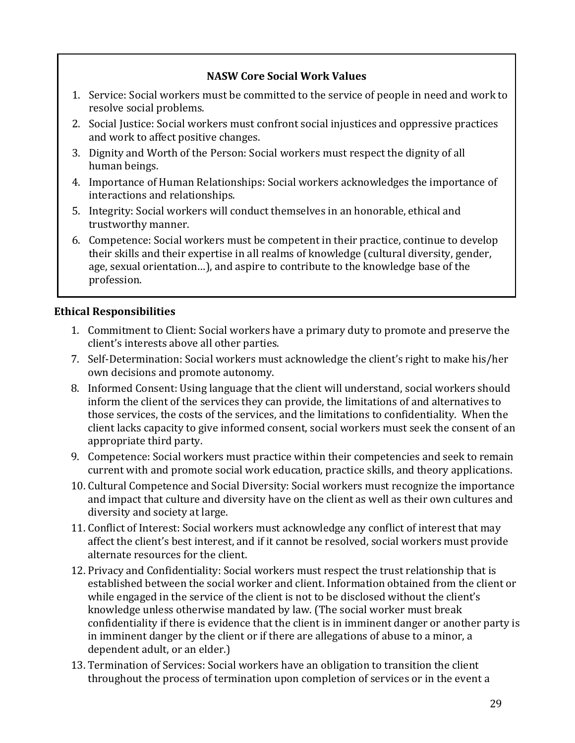**NASW Core Social Work Values**

1. Service: Social workers must be committed to the service of people in need and work to resolve social problems.
2. Social Justice: Social workers must confront social injustices and oppressive practices and work to affect positive changes.
3. Dignity and Worth of the Person: Social workers must respect the dignity of all human beings.
4. Importance of Human Relationships: Social workers acknowledges the importance of interactions and relationships.
5. Integrity: Social workers will conduct themselves in an honorable, ethical and trustworthy manner.
6. Competence: Social workers must be competent in their practice, continue to develop their skills and their expertise in all realms of knowledge (cultural diversity, gender, age, sexual orientation…), and aspire to contribute to the knowledge base of the profession.

**Ethical Responsibilities**

1. Commitment to Client: Social workers have a primary duty to promote and preserve the client's interests above all other parties.
7. Self-Determination: Social workers must acknowledge the client's right to make his/her own decisions and promote autonomy.
8. Informed Consent: Using language that the client will understand, social workers should inform the client of the services they can provide, the limitations of and alternatives to those services, the costs of the services, and the limitations to confidentiality. When the client lacks capacity to give informed consent, social workers must seek the consent of an appropriate third party.
9. Competence: Social workers must practice within their competencies and seek to remain current with and promote social work education, practice skills, and theory applications.
10. Cultural Competence and Social Diversity: Social workers must recognize the importance and impact that culture and diversity have on the client as well as their own cultures and diversity and society at large.
11. Conflict of Interest: Social workers must acknowledge any conflict of interest that may affect the client's best interest, and if it cannot be resolved, social workers must provide alternate resources for the client.
12. Privacy and Confidentiality: Social workers must respect the trust relationship that is established between the social worker and client. Information obtained from the client or while engaged in the service of the client is not to be disclosed without the client's knowledge unless otherwise mandated by law. (The social worker must break confidentiality if there is evidence that the client is in imminent danger or another party is in imminent danger by the client or if there are allegations of abuse to a minor, a dependent adult, or an elder.)
13. Termination of Services: Social workers have an obligation to transition the client throughout the process of termination upon completion of services or in the event a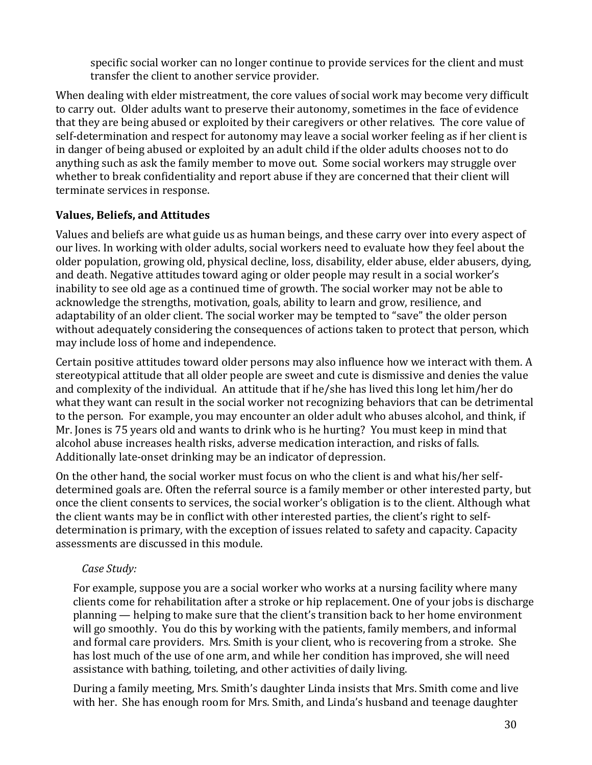specific social worker can no longer continue to provide services for the client and must transfer the client to another service provider.

When dealing with elder mistreatment, the core values of social work may become very difficult to carry out. Older adults want to preserve their autonomy, sometimes in the face of evidence that they are being abused or exploited by their caregivers or other relatives. The core value of self-determination and respect for autonomy may leave a social worker feeling as if her client is in danger of being abused or exploited by an adult child if the older adults chooses not to do anything such as ask the family member to move out. Some social workers may struggle over whether to break confidentiality and report abuse if they are concerned that their client will terminate services in response.

### Values, Beliefs, and Attitudes

Values and beliefs are what guide us as human beings, and these carry over into every aspect of our lives. In working with older adults, social workers need to evaluate how they feel about the older population, growing old, physical decline, loss, disability, elder abuse, elder abusers, dying, and death. Negative attitudes toward aging or older people may result in a social worker's inability to see old age as a continued time of growth. The social worker may not be able to acknowledge the strengths, motivation, goals, ability to learn and grow, resilience, and adaptability of an older client. The social worker may be tempted to "save" the older person without adequately considering the consequences of actions taken to protect that person, which may include loss of home and independence.

Certain positive attitudes toward older persons may also influence how we interact with them. A stereotypical attitude that all older people are sweet and cute is dismissive and denies the value and complexity of the individual. An attitude that if he/she has lived this long let him/her do what they want can result in the social worker not recognizing behaviors that can be detrimental to the person. For example, you may encounter an older adult who abuses alcohol, and think, if Mr. Jones is 75 years old and wants to drink who is he hurting? You must keep in mind that alcohol abuse increases health risks, adverse medication interaction, and risks of falls. Additionally late-onset drinking may be an indicator of depression.

On the other hand, the social worker must focus on who the client is and what his/her self-determined goals are. Often the referral source is a family member or other interested party, but once the client consents to services, the social worker's obligation is to the client. Although what the client wants may be in conflict with other interested parties, the client's right to self-determination is primary, with the exception of issues related to safety and capacity. Capacity assessments are discussed in this module.

*Case Study:*

For example, suppose you are a social worker who works at a nursing facility where many clients come for rehabilitation after a stroke or hip replacement. One of your jobs is discharge planning — helping to make sure that the client's transition back to her home environment will go smoothly. You do this by working with the patients, family members, and informal and formal care providers. Mrs. Smith is your client, who is recovering from a stroke. She has lost much of the use of one arm, and while her condition has improved, she will need assistance with bathing, toileting, and other activities of daily living.

During a family meeting, Mrs. Smith's daughter Linda insists that Mrs. Smith come and live with her. She has enough room for Mrs. Smith, and Linda's husband and teenage daughter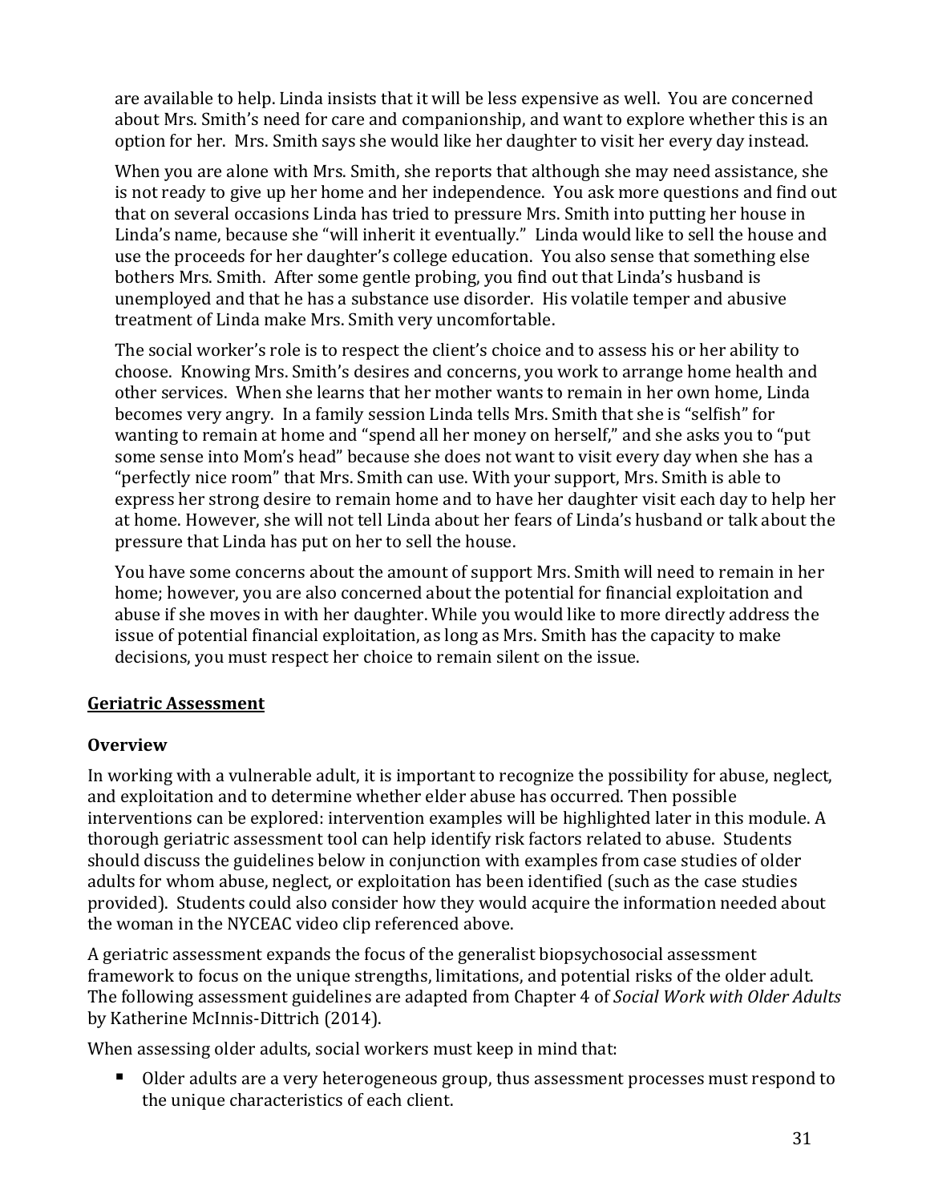are available to help. Linda insists that it will be less expensive as well. You are concerned about Mrs. Smith's need for care and companionship, and want to explore whether this is an option for her. Mrs. Smith says she would like her daughter to visit her every day instead.

When you are alone with Mrs. Smith, she reports that although she may need assistance, she is not ready to give up her home and her independence. You ask more questions and find out that on several occasions Linda has tried to pressure Mrs. Smith into putting her house in Linda's name, because she "will inherit it eventually." Linda would like to sell the house and use the proceeds for her daughter's college education. You also sense that something else bothers Mrs. Smith. After some gentle probing, you find out that Linda's husband is unemployed and that he has a substance use disorder. His volatile temper and abusive treatment of Linda make Mrs. Smith very uncomfortable.

The social worker's role is to respect the client's choice and to assess his or her ability to choose. Knowing Mrs. Smith's desires and concerns, you work to arrange home health and other services. When she learns that her mother wants to remain in her own home, Linda becomes very angry. In a family session Linda tells Mrs. Smith that she is "selfish" for wanting to remain at home and "spend all her money on herself," and she asks you to "put some sense into Mom's head" because she does not want to visit every day when she has a "perfectly nice room" that Mrs. Smith can use. With your support, Mrs. Smith is able to express her strong desire to remain home and to have her daughter visit each day to help her at home. However, she will not tell Linda about her fears of Linda's husband or talk about the pressure that Linda has put on her to sell the house.

You have some concerns about the amount of support Mrs. Smith will need to remain in her home; however, you are also concerned about the potential for financial exploitation and abuse if she moves in with her daughter. While you would like to more directly address the issue of potential financial exploitation, as long as Mrs. Smith has the capacity to make decisions, you must respect her choice to remain silent on the issue.

## Geriatric Assessment

### Overview

In working with a vulnerable adult, it is important to recognize the possibility for abuse, neglect, and exploitation and to determine whether elder abuse has occurred. Then possible interventions can be explored: intervention examples will be highlighted later in this module. A thorough geriatric assessment tool can help identify risk factors related to abuse. Students should discuss the guidelines below in conjunction with examples from case studies of older adults for whom abuse, neglect, or exploitation has been identified (such as the case studies provided). Students could also consider how they would acquire the information needed about the woman in the NYCEAC video clip referenced above.

A geriatric assessment expands the focus of the generalist biopsychosocial assessment framework to focus on the unique strengths, limitations, and potential risks of the older adult. The following assessment guidelines are adapted from Chapter 4 of *Social Work with Older Adults* by Katherine McInnis-Dittrich (2014).

When assessing older adults, social workers must keep in mind that:

- Older adults are a very heterogeneous group, thus assessment processes must respond to the unique characteristics of each client.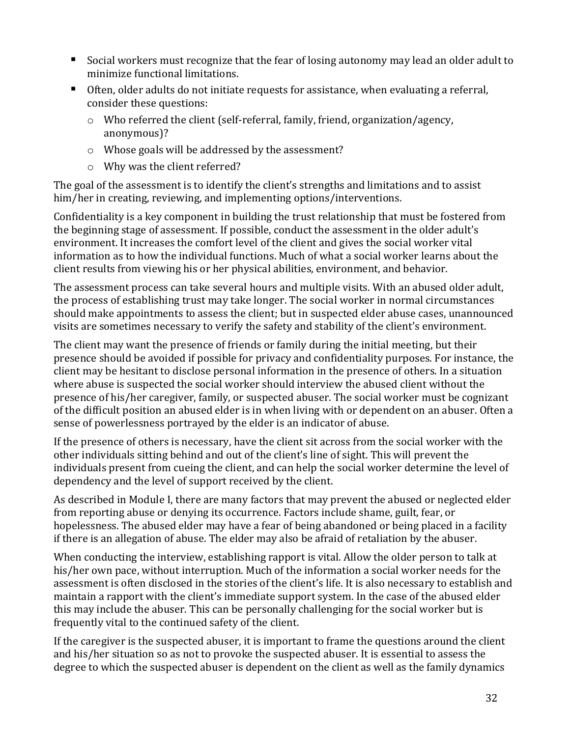- Social workers must recognize that the fear of losing autonomy may lead an older adult to minimize functional limitations.
- Often, older adults do not initiate requests for assistance, when evaluating a referral, consider these questions:
  - Who referred the client (self-referral, family, friend, organization/agency, anonymous)?
  - Whose goals will be addressed by the assessment?
  - Why was the client referred?

The goal of the assessment is to identify the client's strengths and limitations and to assist him/her in creating, reviewing, and implementing options/interventions.

Confidentiality is a key component in building the trust relationship that must be fostered from the beginning stage of assessment. If possible, conduct the assessment in the older adult's environment. It increases the comfort level of the client and gives the social worker vital information as to how the individual functions. Much of what a social worker learns about the client results from viewing his or her physical abilities, environment, and behavior.

The assessment process can take several hours and multiple visits. With an abused older adult, the process of establishing trust may take longer. The social worker in normal circumstances should make appointments to assess the client; but in suspected elder abuse cases, unannounced visits are sometimes necessary to verify the safety and stability of the client's environment.

The client may want the presence of friends or family during the initial meeting, but their presence should be avoided if possible for privacy and confidentiality purposes. For instance, the client may be hesitant to disclose personal information in the presence of others. In a situation where abuse is suspected the social worker should interview the abused client without the presence of his/her caregiver, family, or suspected abuser. The social worker must be cognizant of the difficult position an abused elder is in when living with or dependent on an abuser. Often a sense of powerlessness portrayed by the elder is an indicator of abuse.

If the presence of others is necessary, have the client sit across from the social worker with the other individuals sitting behind and out of the client's line of sight. This will prevent the individuals present from cueing the client, and can help the social worker determine the level of dependency and the level of support received by the client.

As described in Module I, there are many factors that may prevent the abused or neglected elder from reporting abuse or denying its occurrence. Factors include shame, guilt, fear, or hopelessness. The abused elder may have a fear of being abandoned or being placed in a facility if there is an allegation of abuse. The elder may also be afraid of retaliation by the abuser.

When conducting the interview, establishing rapport is vital. Allow the older person to talk at his/her own pace, without interruption. Much of the information a social worker needs for the assessment is often disclosed in the stories of the client's life. It is also necessary to establish and maintain a rapport with the client's immediate support system. In the case of the abused elder this may include the abuser. This can be personally challenging for the social worker but is frequently vital to the continued safety of the client.

If the caregiver is the suspected abuser, it is important to frame the questions around the client and his/her situation so as not to provoke the suspected abuser. It is essential to assess the degree to which the suspected abuser is dependent on the client as well as the family dynamics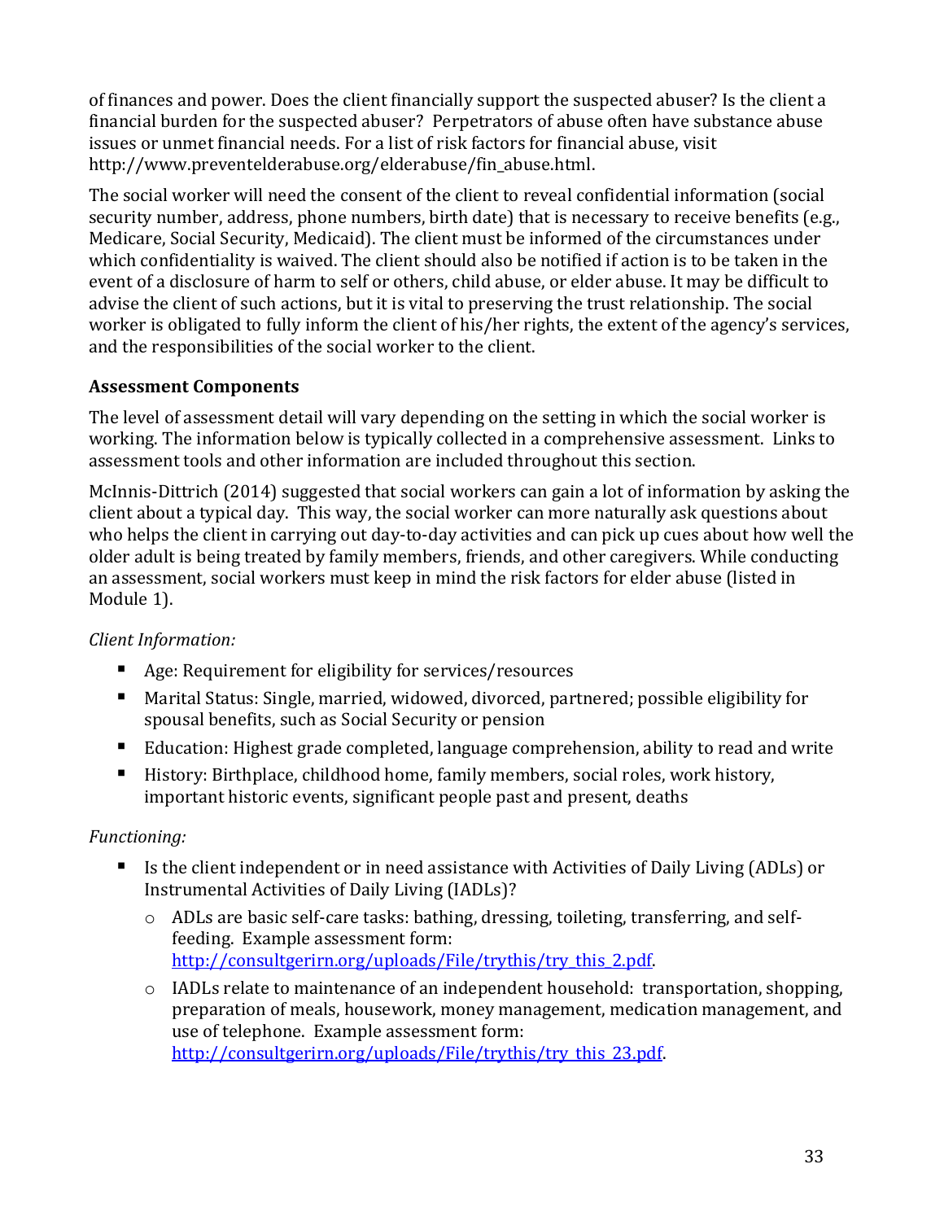of finances and power. Does the client financially support the suspected abuser? Is the client a financial burden for the suspected abuser? Perpetrators of abuse often have substance abuse issues or unmet financial needs. For a list of risk factors for financial abuse, visit http://www.preventelderabuse.org/elderabuse/fin_abuse.html.

The social worker will need the consent of the client to reveal confidential information (social security number, address, phone numbers, birth date) that is necessary to receive benefits (e.g., Medicare, Social Security, Medicaid). The client must be informed of the circumstances under which confidentiality is waived. The client should also be notified if action is to be taken in the event of a disclosure of harm to self or others, child abuse, or elder abuse. It may be difficult to advise the client of such actions, but it is vital to preserving the trust relationship. The social worker is obligated to fully inform the client of his/her rights, the extent of the agency's services, and the responsibilities of the social worker to the client.

### Assessment Components

The level of assessment detail will vary depending on the setting in which the social worker is working. The information below is typically collected in a comprehensive assessment. Links to assessment tools and other information are included throughout this section.

McInnis-Dittrich (2014) suggested that social workers can gain a lot of information by asking the client about a typical day. This way, the social worker can more naturally ask questions about who helps the client in carrying out day-to-day activities and can pick up cues about how well the older adult is being treated by family members, friends, and other caregivers. While conducting an assessment, social workers must keep in mind the risk factors for elder abuse (listed in Module 1).

*Client Information:*

- Age: Requirement for eligibility for services/resources
- Marital Status: Single, married, widowed, divorced, partnered; possible eligibility for spousal benefits, such as Social Security or pension
- Education: Highest grade completed, language comprehension, ability to read and write
- History: Birthplace, childhood home, family members, social roles, work history, important historic events, significant people past and present, deaths

*Functioning:*

- Is the client independent or in need assistance with Activities of Daily Living (ADLs) or Instrumental Activities of Daily Living (IADLs)?
  - ADLs are basic self-care tasks: bathing, dressing, toileting, transferring, and self-feeding. Example assessment form: http://consultgerirn.org/uploads/File/trythis/try_this_2.pdf.
  - IADLs relate to maintenance of an independent household: transportation, shopping, preparation of meals, housework, money management, medication management, and use of telephone. Example assessment form: http://consultgerirn.org/uploads/File/trythis/try_this_23.pdf.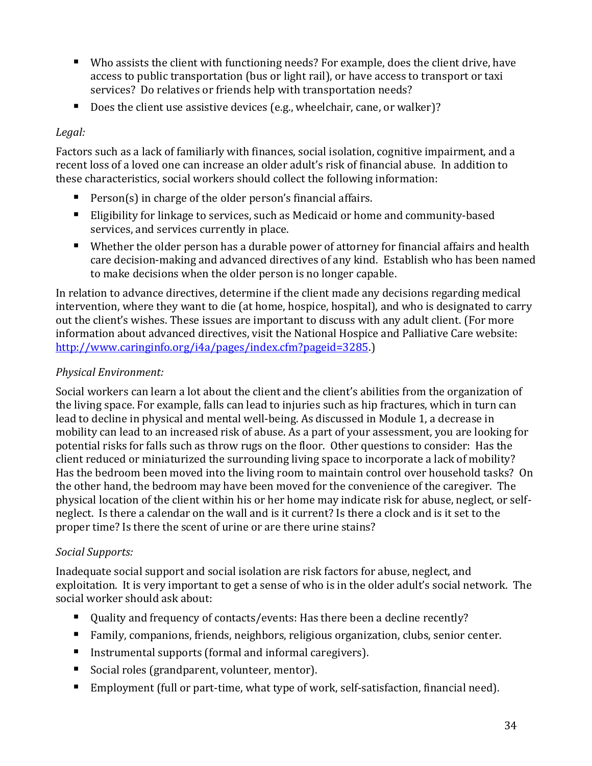- Who assists the client with functioning needs? For example, does the client drive, have access to public transportation (bus or light rail), or have access to transport or taxi services? Do relatives or friends help with transportation needs?
- Does the client use assistive devices (e.g., wheelchair, cane, or walker)?

*Legal:*

Factors such as a lack of familiarly with finances, social isolation, cognitive impairment, and a recent loss of a loved one can increase an older adult's risk of financial abuse. In addition to these characteristics, social workers should collect the following information:

- Person(s) in charge of the older person's financial affairs.
- Eligibility for linkage to services, such as Medicaid or home and community-based services, and services currently in place.
- Whether the older person has a durable power of attorney for financial affairs and health care decision-making and advanced directives of any kind. Establish who has been named to make decisions when the older person is no longer capable.

In relation to advance directives, determine if the client made any decisions regarding medical intervention, where they want to die (at home, hospice, hospital), and who is designated to carry out the client's wishes. These issues are important to discuss with any adult client. (For more information about advanced directives, visit the National Hospice and Palliative Care website: [http://www.caringinfo.org/i4a/pages/index.cfm?pageid=3285](http://www.caringinfo.org/i4a/pages/index.cfm?pageid=3285).)

*Physical Environment:*

Social workers can learn a lot about the client and the client's abilities from the organization of the living space. For example, falls can lead to injuries such as hip fractures, which in turn can lead to decline in physical and mental well-being. As discussed in Module 1, a decrease in mobility can lead to an increased risk of abuse. As a part of your assessment, you are looking for potential risks for falls such as throw rugs on the floor. Other questions to consider: Has the client reduced or miniaturized the surrounding living space to incorporate a lack of mobility? Has the bedroom been moved into the living room to maintain control over household tasks? On the other hand, the bedroom may have been moved for the convenience of the caregiver. The physical location of the client within his or her home may indicate risk for abuse, neglect, or self-neglect. Is there a calendar on the wall and is it current? Is there a clock and is it set to the proper time? Is there the scent of urine or are there urine stains?

*Social Supports:*

Inadequate social support and social isolation are risk factors for abuse, neglect, and exploitation. It is very important to get a sense of who is in the older adult's social network. The social worker should ask about:

- Quality and frequency of contacts/events: Has there been a decline recently?
- Family, companions, friends, neighbors, religious organization, clubs, senior center.
- Instrumental supports (formal and informal caregivers).
- Social roles (grandparent, volunteer, mentor).
- Employment (full or part-time, what type of work, self-satisfaction, financial need).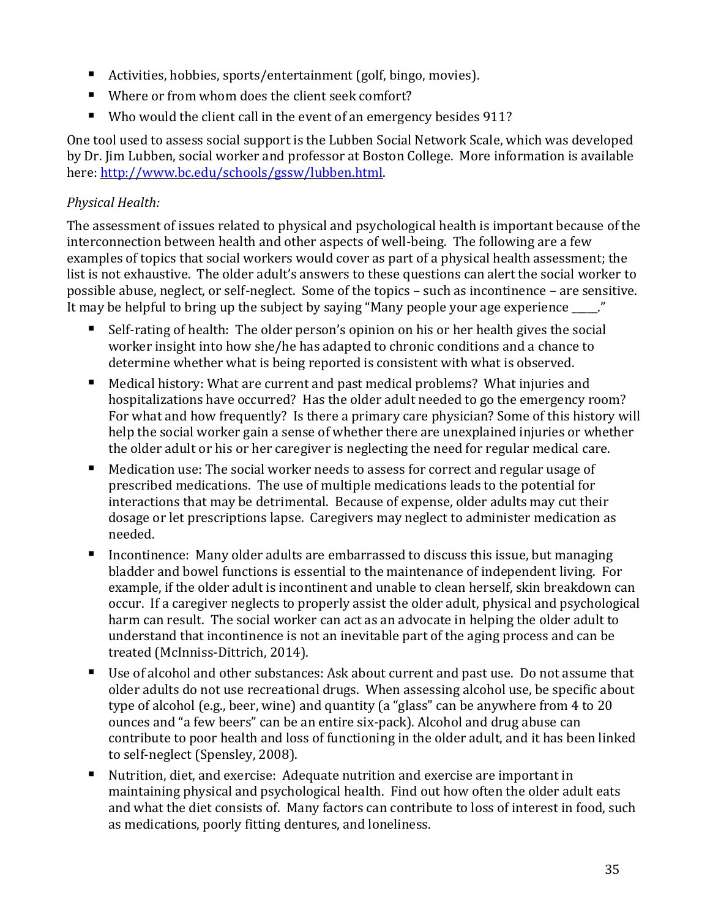- Activities, hobbies, sports/entertainment (golf, bingo, movies).
- Where or from whom does the client seek comfort?
- Who would the client call in the event of an emergency besides 911?

One tool used to assess social support is the Lubben Social Network Scale, which was developed by Dr. Jim Lubben, social worker and professor at Boston College. More information is available here: [http://www.bc.edu/schools/gssw/lubben.html](http://www.bc.edu/schools/gssw/lubben.html).

*Physical Health:*

The assessment of issues related to physical and psychological health is important because of the interconnection between health and other aspects of well-being. The following are a few examples of topics that social workers would cover as part of a physical health assessment; the list is not exhaustive. The older adult's answers to these questions can alert the social worker to possible abuse, neglect, or self-neglect. Some of the topics – such as incontinence – are sensitive. It may be helpful to bring up the subject by saying "Many people your age experience _____."

- Self-rating of health: The older person's opinion on his or her health gives the social worker insight into how she/he has adapted to chronic conditions and a chance to determine whether what is being reported is consistent with what is observed.
- Medical history: What are current and past medical problems? What injuries and hospitalizations have occurred? Has the older adult needed to go the emergency room? For what and how frequently? Is there a primary care physician? Some of this history will help the social worker gain a sense of whether there are unexplained injuries or whether the older adult or his or her caregiver is neglecting the need for regular medical care.
- Medication use: The social worker needs to assess for correct and regular usage of prescribed medications. The use of multiple medications leads to the potential for interactions that may be detrimental. Because of expense, older adults may cut their dosage or let prescriptions lapse. Caregivers may neglect to administer medication as needed.
- Incontinence: Many older adults are embarrassed to discuss this issue, but managing bladder and bowel functions is essential to the maintenance of independent living. For example, if the older adult is incontinent and unable to clean herself, skin breakdown can occur. If a caregiver neglects to properly assist the older adult, physical and psychological harm can result. The social worker can act as an advocate in helping the older adult to understand that incontinence is not an inevitable part of the aging process and can be treated (McInniss-Dittrich, 2014).
- Use of alcohol and other substances: Ask about current and past use. Do not assume that older adults do not use recreational drugs. When assessing alcohol use, be specific about type of alcohol (e.g., beer, wine) and quantity (a "glass" can be anywhere from 4 to 20 ounces and "a few beers" can be an entire six-pack). Alcohol and drug abuse can contribute to poor health and loss of functioning in the older adult, and it has been linked to self-neglect (Spensley, 2008).
- Nutrition, diet, and exercise: Adequate nutrition and exercise are important in maintaining physical and psychological health. Find out how often the older adult eats and what the diet consists of. Many factors can contribute to loss of interest in food, such as medications, poorly fitting dentures, and loneliness.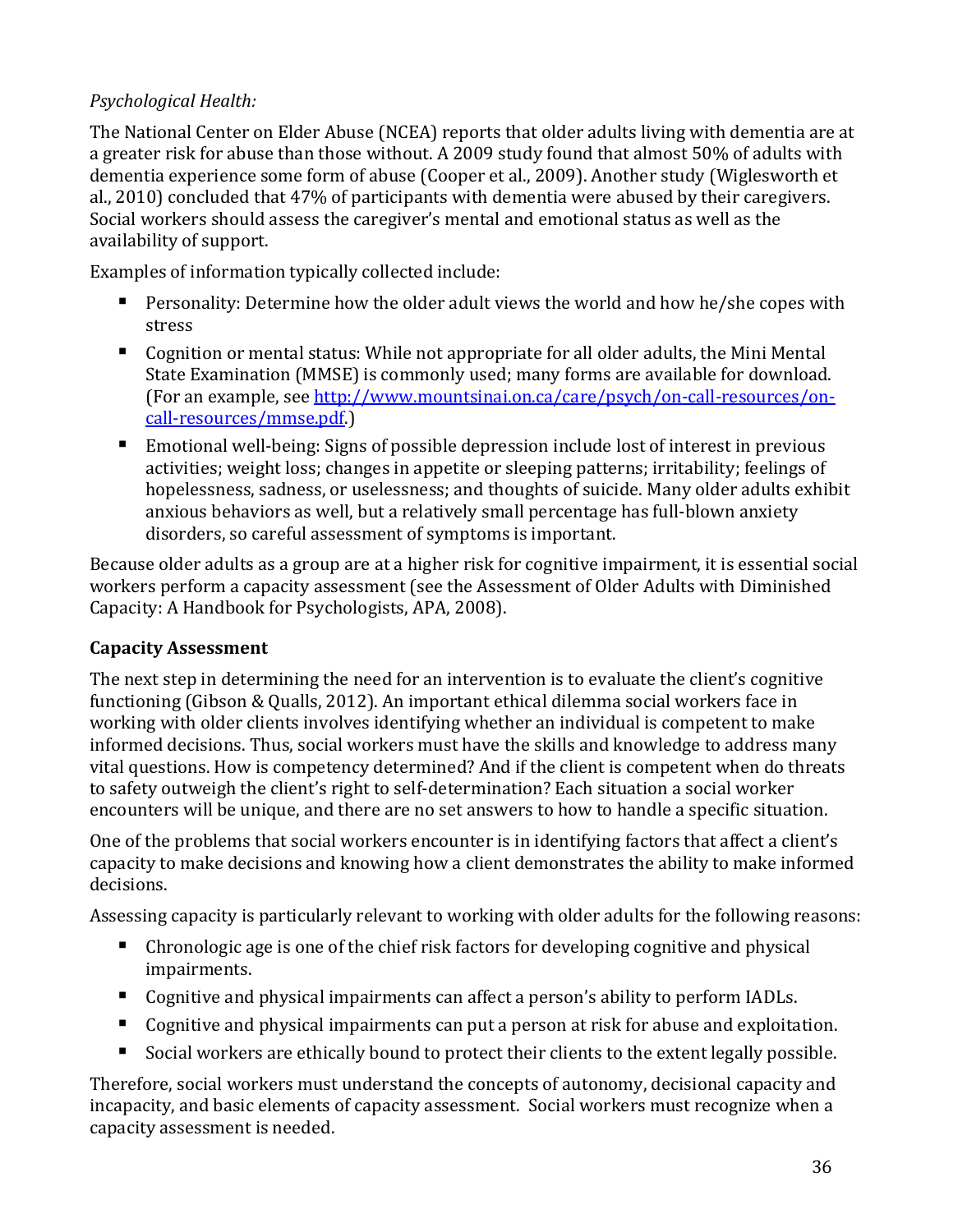*Psychological Health:*

The National Center on Elder Abuse (NCEA) reports that older adults living with dementia are at a greater risk for abuse than those without. A 2009 study found that almost 50% of adults with dementia experience some form of abuse (Cooper et al., 2009). Another study (Wiglesworth et al., 2010) concluded that 47% of participants with dementia were abused by their caregivers. Social workers should assess the caregiver's mental and emotional status as well as the availability of support.

Examples of information typically collected include:

- Personality: Determine how the older adult views the world and how he/she copes with stress
- Cognition or mental status: While not appropriate for all older adults, the Mini Mental State Examination (MMSE) is commonly used; many forms are available for download. (For an example, see [http://www.mountsinai.on.ca/care/psych/on-call-resources/on-call-resources/mmse.pdf](http://www.mountsinai.on.ca/care/psych/on-call-resources/on-call-resources/mmse.pdf).)
- Emotional well-being: Signs of possible depression include lost of interest in previous activities; weight loss; changes in appetite or sleeping patterns; irritability; feelings of hopelessness, sadness, or uselessness; and thoughts of suicide. Many older adults exhibit anxious behaviors as well, but a relatively small percentage has full-blown anxiety disorders, so careful assessment of symptoms is important.

Because older adults as a group are at a higher risk for cognitive impairment, it is essential social workers perform a capacity assessment (see the Assessment of Older Adults with Diminished Capacity: A Handbook for Psychologists, APA, 2008).

**Capacity Assessment**

The next step in determining the need for an intervention is to evaluate the client's cognitive functioning (Gibson & Qualls, 2012). An important ethical dilemma social workers face in working with older clients involves identifying whether an individual is competent to make informed decisions. Thus, social workers must have the skills and knowledge to address many vital questions. How is competency determined? And if the client is competent when do threats to safety outweigh the client's right to self-determination? Each situation a social worker encounters will be unique, and there are no set answers to how to handle a specific situation.

One of the problems that social workers encounter is in identifying factors that affect a client's capacity to make decisions and knowing how a client demonstrates the ability to make informed decisions.

Assessing capacity is particularly relevant to working with older adults for the following reasons:

- Chronologic age is one of the chief risk factors for developing cognitive and physical impairments.
- Cognitive and physical impairments can affect a person's ability to perform IADLs.
- Cognitive and physical impairments can put a person at risk for abuse and exploitation.
- Social workers are ethically bound to protect their clients to the extent legally possible.

Therefore, social workers must understand the concepts of autonomy, decisional capacity and incapacity, and basic elements of capacity assessment. Social workers must recognize when a capacity assessment is needed.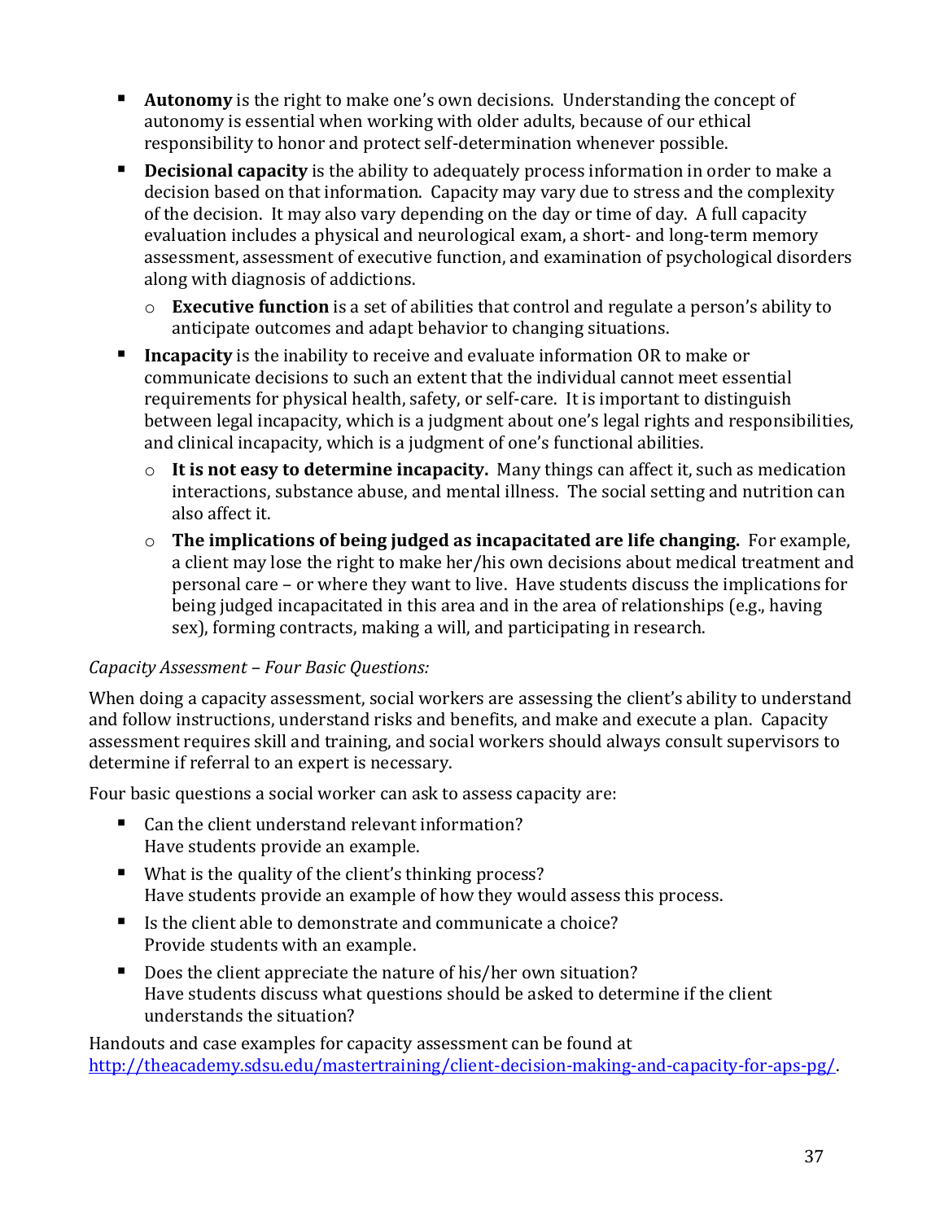- **Autonomy** is the right to make one's own decisions. Understanding the concept of autonomy is essential when working with older adults, because of our ethical responsibility to honor and protect self-determination whenever possible.
- **Decisional capacity** is the ability to adequately process information in order to make a decision based on that information. Capacity may vary due to stress and the complexity of the decision. It may also vary depending on the day or time of day. A full capacity evaluation includes a physical and neurological exam, a short- and long-term memory assessment, assessment of executive function, and examination of psychological disorders along with diagnosis of addictions.
  - **Executive function** is a set of abilities that control and regulate a person's ability to anticipate outcomes and adapt behavior to changing situations.
- **Incapacity** is the inability to receive and evaluate information OR to make or communicate decisions to such an extent that the individual cannot meet essential requirements for physical health, safety, or self-care. It is important to distinguish between legal incapacity, which is a judgment about one's legal rights and responsibilities, and clinical incapacity, which is a judgment of one's functional abilities.
  - **It is not easy to determine incapacity.** Many things can affect it, such as medication interactions, substance abuse, and mental illness. The social setting and nutrition can also affect it.
  - **The implications of being judged as incapacitated are life changing.** For example, a client may lose the right to make her/his own decisions about medical treatment and personal care – or where they want to live. Have students discuss the implications for being judged incapacitated in this area and in the area of relationships (e.g., having sex), forming contracts, making a will, and participating in research.

*Capacity Assessment – Four Basic Questions:*

When doing a capacity assessment, social workers are assessing the client's ability to understand and follow instructions, understand risks and benefits, and make and execute a plan. Capacity assessment requires skill and training, and social workers should always consult supervisors to determine if referral to an expert is necessary.

Four basic questions a social worker can ask to assess capacity are:

- Can the client understand relevant information?
  Have students provide an example.
- What is the quality of the client's thinking process?
  Have students provide an example of how they would assess this process.
- Is the client able to demonstrate and communicate a choice?
  Provide students with an example.
- Does the client appreciate the nature of his/her own situation?
  Have students discuss what questions should be asked to determine if the client understands the situation?

Handouts and case examples for capacity assessment can be found at [http://theacademy.sdsu.edu/mastertraining/client-decision-making-and-capacity-for-aps-pg/](http://theacademy.sdsu.edu/mastertraining/client-decision-making-and-capacity-for-aps-pg/).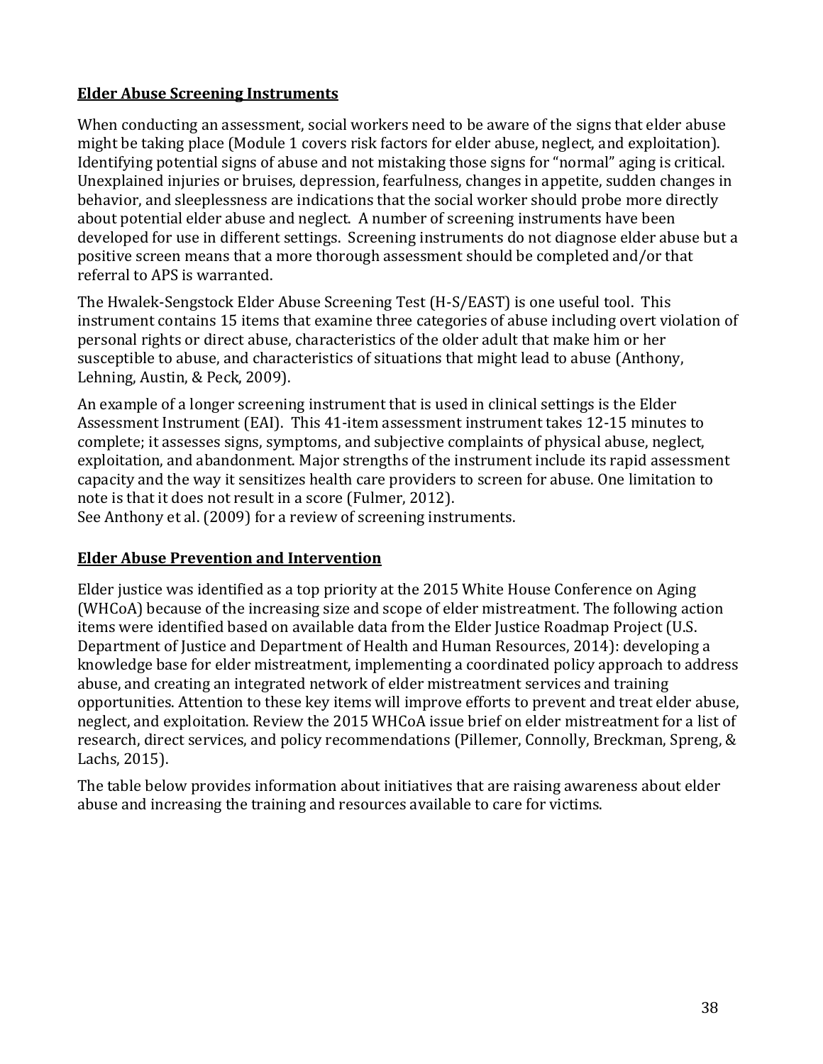## Elder Abuse Screening Instruments

When conducting an assessment, social workers need to be aware of the signs that elder abuse might be taking place (Module 1 covers risk factors for elder abuse, neglect, and exploitation). Identifying potential signs of abuse and not mistaking those signs for "normal" aging is critical. Unexplained injuries or bruises, depression, fearfulness, changes in appetite, sudden changes in behavior, and sleeplessness are indications that the social worker should probe more directly about potential elder abuse and neglect. A number of screening instruments have been developed for use in different settings. Screening instruments do not diagnose elder abuse but a positive screen means that a more thorough assessment should be completed and/or that referral to APS is warranted.

The Hwalek-Sengstock Elder Abuse Screening Test (H-S/EAST) is one useful tool. This instrument contains 15 items that examine three categories of abuse including overt violation of personal rights or direct abuse, characteristics of the older adult that make him or her susceptible to abuse, and characteristics of situations that might lead to abuse (Anthony, Lehning, Austin, & Peck, 2009).

An example of a longer screening instrument that is used in clinical settings is the Elder Assessment Instrument (EAI). This 41-item assessment instrument takes 12-15 minutes to complete; it assesses signs, symptoms, and subjective complaints of physical abuse, neglect, exploitation, and abandonment. Major strengths of the instrument include its rapid assessment capacity and the way it sensitizes health care providers to screen for abuse. One limitation to note is that it does not result in a score (Fulmer, 2012).
See Anthony et al. (2009) for a review of screening instruments.

## Elder Abuse Prevention and Intervention

Elder justice was identified as a top priority at the 2015 White House Conference on Aging (WHCoA) because of the increasing size and scope of elder mistreatment. The following action items were identified based on available data from the Elder Justice Roadmap Project (U.S. Department of Justice and Department of Health and Human Resources, 2014): developing a knowledge base for elder mistreatment, implementing a coordinated policy approach to address abuse, and creating an integrated network of elder mistreatment services and training opportunities. Attention to these key items will improve efforts to prevent and treat elder abuse, neglect, and exploitation. Review the 2015 WHCoA issue brief on elder mistreatment for a list of research, direct services, and policy recommendations (Pillemer, Connolly, Breckman, Spreng, & Lachs, 2015).

The table below provides information about initiatives that are raising awareness about elder abuse and increasing the training and resources available to care for victims.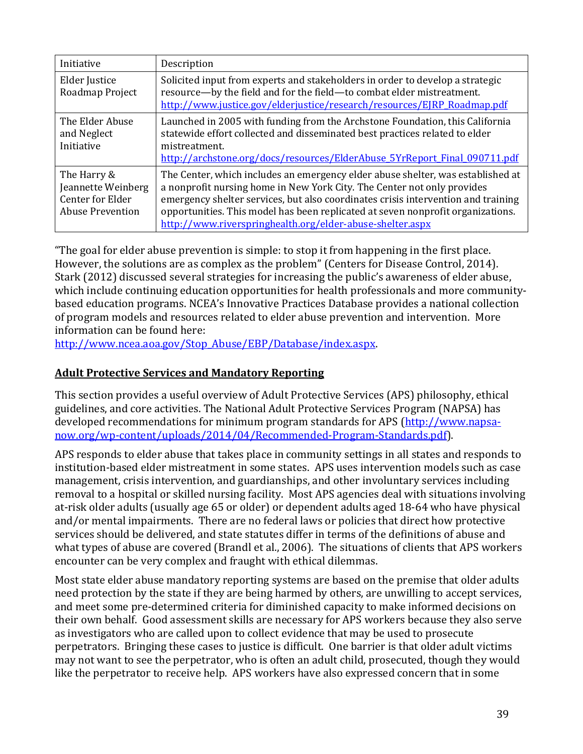| Initiative | Description |
| --- | --- |
| Elder Justice Roadmap Project | Solicited input from experts and stakeholders in order to develop a strategic resource—by the field and for the field—to combat elder mistreatment. http://www.justice.gov/elderjustice/research/resources/EJRP_Roadmap.pdf |
| The Elder Abuse and Neglect Initiative | Launched in 2005 with funding from the Archstone Foundation, this California statewide effort collected and disseminated best practices related to elder mistreatment. http://archstone.org/docs/resources/ElderAbuse_5YrReport_Final_090711.pdf |
| The Harry & Jeannette Weinberg Center for Elder Abuse Prevention | The Center, which includes an emergency elder abuse shelter, was established at a nonprofit nursing home in New York City. The Center not only provides emergency shelter services, but also coordinates crisis intervention and training opportunities. This model has been replicated at seven nonprofit organizations. http://www.riverspringhealth.org/elder-abuse-shelter.aspx |

"The goal for elder abuse prevention is simple: to stop it from happening in the first place. However, the solutions are as complex as the problem" (Centers for Disease Control, 2014). Stark (2012) discussed several strategies for increasing the public's awareness of elder abuse, which include continuing education opportunities for health professionals and more community-based education programs. NCEA's Innovative Practices Database provides a national collection of program models and resources related to elder abuse prevention and intervention. More information can be found here: http://www.ncea.aoa.gov/Stop_Abuse/EBP/Database/index.aspx.

## Adult Protective Services and Mandatory Reporting

This section provides a useful overview of Adult Protective Services (APS) philosophy, ethical guidelines, and core activities. The National Adult Protective Services Program (NAPSA) has developed recommendations for minimum program standards for APS (http://www.napsa-now.org/wp-content/uploads/2014/04/Recommended-Program-Standards.pdf).

APS responds to elder abuse that takes place in community settings in all states and responds to institution-based elder mistreatment in some states. APS uses intervention models such as case management, crisis intervention, and guardianships, and other involuntary services including removal to a hospital or skilled nursing facility. Most APS agencies deal with situations involving at-risk older adults (usually age 65 or older) or dependent adults aged 18-64 who have physical and/or mental impairments. There are no federal laws or policies that direct how protective services should be delivered, and state statutes differ in terms of the definitions of abuse and what types of abuse are covered (Brandl et al., 2006). The situations of clients that APS workers encounter can be very complex and fraught with ethical dilemmas.

Most state elder abuse mandatory reporting systems are based on the premise that older adults need protection by the state if they are being harmed by others, are unwilling to accept services, and meet some pre-determined criteria for diminished capacity to make informed decisions on their own behalf. Good assessment skills are necessary for APS workers because they also serve as investigators who are called upon to collect evidence that may be used to prosecute perpetrators. Bringing these cases to justice is difficult. One barrier is that older adult victims may not want to see the perpetrator, who is often an adult child, prosecuted, though they would like the perpetrator to receive help. APS workers have also expressed concern that in some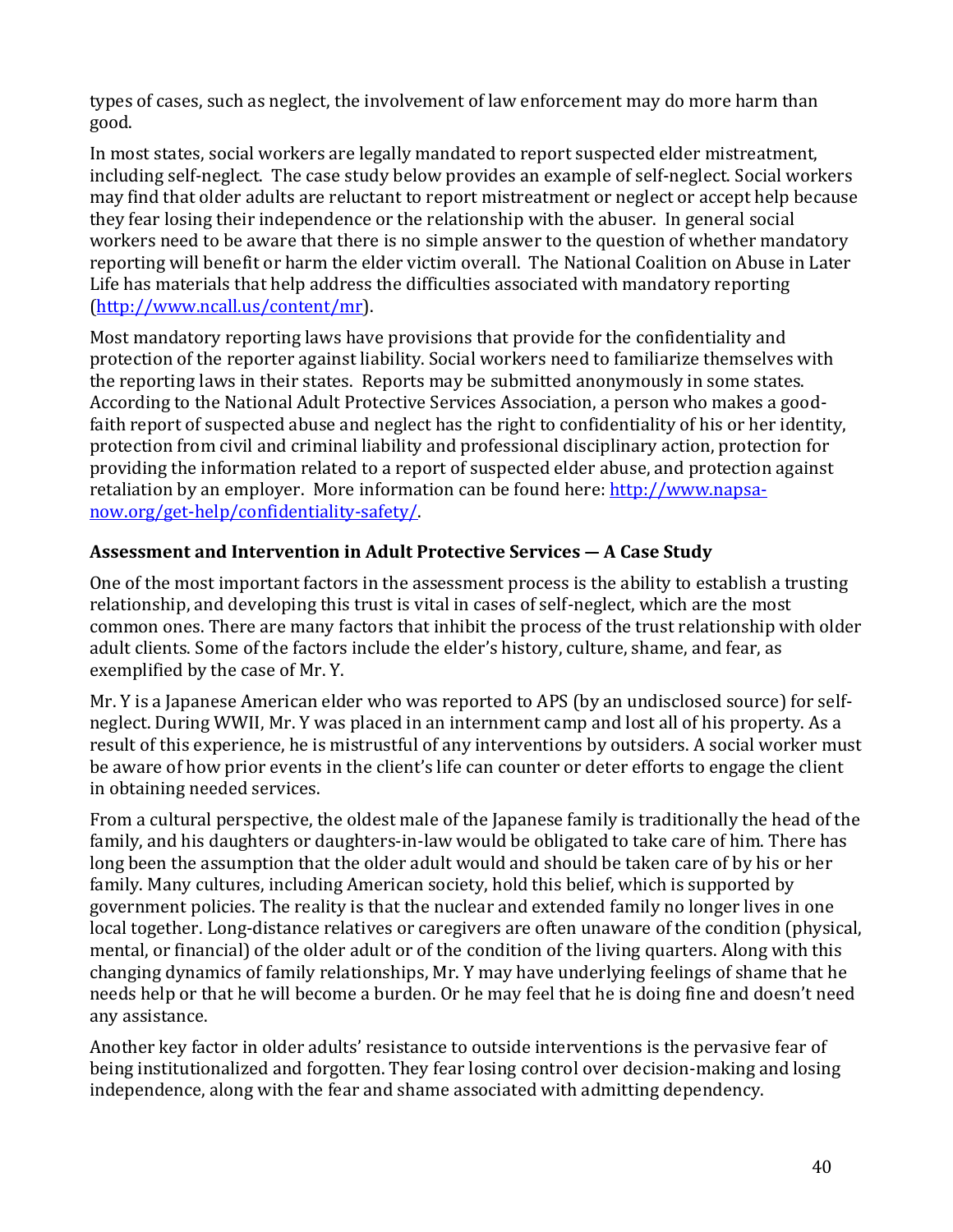types of cases, such as neglect, the involvement of law enforcement may do more harm than good.

In most states, social workers are legally mandated to report suspected elder mistreatment, including self-neglect. The case study below provides an example of self-neglect. Social workers may find that older adults are reluctant to report mistreatment or neglect or accept help because they fear losing their independence or the relationship with the abuser. In general social workers need to be aware that there is no simple answer to the question of whether mandatory reporting will benefit or harm the elder victim overall. The National Coalition on Abuse in Later Life has materials that help address the difficulties associated with mandatory reporting (http://www.ncall.us/content/mr).

Most mandatory reporting laws have provisions that provide for the confidentiality and protection of the reporter against liability. Social workers need to familiarize themselves with the reporting laws in their states. Reports may be submitted anonymously in some states. According to the National Adult Protective Services Association, a person who makes a good-faith report of suspected abuse and neglect has the right to confidentiality of his or her identity, protection from civil and criminal liability and professional disciplinary action, protection for providing the information related to a report of suspected elder abuse, and protection against retaliation by an employer. More information can be found here: http://www.napsa-now.org/get-help/confidentiality-safety/.

### Assessment and Intervention in Adult Protective Services — A Case Study

One of the most important factors in the assessment process is the ability to establish a trusting relationship, and developing this trust is vital in cases of self-neglect, which are the most common ones. There are many factors that inhibit the process of the trust relationship with older adult clients. Some of the factors include the elder's history, culture, shame, and fear, as exemplified by the case of Mr. Y.

Mr. Y is a Japanese American elder who was reported to APS (by an undisclosed source) for self-neglect. During WWII, Mr. Y was placed in an internment camp and lost all of his property. As a result of this experience, he is mistrustful of any interventions by outsiders. A social worker must be aware of how prior events in the client's life can counter or deter efforts to engage the client in obtaining needed services.

From a cultural perspective, the oldest male of the Japanese family is traditionally the head of the family, and his daughters or daughters-in-law would be obligated to take care of him. There has long been the assumption that the older adult would and should be taken care of by his or her family. Many cultures, including American society, hold this belief, which is supported by government policies. The reality is that the nuclear and extended family no longer lives in one local together. Long-distance relatives or caregivers are often unaware of the condition (physical, mental, or financial) of the older adult or of the condition of the living quarters. Along with this changing dynamics of family relationships, Mr. Y may have underlying feelings of shame that he needs help or that he will become a burden. Or he may feel that he is doing fine and doesn't need any assistance.

Another key factor in older adults' resistance to outside interventions is the pervasive fear of being institutionalized and forgotten. They fear losing control over decision-making and losing independence, along with the fear and shame associated with admitting dependency.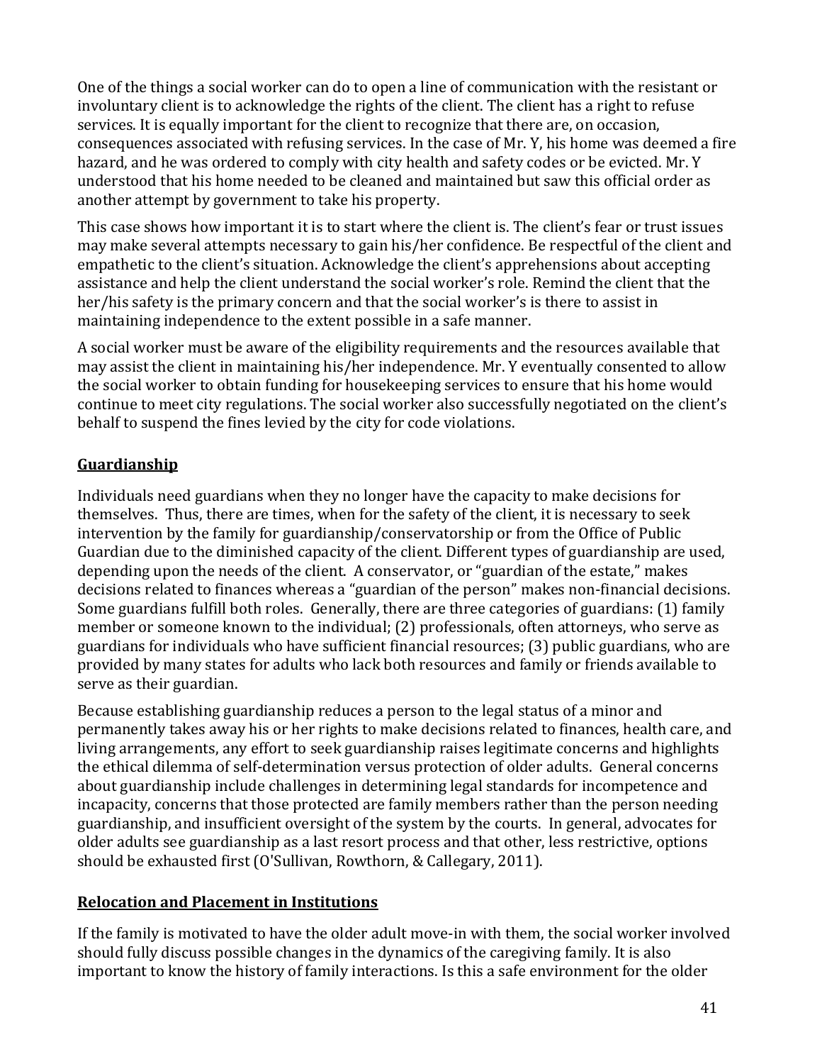One of the things a social worker can do to open a line of communication with the resistant or involuntary client is to acknowledge the rights of the client. The client has a right to refuse services. It is equally important for the client to recognize that there are, on occasion, consequences associated with refusing services. In the case of Mr. Y, his home was deemed a fire hazard, and he was ordered to comply with city health and safety codes or be evicted. Mr. Y understood that his home needed to be cleaned and maintained but saw this official order as another attempt by government to take his property.

This case shows how important it is to start where the client is. The client's fear or trust issues may make several attempts necessary to gain his/her confidence. Be respectful of the client and empathetic to the client's situation. Acknowledge the client's apprehensions about accepting assistance and help the client understand the social worker's role. Remind the client that the her/his safety is the primary concern and that the social worker's is there to assist in maintaining independence to the extent possible in a safe manner.

A social worker must be aware of the eligibility requirements and the resources available that may assist the client in maintaining his/her independence. Mr. Y eventually consented to allow the social worker to obtain funding for housekeeping services to ensure that his home would continue to meet city regulations. The social worker also successfully negotiated on the client's behalf to suspend the fines levied by the city for code violations.

## Guardianship

Individuals need guardians when they no longer have the capacity to make decisions for themselves. Thus, there are times, when for the safety of the client, it is necessary to seek intervention by the family for guardianship/conservatorship or from the Office of Public Guardian due to the diminished capacity of the client. Different types of guardianship are used, depending upon the needs of the client. A conservator, or "guardian of the estate," makes decisions related to finances whereas a "guardian of the person" makes non-financial decisions. Some guardians fulfill both roles. Generally, there are three categories of guardians: (1) family member or someone known to the individual; (2) professionals, often attorneys, who serve as guardians for individuals who have sufficient financial resources; (3) public guardians, who are provided by many states for adults who lack both resources and family or friends available to serve as their guardian.

Because establishing guardianship reduces a person to the legal status of a minor and permanently takes away his or her rights to make decisions related to finances, health care, and living arrangements, any effort to seek guardianship raises legitimate concerns and highlights the ethical dilemma of self-determination versus protection of older adults. General concerns about guardianship include challenges in determining legal standards for incompetence and incapacity, concerns that those protected are family members rather than the person needing guardianship, and insufficient oversight of the system by the courts. In general, advocates for older adults see guardianship as a last resort process and that other, less restrictive, options should be exhausted first (O'Sullivan, Rowthorn, & Callegary, 2011).

## Relocation and Placement in Institutions

If the family is motivated to have the older adult move-in with them, the social worker involved should fully discuss possible changes in the dynamics of the caregiving family. It is also important to know the history of family interactions. Is this a safe environment for the older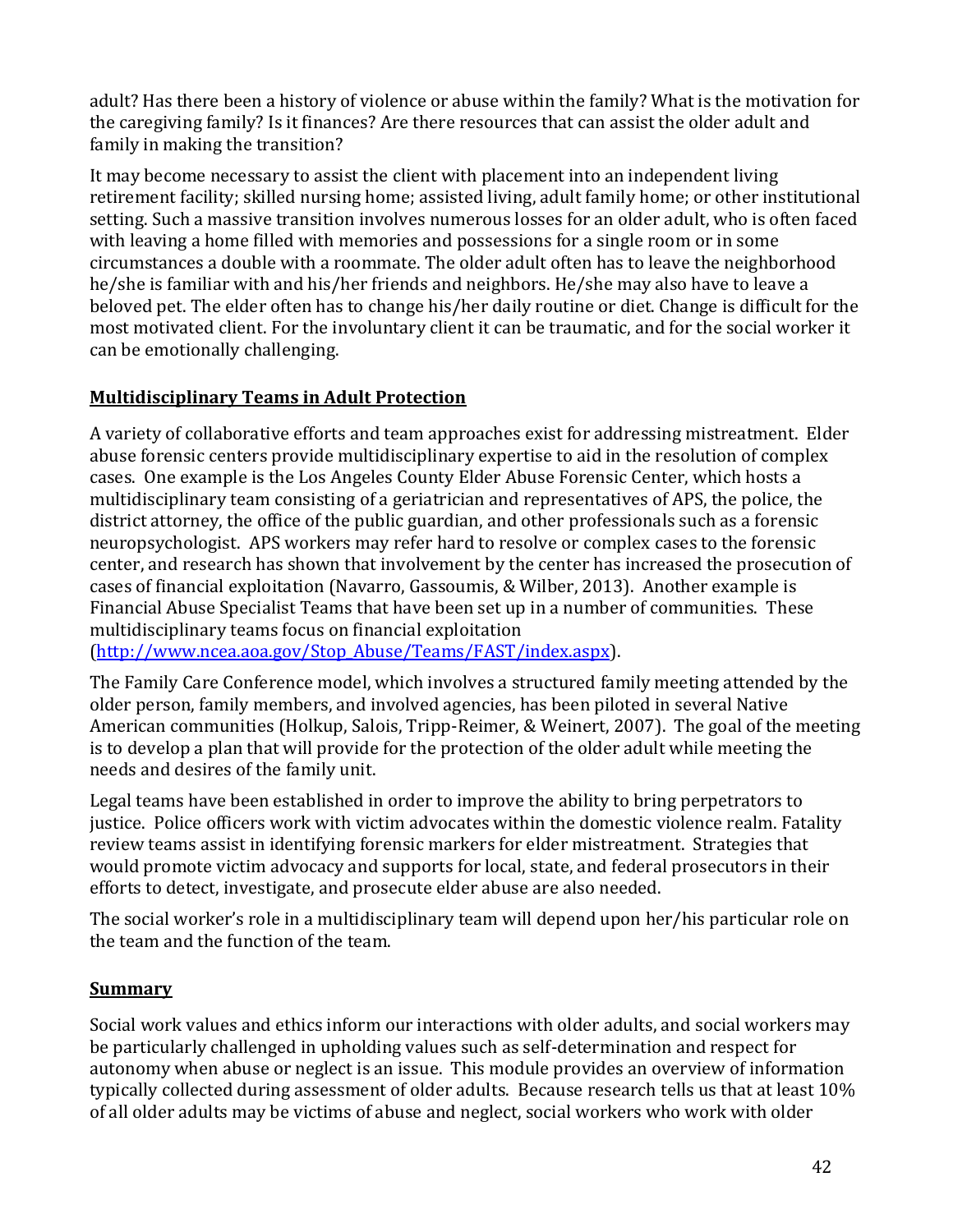adult? Has there been a history of violence or abuse within the family? What is the motivation for the caregiving family? Is it finances? Are there resources that can assist the older adult and family in making the transition?

It may become necessary to assist the client with placement into an independent living retirement facility; skilled nursing home; assisted living, adult family home; or other institutional setting. Such a massive transition involves numerous losses for an older adult, who is often faced with leaving a home filled with memories and possessions for a single room or in some circumstances a double with a roommate. The older adult often has to leave the neighborhood he/she is familiar with and his/her friends and neighbors. He/she may also have to leave a beloved pet. The elder often has to change his/her daily routine or diet. Change is difficult for the most motivated client. For the involuntary client it can be traumatic, and for the social worker it can be emotionally challenging.

## **Multidisciplinary Teams in Adult Protection**

A variety of collaborative efforts and team approaches exist for addressing mistreatment. Elder abuse forensic centers provide multidisciplinary expertise to aid in the resolution of complex cases. One example is the Los Angeles County Elder Abuse Forensic Center, which hosts a multidisciplinary team consisting of a geriatrician and representatives of APS, the police, the district attorney, the office of the public guardian, and other professionals such as a forensic neuropsychologist. APS workers may refer hard to resolve or complex cases to the forensic center, and research has shown that involvement by the center has increased the prosecution of cases of financial exploitation (Navarro, Gassoumis, & Wilber, 2013). Another example is Financial Abuse Specialist Teams that have been set up in a number of communities. These multidisciplinary teams focus on financial exploitation (http://www.ncea.aoa.gov/Stop_Abuse/Teams/FAST/index.aspx).

The Family Care Conference model, which involves a structured family meeting attended by the older person, family members, and involved agencies, has been piloted in several Native American communities (Holkup, Salois, Tripp-Reimer, & Weinert, 2007). The goal of the meeting is to develop a plan that will provide for the protection of the older adult while meeting the needs and desires of the family unit.

Legal teams have been established in order to improve the ability to bring perpetrators to justice. Police officers work with victim advocates within the domestic violence realm. Fatality review teams assist in identifying forensic markers for elder mistreatment. Strategies that would promote victim advocacy and supports for local, state, and federal prosecutors in their efforts to detect, investigate, and prosecute elder abuse are also needed.

The social worker's role in a multidisciplinary team will depend upon her/his particular role on the team and the function of the team.

## **Summary**

Social work values and ethics inform our interactions with older adults, and social workers may be particularly challenged in upholding values such as self-determination and respect for autonomy when abuse or neglect is an issue. This module provides an overview of information typically collected during assessment of older adults. Because research tells us that at least 10% of all older adults may be victims of abuse and neglect, social workers who work with older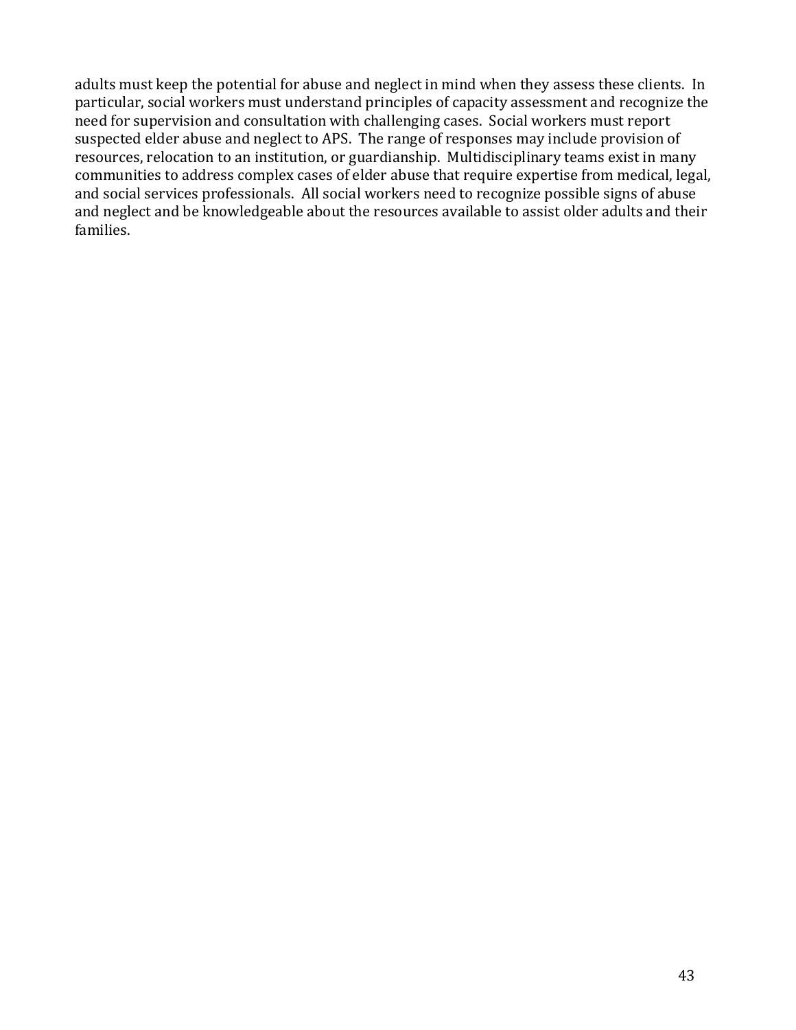adults must keep the potential for abuse and neglect in mind when they assess these clients. In particular, social workers must understand principles of capacity assessment and recognize the need for supervision and consultation with challenging cases. Social workers must report suspected elder abuse and neglect to APS. The range of responses may include provision of resources, relocation to an institution, or guardianship. Multidisciplinary teams exist in many communities to address complex cases of elder abuse that require expertise from medical, legal, and social services professionals. All social workers need to recognize possible signs of abuse and neglect and be knowledgeable about the resources available to assist older adults and their families.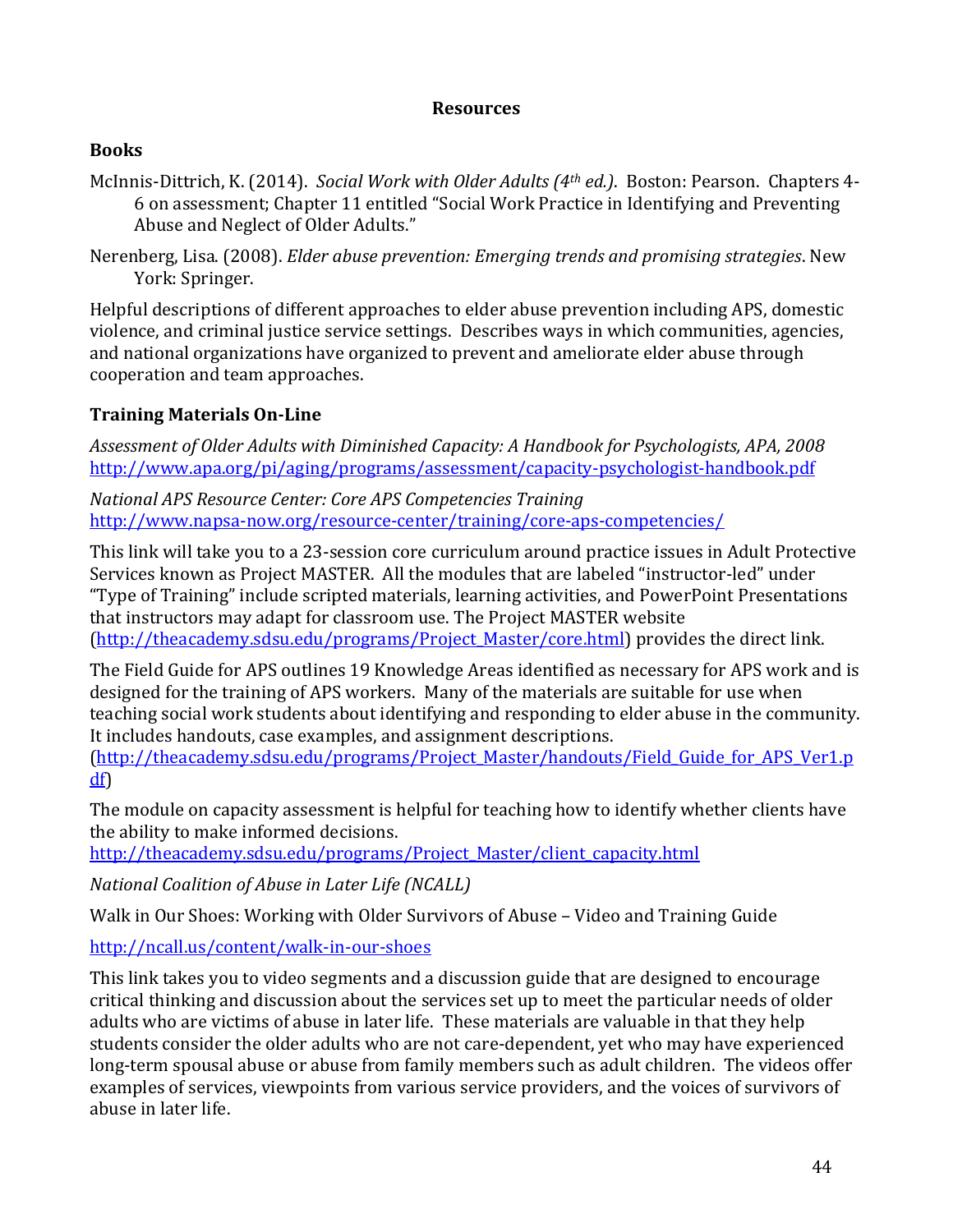## Resources

### Books

McInnis-Dittrich, K. (2014). *Social Work with Older Adults (4th ed.)*. Boston: Pearson. Chapters 4-6 on assessment; Chapter 11 entitled "Social Work Practice in Identifying and Preventing Abuse and Neglect of Older Adults."

Nerenberg, Lisa. (2008). *Elder abuse prevention: Emerging trends and promising strategies*. New York: Springer.

Helpful descriptions of different approaches to elder abuse prevention including APS, domestic violence, and criminal justice service settings. Describes ways in which communities, agencies, and national organizations have organized to prevent and ameliorate elder abuse through cooperation and team approaches.

### Training Materials On-Line

*Assessment of Older Adults with Diminished Capacity: A Handbook for Psychologists, APA, 2008*
http://www.apa.org/pi/aging/programs/assessment/capacity-psychologist-handbook.pdf

*National APS Resource Center: Core APS Competencies Training*
http://www.napsa-now.org/resource-center/training/core-aps-competencies/

This link will take you to a 23-session core curriculum around practice issues in Adult Protective Services known as Project MASTER. All the modules that are labeled "instructor-led" under "Type of Training" include scripted materials, learning activities, and PowerPoint Presentations that instructors may adapt for classroom use. The Project MASTER website (http://theacademy.sdsu.edu/programs/Project_Master/core.html) provides the direct link.

The Field Guide for APS outlines 19 Knowledge Areas identified as necessary for APS work and is designed for the training of APS workers. Many of the materials are suitable for use when teaching social work students about identifying and responding to elder abuse in the community. It includes handouts, case examples, and assignment descriptions. (http://theacademy.sdsu.edu/programs/Project_Master/handouts/Field_Guide_for_APS_Ver1.pdf)

The module on capacity assessment is helpful for teaching how to identify whether clients have the ability to make informed decisions.
http://theacademy.sdsu.edu/programs/Project_Master/client_capacity.html

*National Coalition of Abuse in Later Life (NCALL)*

Walk in Our Shoes: Working with Older Survivors of Abuse – Video and Training Guide

http://ncall.us/content/walk-in-our-shoes

This link takes you to video segments and a discussion guide that are designed to encourage critical thinking and discussion about the services set up to meet the particular needs of older adults who are victims of abuse in later life. These materials are valuable in that they help students consider the older adults who are not care-dependent, yet who may have experienced long-term spousal abuse or abuse from family members such as adult children. The videos offer examples of services, viewpoints from various service providers, and the voices of survivors of abuse in later life.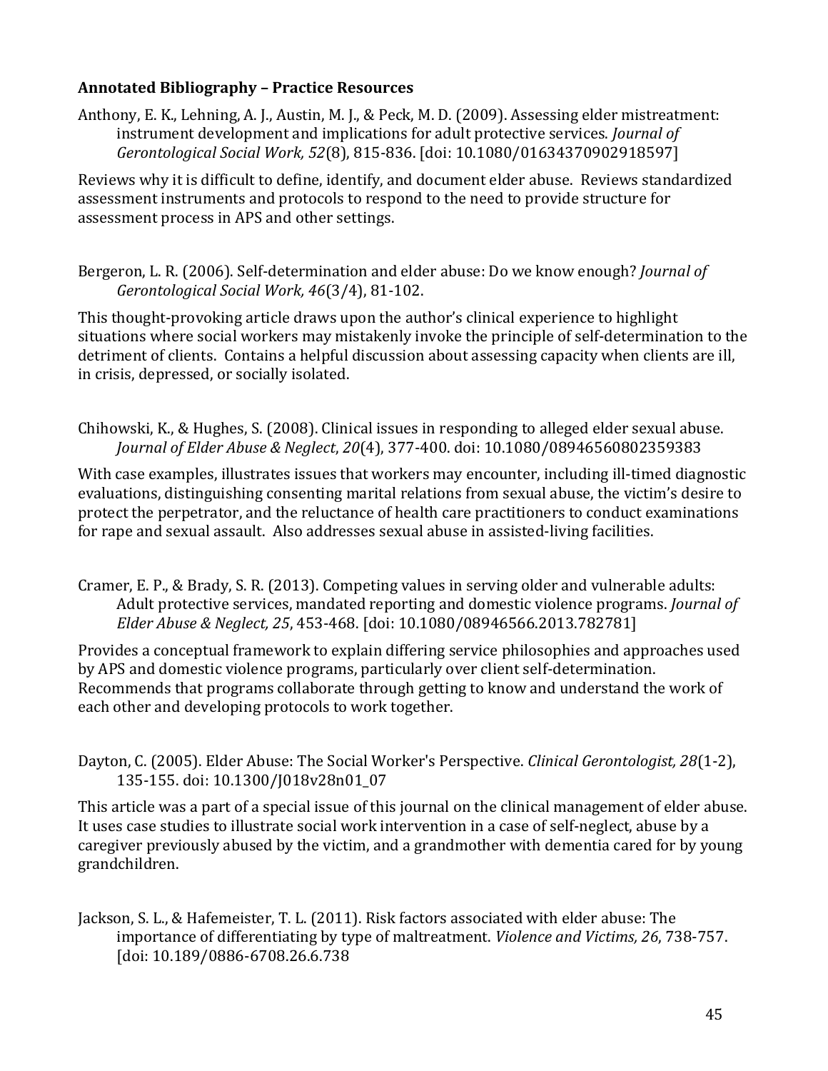**Annotated Bibliography – Practice Resources**

Anthony, E. K., Lehning, A. J., Austin, M. J., & Peck, M. D. (2009). Assessing elder mistreatment: instrument development and implications for adult protective services. *Journal of Gerontological Social Work, 52*(8), 815-836. [doi: 10.1080/01634370902918597]

Reviews why it is difficult to define, identify, and document elder abuse. Reviews standardized assessment instruments and protocols to respond to the need to provide structure for assessment process in APS and other settings.

Bergeron, L. R. (2006). Self-determination and elder abuse: Do we know enough? *Journal of Gerontological Social Work, 46*(3/4), 81-102.

This thought-provoking article draws upon the author's clinical experience to highlight situations where social workers may mistakenly invoke the principle of self-determination to the detriment of clients. Contains a helpful discussion about assessing capacity when clients are ill, in crisis, depressed, or socially isolated.

Chihowski, K., & Hughes, S. (2008). Clinical issues in responding to alleged elder sexual abuse. *Journal of Elder Abuse & Neglect*, *20*(4), 377-400. doi: 10.1080/08946560802359383

With case examples, illustrates issues that workers may encounter, including ill-timed diagnostic evaluations, distinguishing consenting marital relations from sexual abuse, the victim's desire to protect the perpetrator, and the reluctance of health care practitioners to conduct examinations for rape and sexual assault. Also addresses sexual abuse in assisted-living facilities.

Cramer, E. P., & Brady, S. R. (2013). Competing values in serving older and vulnerable adults: Adult protective services, mandated reporting and domestic violence programs. *Journal of Elder Abuse & Neglect, 25*, 453-468. [doi: 10.1080/08946566.2013.782781]

Provides a conceptual framework to explain differing service philosophies and approaches used by APS and domestic violence programs, particularly over client self-determination. Recommends that programs collaborate through getting to know and understand the work of each other and developing protocols to work together.

Dayton, C. (2005). Elder Abuse: The Social Worker's Perspective. *Clinical Gerontologist, 28*(1-2), 135-155. doi: 10.1300/J018v28n01_07

This article was a part of a special issue of this journal on the clinical management of elder abuse. It uses case studies to illustrate social work intervention in a case of self-neglect, abuse by a caregiver previously abused by the victim, and a grandmother with dementia cared for by young grandchildren.

Jackson, S. L., & Hafemeister, T. L. (2011). Risk factors associated with elder abuse: The importance of differentiating by type of maltreatment. *Violence and Victims, 26*, 738-757. [doi: 10.189/0886-6708.26.6.738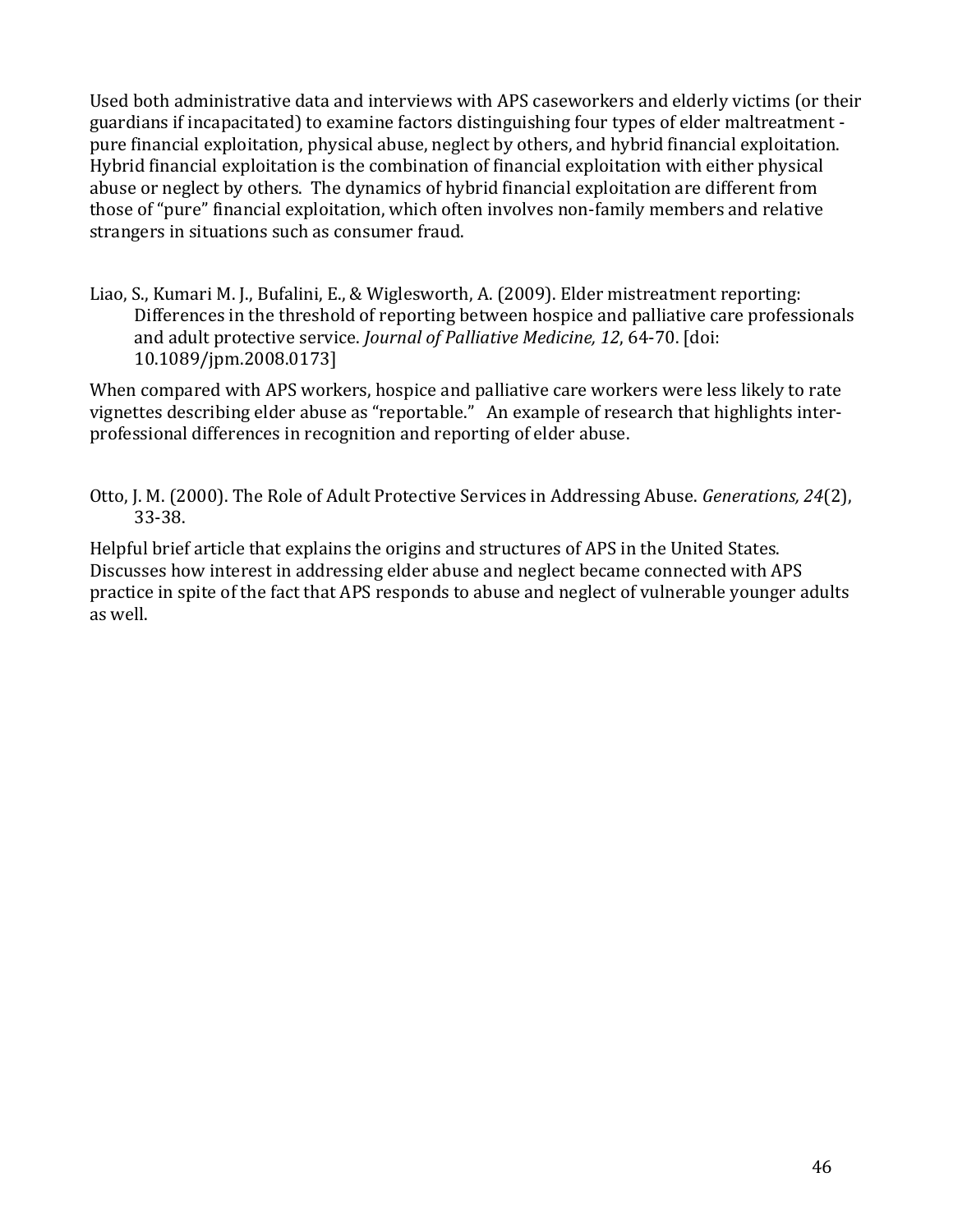Used both administrative data and interviews with APS caseworkers and elderly victims (or their guardians if incapacitated) to examine factors distinguishing four types of elder maltreatment - pure financial exploitation, physical abuse, neglect by others, and hybrid financial exploitation. Hybrid financial exploitation is the combination of financial exploitation with either physical abuse or neglect by others. The dynamics of hybrid financial exploitation are different from those of "pure" financial exploitation, which often involves non-family members and relative strangers in situations such as consumer fraud.

Liao, S., Kumari M. J., Bufalini, E., & Wiglesworth, A. (2009). Elder mistreatment reporting: Differences in the threshold of reporting between hospice and palliative care professionals and adult protective service. *Journal of Palliative Medicine, 12*, 64-70. [doi: 10.1089/jpm.2008.0173]

When compared with APS workers, hospice and palliative care workers were less likely to rate vignettes describing elder abuse as "reportable." An example of research that highlights inter-professional differences in recognition and reporting of elder abuse.

Otto, J. M. (2000). The Role of Adult Protective Services in Addressing Abuse. *Generations, 24*(2), 33-38.

Helpful brief article that explains the origins and structures of APS in the United States. Discusses how interest in addressing elder abuse and neglect became connected with APS practice in spite of the fact that APS responds to abuse and neglect of vulnerable younger adults as well.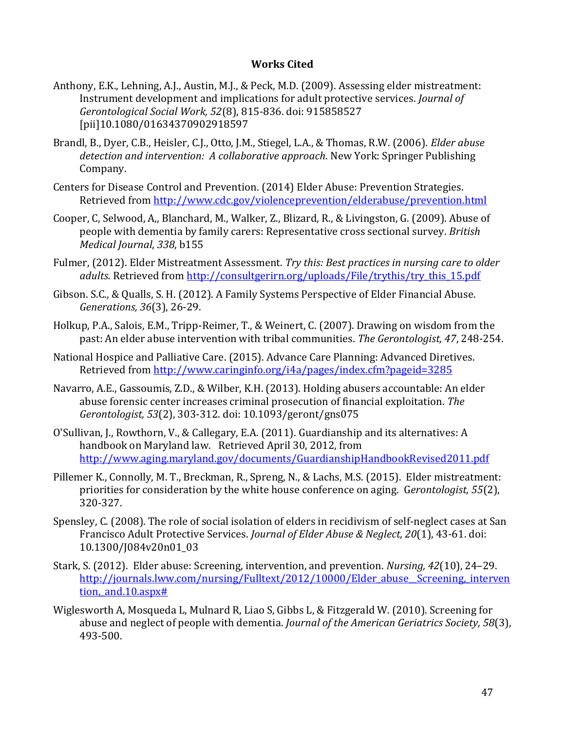**Works Cited**

Anthony, E.K., Lehning, A.J., Austin, M.J., & Peck, M.D. (2009). Assessing elder mistreatment: Instrument development and implications for adult protective services. *Journal of Gerontological Social Work, 52*(8), 815-836. doi: 915858527 [pii]10.1080/01634370902918597

Brandl, B., Dyer, C.B., Heisler, C.J., Otto, J.M., Stiegel, L.A., & Thomas, R.W. (2006). *Elder abuse detection and intervention: A collaborative approach*. New York: Springer Publishing Company.

Centers for Disease Control and Prevention. (2014) Elder Abuse: Prevention Strategies. Retrieved from http://www.cdc.gov/violenceprevention/elderabuse/prevention.html

Cooper, C, Selwood, A,, Blanchard, M., Walker, Z., Blizard, R., & Livingston, G. (2009). Abuse of people with dementia by family carers: Representative cross sectional survey. *British Medical Journal*, *338*, b155

Fulmer, (2012). Elder Mistreatment Assessment. *Try this: Best practices in nursing care to older adults.* Retrieved from http://consultgerirn.org/uploads/File/trythis/try_this_15.pdf

Gibson. S.C., & Qualls, S. H. (2012). A Family Systems Perspective of Elder Financial Abuse. *Generations, 36*(3), 26-29.

Holkup, P.A., Salois, E.M., Tripp-Reimer, T., & Weinert, C. (2007). Drawing on wisdom from the past: An elder abuse intervention with tribal communities. *The Gerontologist, 47*, 248-254.

National Hospice and Palliative Care. (2015). Advance Care Planning: Advanced Diretives. Retrieved from http://www.caringinfo.org/i4a/pages/index.cfm?pageid=3285

Navarro, A.E., Gassoumis, Z.D., & Wilber, K.H. (2013). Holding abusers accountable: An elder abuse forensic center increases criminal prosecution of financial exploitation. *The Gerontologist, 53*(2), 303-312. doi: 10.1093/geront/gns075

O'Sullivan, J., Rowthorn, V., & Callegary, E.A. (2011). Guardianship and its alternatives: A handbook on Maryland law. Retrieved April 30, 2012, from http://www.aging.maryland.gov/documents/GuardianshipHandbookRevised2011.pdf

Pillemer K., Connolly, M. T., Breckman, R., Spreng, N., & Lachs, M.S. (2015). Elder mistreatment: priorities for consideration by the white house conference on aging. G*erontologist, 55*(2), 320-327.

Spensley, C. (2008). The role of social isolation of elders in recidivism of self-neglect cases at San Francisco Adult Protective Services. *Journal of Elder Abuse & Neglect, 20*(1), 43-61. doi: 10.1300/J084v20n01_03

Stark, S. (2012). Elder abuse: Screening, intervention, and prevention. *Nursing, 42*(10), 24–29. http://journals.lww.com/nursing/Fulltext/2012/10000/Elder_abuse__Screening,_intervention,_and.10.aspx#

Wiglesworth A, Mosqueda L, Mulnard R, Liao S, Gibbs L, & Fitzgerald W. (2010). Screening for abuse and neglect of people with dementia. *Journal of the American Geriatrics Society, 58*(3), 493-500.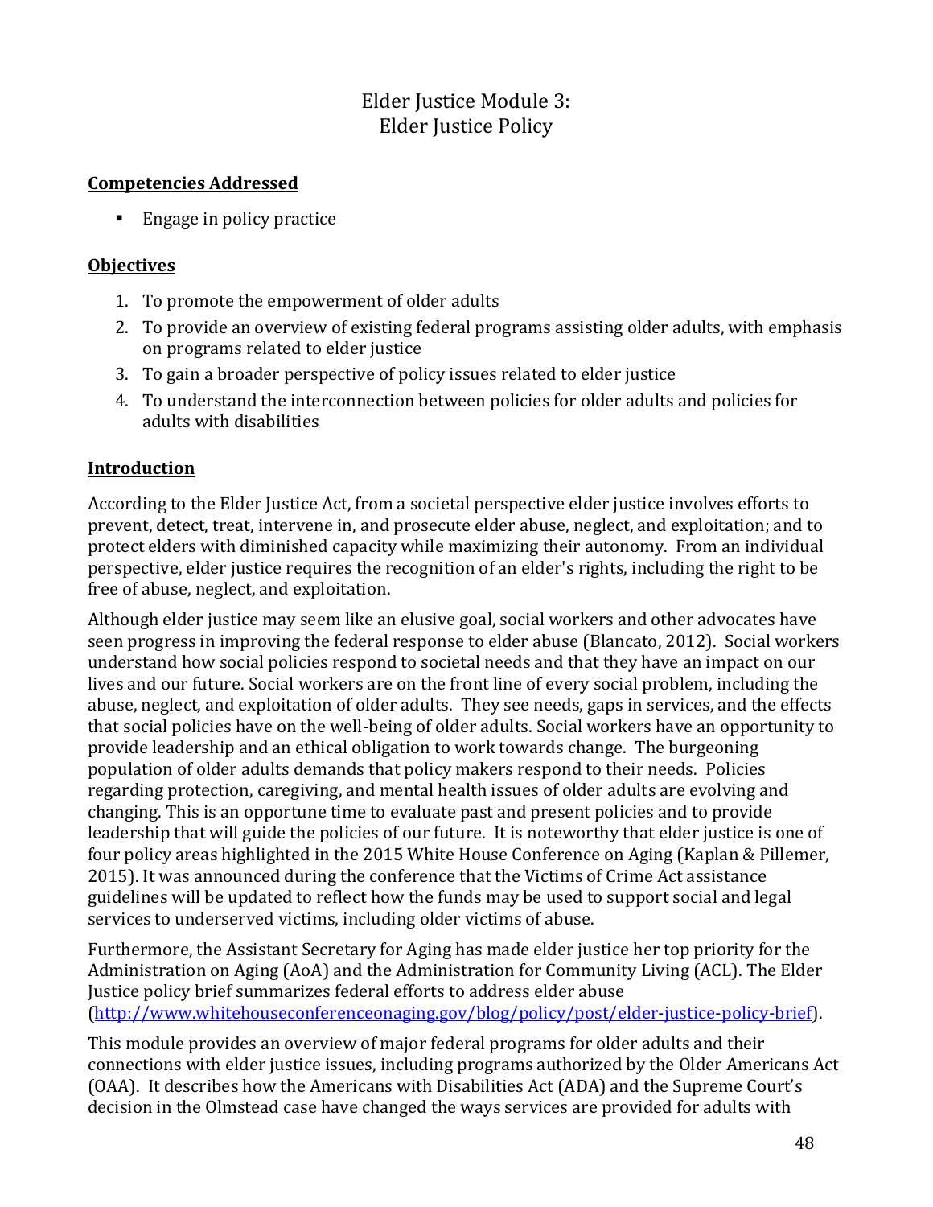# Elder Justice Module 3:
# Elder Justice Policy

## Competencies Addressed

- Engage in policy practice

## Objectives

1. To promote the empowerment of older adults
2. To provide an overview of existing federal programs assisting older adults, with emphasis on programs related to elder justice
3. To gain a broader perspective of policy issues related to elder justice
4. To understand the interconnection between policies for older adults and policies for adults with disabilities

## Introduction

According to the Elder Justice Act, from a societal perspective elder justice involves efforts to prevent, detect, treat, intervene in, and prosecute elder abuse, neglect, and exploitation; and to protect elders with diminished capacity while maximizing their autonomy. From an individual perspective, elder justice requires the recognition of an elder's rights, including the right to be free of abuse, neglect, and exploitation.

Although elder justice may seem like an elusive goal, social workers and other advocates have seen progress in improving the federal response to elder abuse (Blancato, 2012). Social workers understand how social policies respond to societal needs and that they have an impact on our lives and our future. Social workers are on the front line of every social problem, including the abuse, neglect, and exploitation of older adults. They see needs, gaps in services, and the effects that social policies have on the well-being of older adults. Social workers have an opportunity to provide leadership and an ethical obligation to work towards change. The burgeoning population of older adults demands that policy makers respond to their needs. Policies regarding protection, caregiving, and mental health issues of older adults are evolving and changing. This is an opportune time to evaluate past and present policies and to provide leadership that will guide the policies of our future. It is noteworthy that elder justice is one of four policy areas highlighted in the 2015 White House Conference on Aging (Kaplan & Pillemer, 2015). It was announced during the conference that the Victims of Crime Act assistance guidelines will be updated to reflect how the funds may be used to support social and legal services to underserved victims, including older victims of abuse.

Furthermore, the Assistant Secretary for Aging has made elder justice her top priority for the Administration on Aging (AoA) and the Administration for Community Living (ACL). The Elder Justice policy brief summarizes federal efforts to address elder abuse (http://www.whitehouseconferenceonaging.gov/blog/policy/post/elder-justice-policy-brief).

This module provides an overview of major federal programs for older adults and their connections with elder justice issues, including programs authorized by the Older Americans Act (OAA). It describes how the Americans with Disabilities Act (ADA) and the Supreme Court's decision in the Olmstead case have changed the ways services are provided for adults with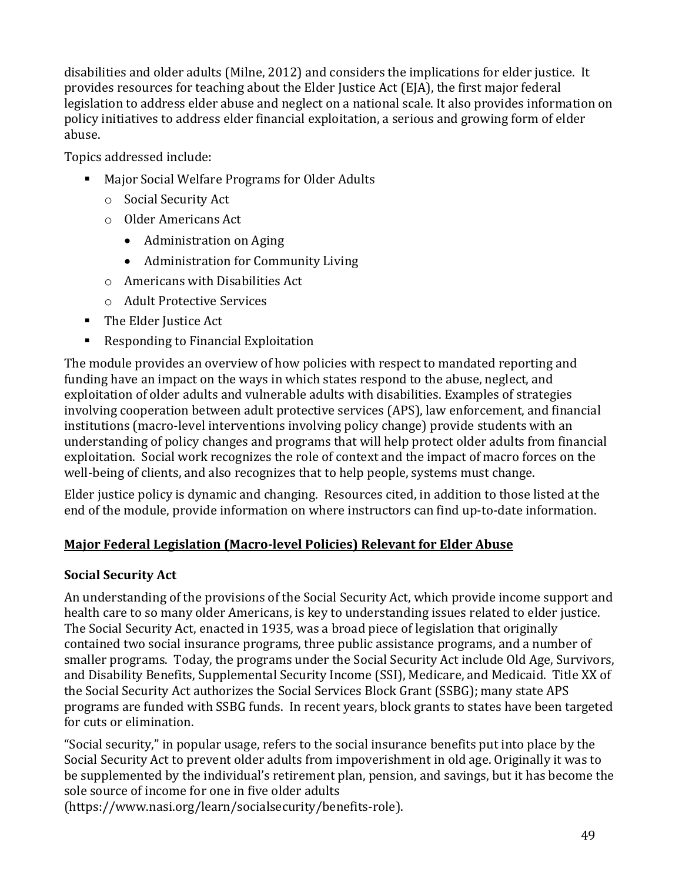disabilities and older adults (Milne, 2012) and considers the implications for elder justice. It provides resources for teaching about the Elder Justice Act (EJA), the first major federal legislation to address elder abuse and neglect on a national scale. It also provides information on policy initiatives to address elder financial exploitation, a serious and growing form of elder abuse.

Topics addressed include:

- Major Social Welfare Programs for Older Adults
  - Social Security Act
  - Older Americans Act
    - Administration on Aging
    - Administration for Community Living
  - Americans with Disabilities Act
  - Adult Protective Services
- The Elder Justice Act
- Responding to Financial Exploitation

The module provides an overview of how policies with respect to mandated reporting and funding have an impact on the ways in which states respond to the abuse, neglect, and exploitation of older adults and vulnerable adults with disabilities. Examples of strategies involving cooperation between adult protective services (APS), law enforcement, and financial institutions (macro-level interventions involving policy change) provide students with an understanding of policy changes and programs that will help protect older adults from financial exploitation. Social work recognizes the role of context and the impact of macro forces on the well-being of clients, and also recognizes that to help people, systems must change.

Elder justice policy is dynamic and changing. Resources cited, in addition to those listed at the end of the module, provide information on where instructors can find up-to-date information.

## Major Federal Legislation (Macro-level Policies) Relevant for Elder Abuse

### Social Security Act

An understanding of the provisions of the Social Security Act, which provide income support and health care to so many older Americans, is key to understanding issues related to elder justice. The Social Security Act, enacted in 1935, was a broad piece of legislation that originally contained two social insurance programs, three public assistance programs, and a number of smaller programs. Today, the programs under the Social Security Act include Old Age, Survivors, and Disability Benefits, Supplemental Security Income (SSI), Medicare, and Medicaid. Title XX of the Social Security Act authorizes the Social Services Block Grant (SSBG); many state APS programs are funded with SSBG funds. In recent years, block grants to states have been targeted for cuts or elimination.

"Social security," in popular usage, refers to the social insurance benefits put into place by the Social Security Act to prevent older adults from impoverishment in old age. Originally it was to be supplemented by the individual's retirement plan, pension, and savings, but it has become the sole source of income for one in five older adults (https://www.nasi.org/learn/socialsecurity/benefits-role).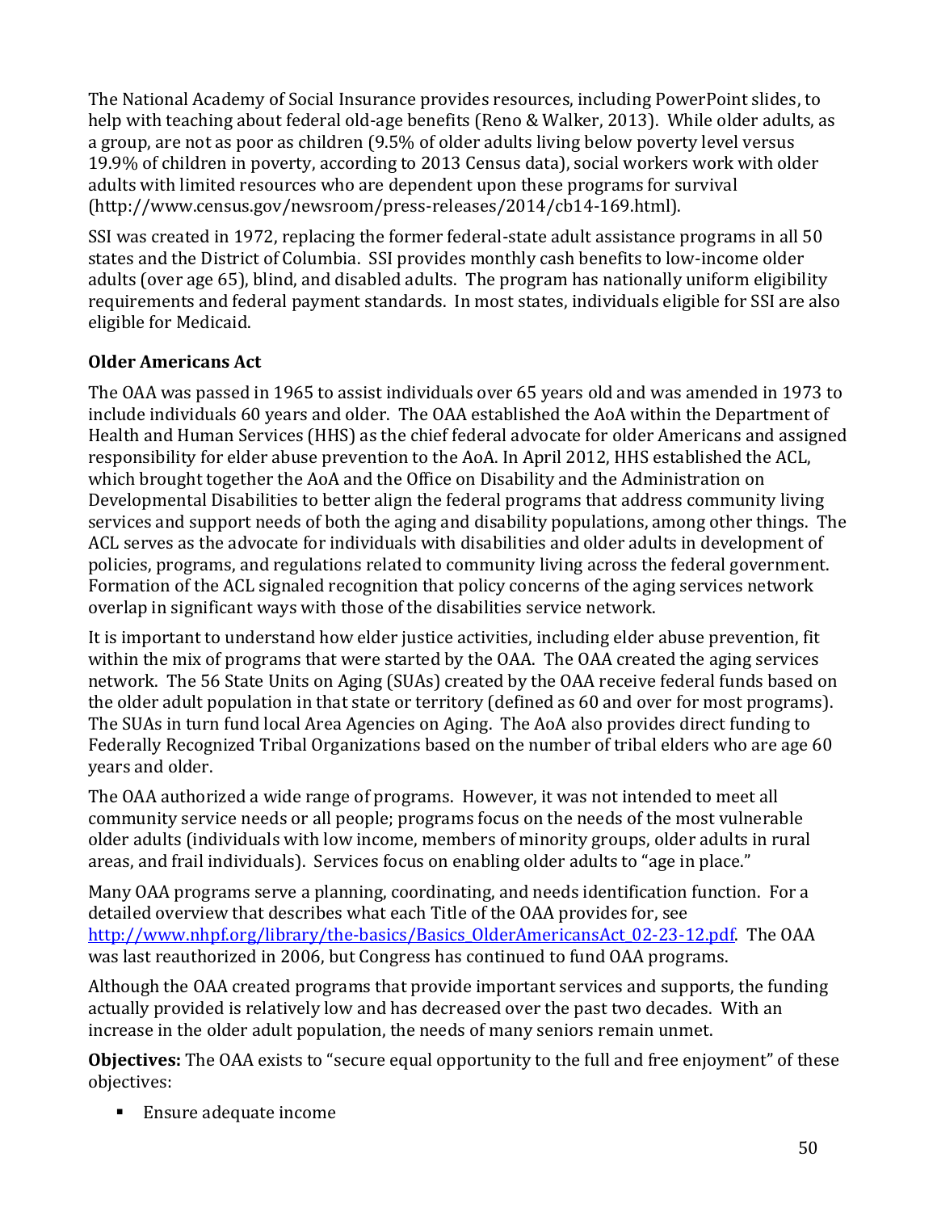The National Academy of Social Insurance provides resources, including PowerPoint slides, to help with teaching about federal old-age benefits (Reno & Walker, 2013). While older adults, as a group, are not as poor as children (9.5% of older adults living below poverty level versus 19.9% of children in poverty, according to 2013 Census data), social workers work with older adults with limited resources who are dependent upon these programs for survival (http://www.census.gov/newsroom/press-releases/2014/cb14-169.html).

SSI was created in 1972, replacing the former federal-state adult assistance programs in all 50 states and the District of Columbia. SSI provides monthly cash benefits to low-income older adults (over age 65), blind, and disabled adults. The program has nationally uniform eligibility requirements and federal payment standards. In most states, individuals eligible for SSI are also eligible for Medicaid.

### Older Americans Act

The OAA was passed in 1965 to assist individuals over 65 years old and was amended in 1973 to include individuals 60 years and older. The OAA established the AoA within the Department of Health and Human Services (HHS) as the chief federal advocate for older Americans and assigned responsibility for elder abuse prevention to the AoA. In April 2012, HHS established the ACL, which brought together the AoA and the Office on Disability and the Administration on Developmental Disabilities to better align the federal programs that address community living services and support needs of both the aging and disability populations, among other things. The ACL serves as the advocate for individuals with disabilities and older adults in development of policies, programs, and regulations related to community living across the federal government. Formation of the ACL signaled recognition that policy concerns of the aging services network overlap in significant ways with those of the disabilities service network.

It is important to understand how elder justice activities, including elder abuse prevention, fit within the mix of programs that were started by the OAA. The OAA created the aging services network. The 56 State Units on Aging (SUAs) created by the OAA receive federal funds based on the older adult population in that state or territory (defined as 60 and over for most programs). The SUAs in turn fund local Area Agencies on Aging. The AoA also provides direct funding to Federally Recognized Tribal Organizations based on the number of tribal elders who are age 60 years and older.

The OAA authorized a wide range of programs. However, it was not intended to meet all community service needs or all people; programs focus on the needs of the most vulnerable older adults (individuals with low income, members of minority groups, older adults in rural areas, and frail individuals). Services focus on enabling older adults to "age in place."

Many OAA programs serve a planning, coordinating, and needs identification function. For a detailed overview that describes what each Title of the OAA provides for, see [http://www.nhpf.org/library/the-basics/Basics_OlderAmericansAct_02-23-12.pdf](http://www.nhpf.org/library/the-basics/Basics_OlderAmericansAct_02-23-12.pdf). The OAA was last reauthorized in 2006, but Congress has continued to fund OAA programs.

Although the OAA created programs that provide important services and supports, the funding actually provided is relatively low and has decreased over the past two decades. With an increase in the older adult population, the needs of many seniors remain unmet.

**Objectives:** The OAA exists to "secure equal opportunity to the full and free enjoyment" of these objectives:

- Ensure adequate income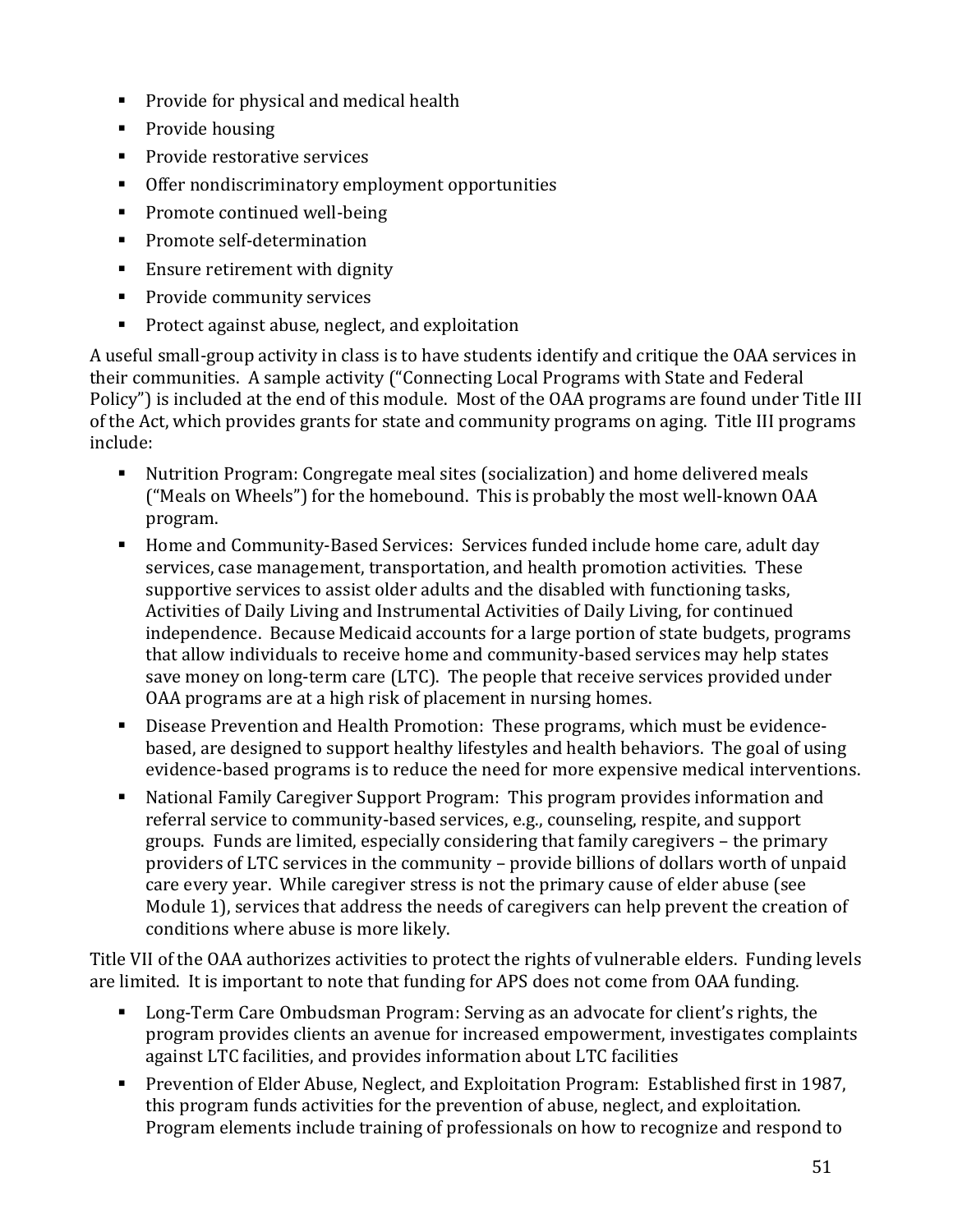- Provide for physical and medical health
- Provide housing
- Provide restorative services
- Offer nondiscriminatory employment opportunities
- Promote continued well-being
- Promote self-determination
- Ensure retirement with dignity
- Provide community services
- Protect against abuse, neglect, and exploitation

A useful small-group activity in class is to have students identify and critique the OAA services in their communities. A sample activity ("Connecting Local Programs with State and Federal Policy") is included at the end of this module. Most of the OAA programs are found under Title III of the Act, which provides grants for state and community programs on aging. Title III programs include:

- Nutrition Program: Congregate meal sites (socialization) and home delivered meals ("Meals on Wheels") for the homebound. This is probably the most well-known OAA program.
- Home and Community-Based Services: Services funded include home care, adult day services, case management, transportation, and health promotion activities. These supportive services to assist older adults and the disabled with functioning tasks, Activities of Daily Living and Instrumental Activities of Daily Living, for continued independence. Because Medicaid accounts for a large portion of state budgets, programs that allow individuals to receive home and community-based services may help states save money on long-term care (LTC). The people that receive services provided under OAA programs are at a high risk of placement in nursing homes.
- Disease Prevention and Health Promotion: These programs, which must be evidence-based, are designed to support healthy lifestyles and health behaviors. The goal of using evidence-based programs is to reduce the need for more expensive medical interventions.
- National Family Caregiver Support Program: This program provides information and referral service to community-based services, e.g., counseling, respite, and support groups. Funds are limited, especially considering that family caregivers – the primary providers of LTC services in the community – provide billions of dollars worth of unpaid care every year. While caregiver stress is not the primary cause of elder abuse (see Module 1), services that address the needs of caregivers can help prevent the creation of conditions where abuse is more likely.

Title VII of the OAA authorizes activities to protect the rights of vulnerable elders. Funding levels are limited. It is important to note that funding for APS does not come from OAA funding.

- Long-Term Care Ombudsman Program: Serving as an advocate for client's rights, the program provides clients an avenue for increased empowerment, investigates complaints against LTC facilities, and provides information about LTC facilities
- Prevention of Elder Abuse, Neglect, and Exploitation Program: Established first in 1987, this program funds activities for the prevention of abuse, neglect, and exploitation. Program elements include training of professionals on how to recognize and respond to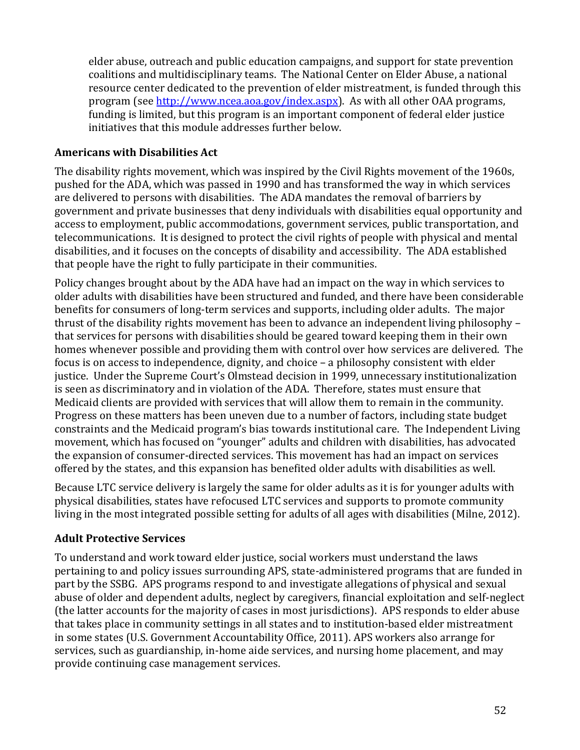elder abuse, outreach and public education campaigns, and support for state prevention coalitions and multidisciplinary teams. The National Center on Elder Abuse, a national resource center dedicated to the prevention of elder mistreatment, is funded through this program (see http://www.ncea.aoa.gov/index.aspx). As with all other OAA programs, funding is limited, but this program is an important component of federal elder justice initiatives that this module addresses further below.

### Americans with Disabilities Act

The disability rights movement, which was inspired by the Civil Rights movement of the 1960s, pushed for the ADA, which was passed in 1990 and has transformed the way in which services are delivered to persons with disabilities. The ADA mandates the removal of barriers by government and private businesses that deny individuals with disabilities equal opportunity and access to employment, public accommodations, government services, public transportation, and telecommunications. It is designed to protect the civil rights of people with physical and mental disabilities, and it focuses on the concepts of disability and accessibility. The ADA established that people have the right to fully participate in their communities.

Policy changes brought about by the ADA have had an impact on the way in which services to older adults with disabilities have been structured and funded, and there have been considerable benefits for consumers of long-term services and supports, including older adults. The major thrust of the disability rights movement has been to advance an independent living philosophy – that services for persons with disabilities should be geared toward keeping them in their own homes whenever possible and providing them with control over how services are delivered. The focus is on access to independence, dignity, and choice – a philosophy consistent with elder justice. Under the Supreme Court's Olmstead decision in 1999, unnecessary institutionalization is seen as discriminatory and in violation of the ADA. Therefore, states must ensure that Medicaid clients are provided with services that will allow them to remain in the community. Progress on these matters has been uneven due to a number of factors, including state budget constraints and the Medicaid program's bias towards institutional care. The Independent Living movement, which has focused on "younger" adults and children with disabilities, has advocated the expansion of consumer-directed services. This movement has had an impact on services offered by the states, and this expansion has benefited older adults with disabilities as well.

Because LTC service delivery is largely the same for older adults as it is for younger adults with physical disabilities, states have refocused LTC services and supports to promote community living in the most integrated possible setting for adults of all ages with disabilities (Milne, 2012).

### Adult Protective Services

To understand and work toward elder justice, social workers must understand the laws pertaining to and policy issues surrounding APS, state-administered programs that are funded in part by the SSBG. APS programs respond to and investigate allegations of physical and sexual abuse of older and dependent adults, neglect by caregivers, financial exploitation and self-neglect (the latter accounts for the majority of cases in most jurisdictions). APS responds to elder abuse that takes place in community settings in all states and to institution-based elder mistreatment in some states (U.S. Government Accountability Office, 2011). APS workers also arrange for services, such as guardianship, in-home aide services, and nursing home placement, and may provide continuing case management services.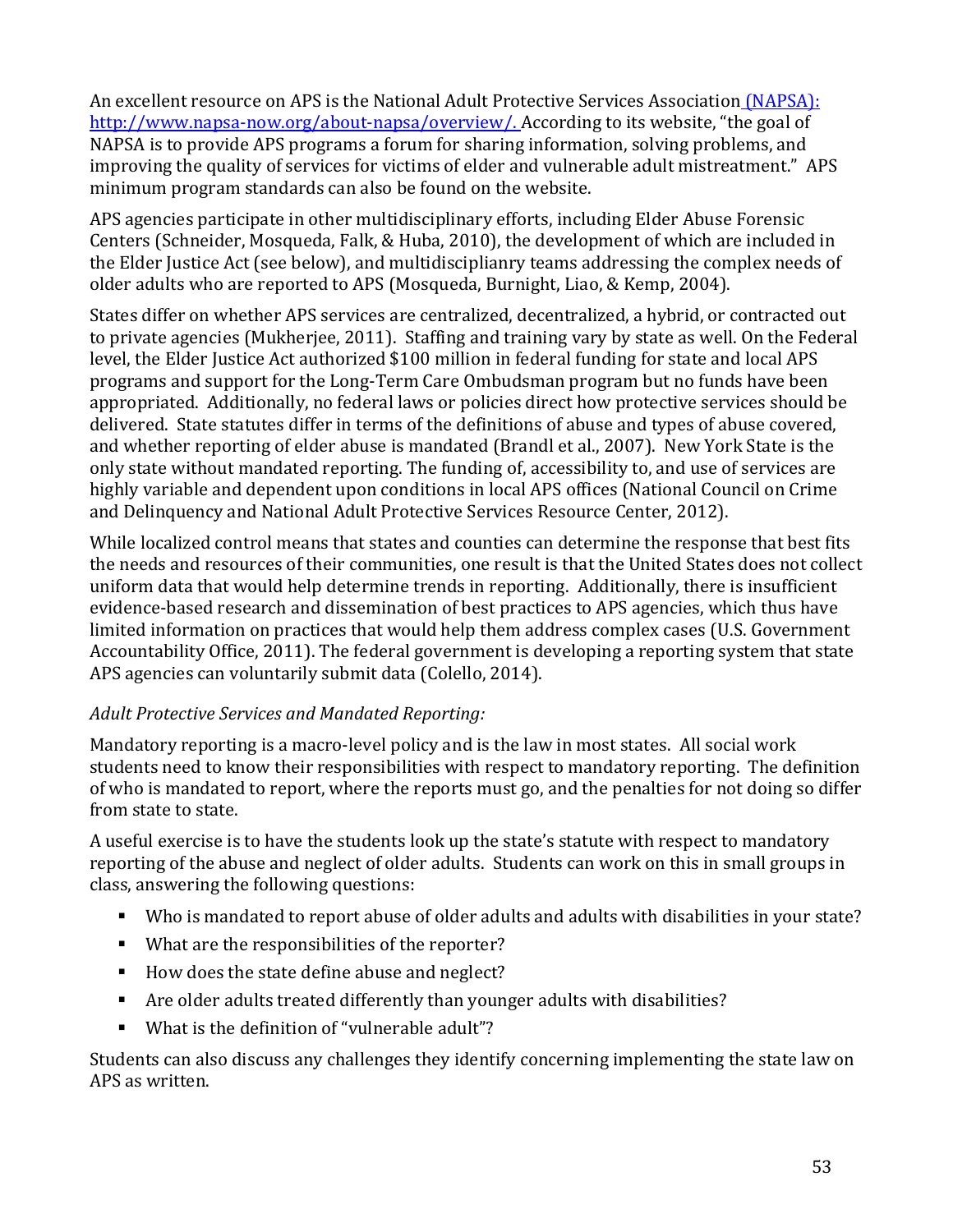An excellent resource on APS is the National Adult Protective Services Association (NAPSA): http://www.napsa-now.org/about-napsa/overview/. According to its website, "the goal of NAPSA is to provide APS programs a forum for sharing information, solving problems, and improving the quality of services for victims of elder and vulnerable adult mistreatment." APS minimum program standards can also be found on the website.

APS agencies participate in other multidisciplinary efforts, including Elder Abuse Forensic Centers (Schneider, Mosqueda, Falk, & Huba, 2010), the development of which are included in the Elder Justice Act (see below), and multidisciplianry teams addressing the complex needs of older adults who are reported to APS (Mosqueda, Burnight, Liao, & Kemp, 2004).

States differ on whether APS services are centralized, decentralized, a hybrid, or contracted out to private agencies (Mukherjee, 2011). Staffing and training vary by state as well. On the Federal level, the Elder Justice Act authorized $100 million in federal funding for state and local APS programs and support for the Long-Term Care Ombudsman program but no funds have been appropriated. Additionally, no federal laws or policies direct how protective services should be delivered. State statutes differ in terms of the definitions of abuse and types of abuse covered, and whether reporting of elder abuse is mandated (Brandl et al., 2007). New York State is the only state without mandated reporting. The funding of, accessibility to, and use of services are highly variable and dependent upon conditions in local APS offices (National Council on Crime and Delinquency and National Adult Protective Services Resource Center, 2012).

While localized control means that states and counties can determine the response that best fits the needs and resources of their communities, one result is that the United States does not collect uniform data that would help determine trends in reporting. Additionally, there is insufficient evidence-based research and dissemination of best practices to APS agencies, which thus have limited information on practices that would help them address complex cases (U.S. Government Accountability Office, 2011). The federal government is developing a reporting system that state APS agencies can voluntarily submit data (Colello, 2014).

*Adult Protective Services and Mandated Reporting:*

Mandatory reporting is a macro-level policy and is the law in most states. All social work students need to know their responsibilities with respect to mandatory reporting. The definition of who is mandated to report, where the reports must go, and the penalties for not doing so differ from state to state.

A useful exercise is to have the students look up the state's statute with respect to mandatory reporting of the abuse and neglect of older adults. Students can work on this in small groups in class, answering the following questions:

- Who is mandated to report abuse of older adults and adults with disabilities in your state?
- What are the responsibilities of the reporter?
- How does the state define abuse and neglect?
- Are older adults treated differently than younger adults with disabilities?
- What is the definition of "vulnerable adult"?

Students can also discuss any challenges they identify concerning implementing the state law on APS as written.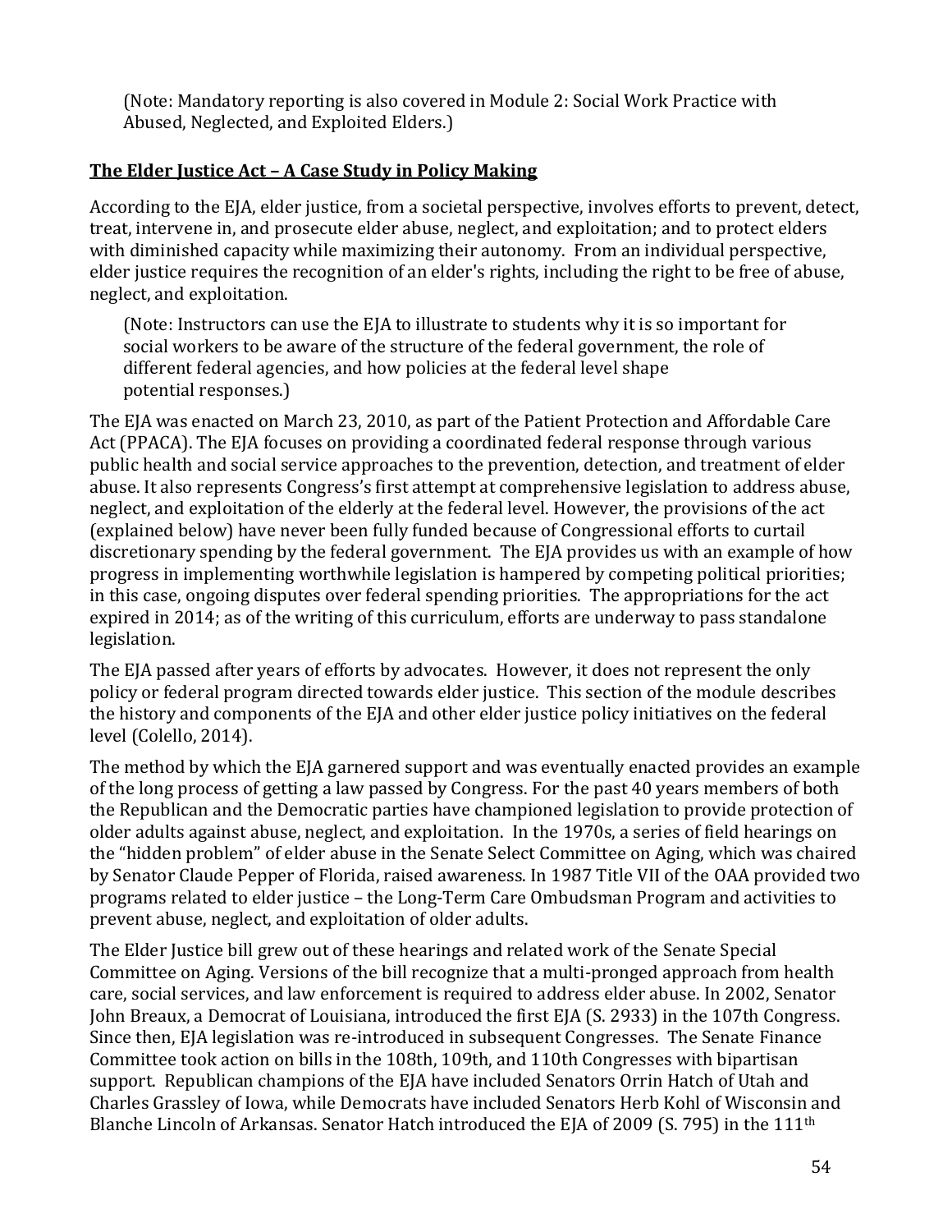(Note: Mandatory reporting is also covered in Module 2: Social Work Practice with Abused, Neglected, and Exploited Elders.)

## The Elder Justice Act – A Case Study in Policy Making

According to the EJA, elder justice, from a societal perspective, involves efforts to prevent, detect, treat, intervene in, and prosecute elder abuse, neglect, and exploitation; and to protect elders with diminished capacity while maximizing their autonomy. From an individual perspective, elder justice requires the recognition of an elder's rights, including the right to be free of abuse, neglect, and exploitation.

(Note: Instructors can use the EJA to illustrate to students why it is so important for social workers to be aware of the structure of the federal government, the role of different federal agencies, and how policies at the federal level shape potential responses.)

The EJA was enacted on March 23, 2010, as part of the Patient Protection and Affordable Care Act (PPACA). The EJA focuses on providing a coordinated federal response through various public health and social service approaches to the prevention, detection, and treatment of elder abuse. It also represents Congress's first attempt at comprehensive legislation to address abuse, neglect, and exploitation of the elderly at the federal level. However, the provisions of the act (explained below) have never been fully funded because of Congressional efforts to curtail discretionary spending by the federal government. The EJA provides us with an example of how progress in implementing worthwhile legislation is hampered by competing political priorities; in this case, ongoing disputes over federal spending priorities. The appropriations for the act expired in 2014; as of the writing of this curriculum, efforts are underway to pass standalone legislation.

The EJA passed after years of efforts by advocates. However, it does not represent the only policy or federal program directed towards elder justice. This section of the module describes the history and components of the EJA and other elder justice policy initiatives on the federal level (Colello, 2014).

The method by which the EJA garnered support and was eventually enacted provides an example of the long process of getting a law passed by Congress. For the past 40 years members of both the Republican and the Democratic parties have championed legislation to provide protection of older adults against abuse, neglect, and exploitation. In the 1970s, a series of field hearings on the "hidden problem" of elder abuse in the Senate Select Committee on Aging, which was chaired by Senator Claude Pepper of Florida, raised awareness. In 1987 Title VII of the OAA provided two programs related to elder justice – the Long-Term Care Ombudsman Program and activities to prevent abuse, neglect, and exploitation of older adults.

The Elder Justice bill grew out of these hearings and related work of the Senate Special Committee on Aging. Versions of the bill recognize that a multi-pronged approach from health care, social services, and law enforcement is required to address elder abuse. In 2002, Senator John Breaux, a Democrat of Louisiana, introduced the first EJA (S. 2933) in the 107th Congress. Since then, EJA legislation was re-introduced in subsequent Congresses. The Senate Finance Committee took action on bills in the 108th, 109th, and 110th Congresses with bipartisan support. Republican champions of the EJA have included Senators Orrin Hatch of Utah and Charles Grassley of Iowa, while Democrats have included Senators Herb Kohl of Wisconsin and Blanche Lincoln of Arkansas. Senator Hatch introduced the EJA of 2009 (S. 795) in the 111th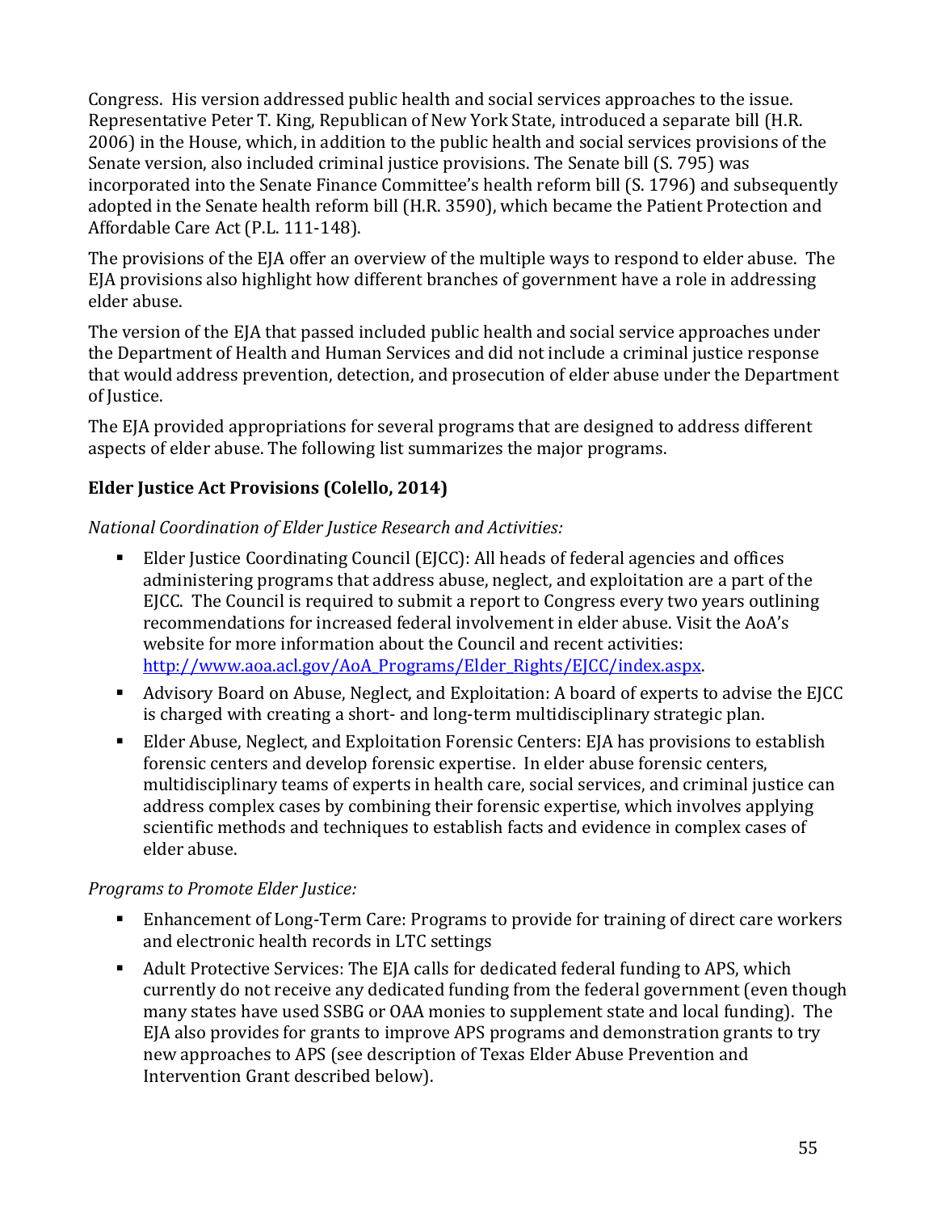Congress. His version addressed public health and social services approaches to the issue. Representative Peter T. King, Republican of New York State, introduced a separate bill (H.R. 2006) in the House, which, in addition to the public health and social services provisions of the Senate version, also included criminal justice provisions. The Senate bill (S. 795) was incorporated into the Senate Finance Committee's health reform bill (S. 1796) and subsequently adopted in the Senate health reform bill (H.R. 3590), which became the Patient Protection and Affordable Care Act (P.L. 111-148).

The provisions of the EJA offer an overview of the multiple ways to respond to elder abuse. The EJA provisions also highlight how different branches of government have a role in addressing elder abuse.

The version of the EJA that passed included public health and social service approaches under the Department of Health and Human Services and did not include a criminal justice response that would address prevention, detection, and prosecution of elder abuse under the Department of Justice.

The EJA provided appropriations for several programs that are designed to address different aspects of elder abuse. The following list summarizes the major programs.

**Elder Justice Act Provisions (Colello, 2014)**

*National Coordination of Elder Justice Research and Activities:*

- Elder Justice Coordinating Council (EJCC): All heads of federal agencies and offices administering programs that address abuse, neglect, and exploitation are a part of the EJCC. The Council is required to submit a report to Congress every two years outlining recommendations for increased federal involvement in elder abuse. Visit the AoA's website for more information about the Council and recent activities: [http://www.aoa.acl.gov/AoA_Programs/Elder_Rights/EJCC/index.aspx](http://www.aoa.acl.gov/AoA_Programs/Elder_Rights/EJCC/index.aspx).
- Advisory Board on Abuse, Neglect, and Exploitation: A board of experts to advise the EJCC is charged with creating a short- and long-term multidisciplinary strategic plan.
- Elder Abuse, Neglect, and Exploitation Forensic Centers: EJA has provisions to establish forensic centers and develop forensic expertise. In elder abuse forensic centers, multidisciplinary teams of experts in health care, social services, and criminal justice can address complex cases by combining their forensic expertise, which involves applying scientific methods and techniques to establish facts and evidence in complex cases of elder abuse.

*Programs to Promote Elder Justice:*

- Enhancement of Long-Term Care: Programs to provide for training of direct care workers and electronic health records in LTC settings
- Adult Protective Services: The EJA calls for dedicated federal funding to APS, which currently do not receive any dedicated funding from the federal government (even though many states have used SSBG or OAA monies to supplement state and local funding). The EJA also provides for grants to improve APS programs and demonstration grants to try new approaches to APS (see description of Texas Elder Abuse Prevention and Intervention Grant described below).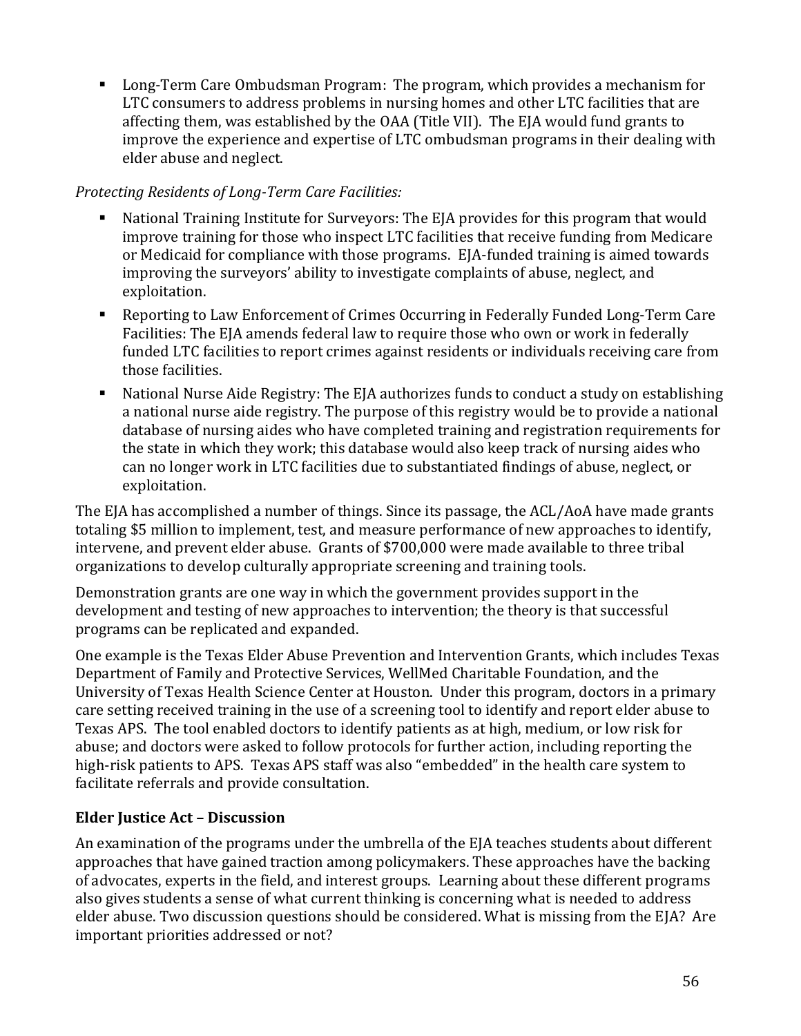- Long-Term Care Ombudsman Program: The program, which provides a mechanism for LTC consumers to address problems in nursing homes and other LTC facilities that are affecting them, was established by the OAA (Title VII). The EJA would fund grants to improve the experience and expertise of LTC ombudsman programs in their dealing with elder abuse and neglect.

*Protecting Residents of Long-Term Care Facilities:*

- National Training Institute for Surveyors: The EJA provides for this program that would improve training for those who inspect LTC facilities that receive funding from Medicare or Medicaid for compliance with those programs. EJA-funded training is aimed towards improving the surveyors' ability to investigate complaints of abuse, neglect, and exploitation.
- Reporting to Law Enforcement of Crimes Occurring in Federally Funded Long-Term Care Facilities: The EJA amends federal law to require those who own or work in federally funded LTC facilities to report crimes against residents or individuals receiving care from those facilities.
- National Nurse Aide Registry: The EJA authorizes funds to conduct a study on establishing a national nurse aide registry. The purpose of this registry would be to provide a national database of nursing aides who have completed training and registration requirements for the state in which they work; this database would also keep track of nursing aides who can no longer work in LTC facilities due to substantiated findings of abuse, neglect, or exploitation.

The EJA has accomplished a number of things. Since its passage, the ACL/AoA have made grants totaling $5 million to implement, test, and measure performance of new approaches to identify, intervene, and prevent elder abuse. Grants of $700,000 were made available to three tribal organizations to develop culturally appropriate screening and training tools.

Demonstration grants are one way in which the government provides support in the development and testing of new approaches to intervention; the theory is that successful programs can be replicated and expanded.

One example is the Texas Elder Abuse Prevention and Intervention Grants, which includes Texas Department of Family and Protective Services, WellMed Charitable Foundation, and the University of Texas Health Science Center at Houston. Under this program, doctors in a primary care setting received training in the use of a screening tool to identify and report elder abuse to Texas APS. The tool enabled doctors to identify patients as at high, medium, or low risk for abuse; and doctors were asked to follow protocols for further action, including reporting the high-risk patients to APS. Texas APS staff was also "embedded" in the health care system to facilitate referrals and provide consultation.

## Elder Justice Act – Discussion

An examination of the programs under the umbrella of the EJA teaches students about different approaches that have gained traction among policymakers. These approaches have the backing of advocates, experts in the field, and interest groups. Learning about these different programs also gives students a sense of what current thinking is concerning what is needed to address elder abuse. Two discussion questions should be considered. What is missing from the EJA? Are important priorities addressed or not?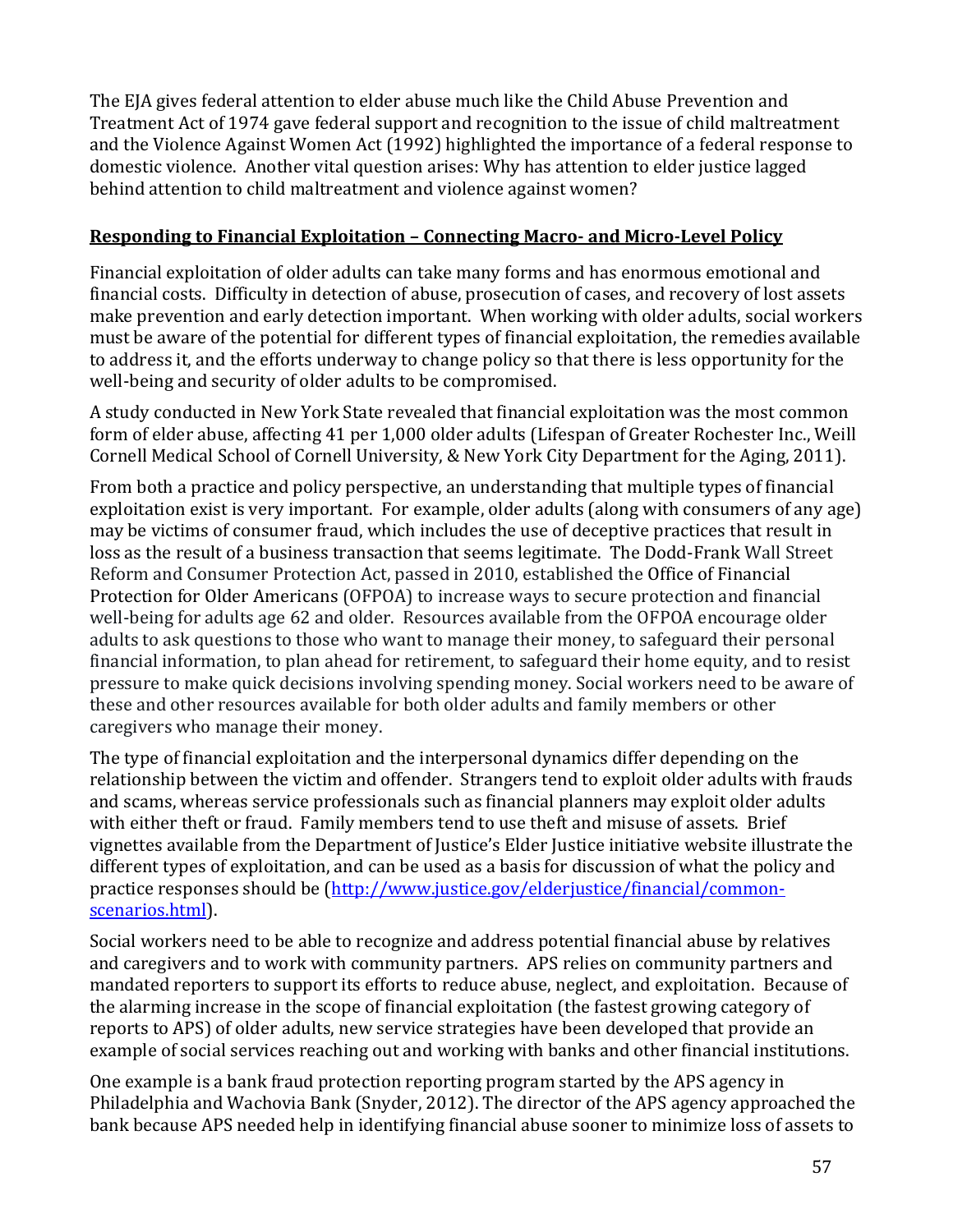The EJA gives federal attention to elder abuse much like the Child Abuse Prevention and Treatment Act of 1974 gave federal support and recognition to the issue of child maltreatment and the Violence Against Women Act (1992) highlighted the importance of a federal response to domestic violence. Another vital question arises: Why has attention to elder justice lagged behind attention to child maltreatment and violence against women?

## Responding to Financial Exploitation – Connecting Macro- and Micro-Level Policy

Financial exploitation of older adults can take many forms and has enormous emotional and financial costs. Difficulty in detection of abuse, prosecution of cases, and recovery of lost assets make prevention and early detection important. When working with older adults, social workers must be aware of the potential for different types of financial exploitation, the remedies available to address it, and the efforts underway to change policy so that there is less opportunity for the well-being and security of older adults to be compromised.

A study conducted in New York State revealed that financial exploitation was the most common form of elder abuse, affecting 41 per 1,000 older adults (Lifespan of Greater Rochester Inc., Weill Cornell Medical School of Cornell University, & New York City Department for the Aging, 2011).

From both a practice and policy perspective, an understanding that multiple types of financial exploitation exist is very important. For example, older adults (along with consumers of any age) may be victims of consumer fraud, which includes the use of deceptive practices that result in loss as the result of a business transaction that seems legitimate. The Dodd-Frank Wall Street Reform and Consumer Protection Act, passed in 2010, established the Office of Financial Protection for Older Americans (OFPOA) to increase ways to secure protection and financial well-being for adults age 62 and older. Resources available from the OFPOA encourage older adults to ask questions to those who want to manage their money, to safeguard their personal financial information, to plan ahead for retirement, to safeguard their home equity, and to resist pressure to make quick decisions involving spending money. Social workers need to be aware of these and other resources available for both older adults and family members or other caregivers who manage their money.

The type of financial exploitation and the interpersonal dynamics differ depending on the relationship between the victim and offender. Strangers tend to exploit older adults with frauds and scams, whereas service professionals such as financial planners may exploit older adults with either theft or fraud. Family members tend to use theft and misuse of assets. Brief vignettes available from the Department of Justice's Elder Justice initiative website illustrate the different types of exploitation, and can be used as a basis for discussion of what the policy and practice responses should be (http://www.justice.gov/elderjustice/financial/common-scenarios.html).

Social workers need to be able to recognize and address potential financial abuse by relatives and caregivers and to work with community partners. APS relies on community partners and mandated reporters to support its efforts to reduce abuse, neglect, and exploitation. Because of the alarming increase in the scope of financial exploitation (the fastest growing category of reports to APS) of older adults, new service strategies have been developed that provide an example of social services reaching out and working with banks and other financial institutions.

One example is a bank fraud protection reporting program started by the APS agency in Philadelphia and Wachovia Bank (Snyder, 2012). The director of the APS agency approached the bank because APS needed help in identifying financial abuse sooner to minimize loss of assets to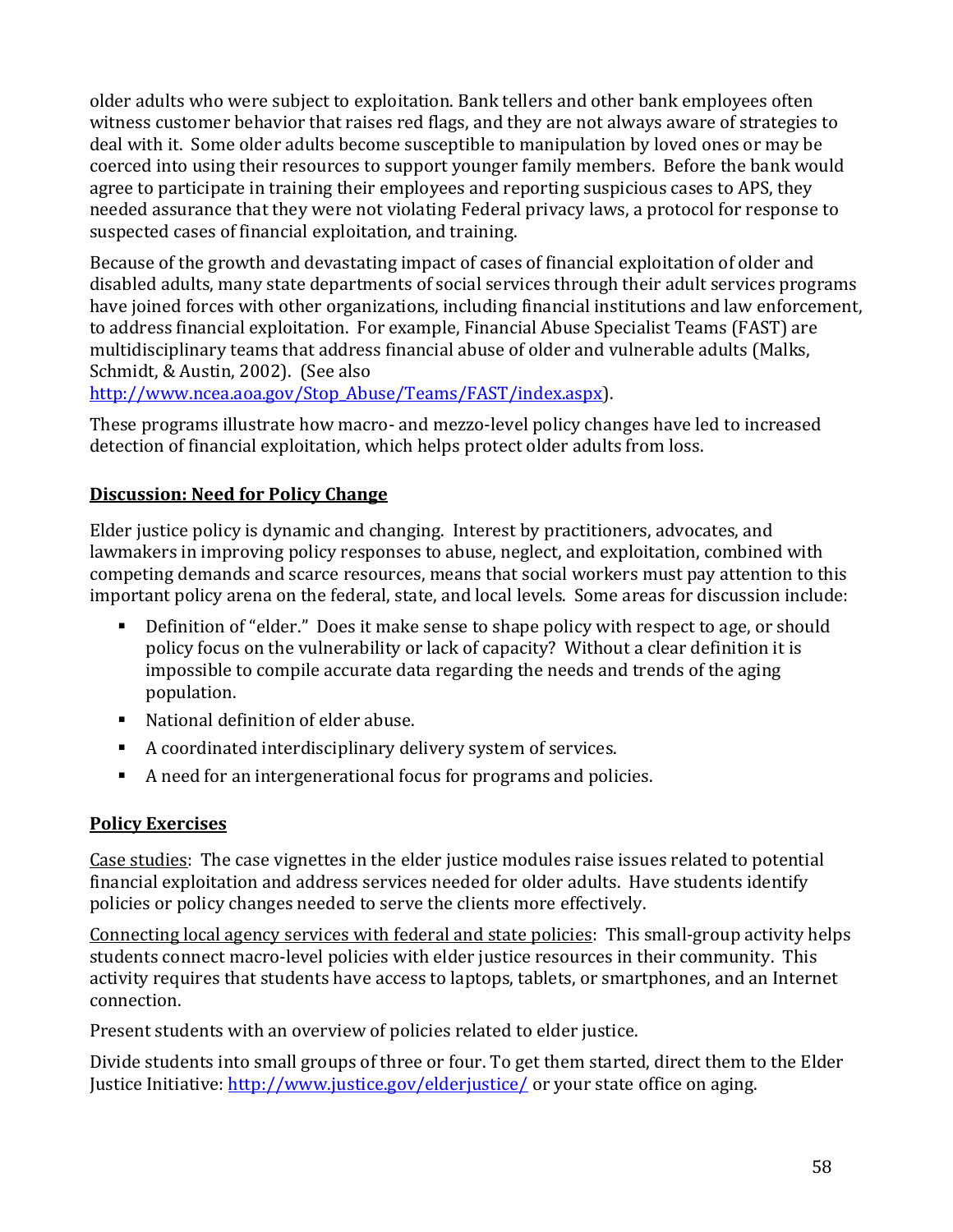older adults who were subject to exploitation. Bank tellers and other bank employees often witness customer behavior that raises red flags, and they are not always aware of strategies to deal with it. Some older adults become susceptible to manipulation by loved ones or may be coerced into using their resources to support younger family members. Before the bank would agree to participate in training their employees and reporting suspicious cases to APS, they needed assurance that they were not violating Federal privacy laws, a protocol for response to suspected cases of financial exploitation, and training.

Because of the growth and devastating impact of cases of financial exploitation of older and disabled adults, many state departments of social services through their adult services programs have joined forces with other organizations, including financial institutions and law enforcement, to address financial exploitation. For example, Financial Abuse Specialist Teams (FAST) are multidisciplinary teams that address financial abuse of older and vulnerable adults (Malks, Schmidt, & Austin, 2002). (See also [http://www.ncea.aoa.gov/Stop_Abuse/Teams/FAST/index.aspx](http://www.ncea.aoa.gov/Stop_Abuse/Teams/FAST/index.aspx)).

These programs illustrate how macro- and mezzo-level policy changes have led to increased detection of financial exploitation, which helps protect older adults from loss.

## **Discussion: Need for Policy Change**

Elder justice policy is dynamic and changing. Interest by practitioners, advocates, and lawmakers in improving policy responses to abuse, neglect, and exploitation, combined with competing demands and scarce resources, means that social workers must pay attention to this important policy arena on the federal, state, and local levels. Some areas for discussion include:

- Definition of "elder." Does it make sense to shape policy with respect to age, or should policy focus on the vulnerability or lack of capacity? Without a clear definition it is impossible to compile accurate data regarding the needs and trends of the aging population.
- National definition of elder abuse.
- A coordinated interdisciplinary delivery system of services.
- A need for an intergenerational focus for programs and policies.

## **Policy Exercises**

Case studies: The case vignettes in the elder justice modules raise issues related to potential financial exploitation and address services needed for older adults. Have students identify policies or policy changes needed to serve the clients more effectively.

Connecting local agency services with federal and state policies: This small-group activity helps students connect macro-level policies with elder justice resources in their community. This activity requires that students have access to laptops, tablets, or smartphones, and an Internet connection.

Present students with an overview of policies related to elder justice.

Divide students into small groups of three or four. To get them started, direct them to the Elder Justice Initiative: [http://www.justice.gov/elderjustice/](http://www.justice.gov/elderjustice/) or your state office on aging.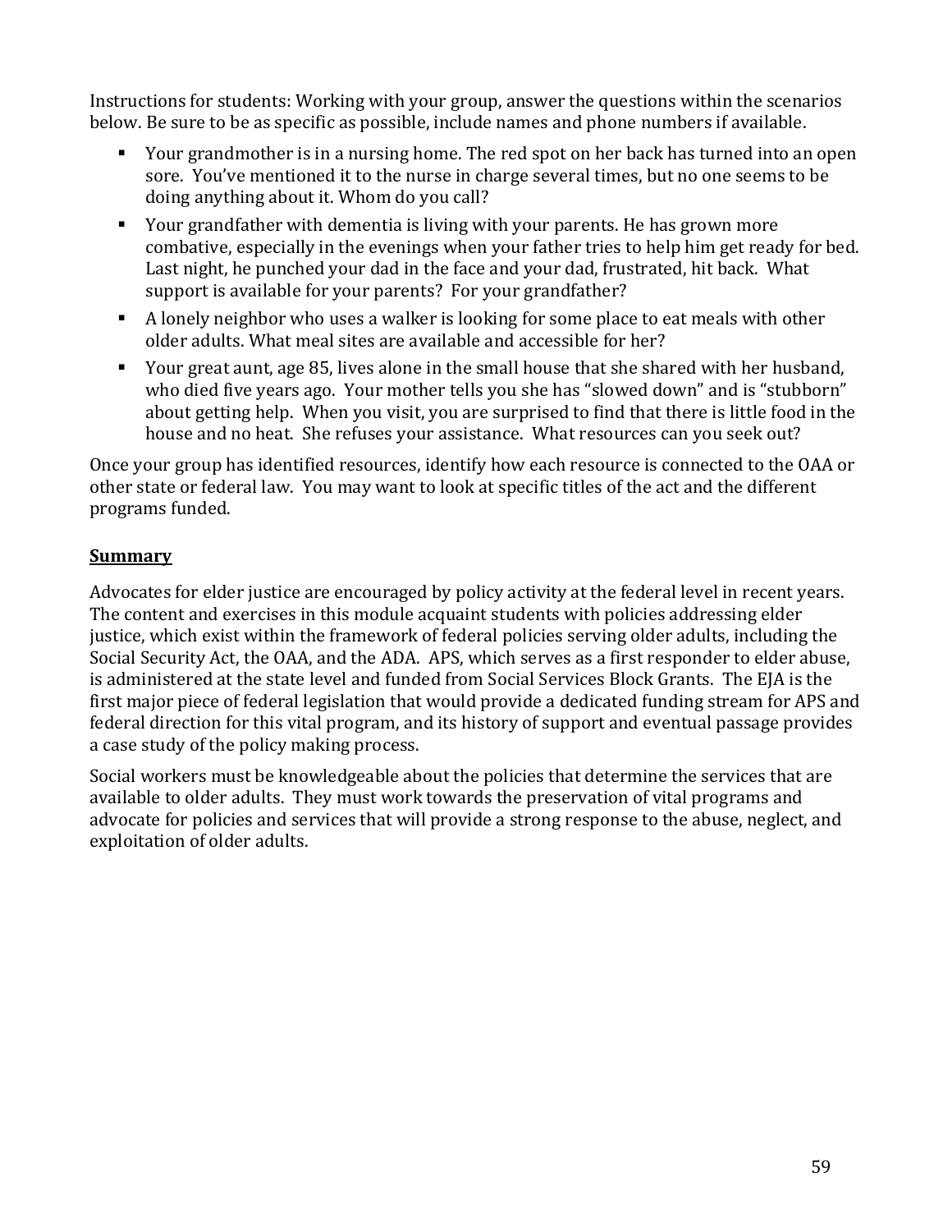Instructions for students: Working with your group, answer the questions within the scenarios below. Be sure to be as specific as possible, include names and phone numbers if available.

- Your grandmother is in a nursing home. The red spot on her back has turned into an open sore. You've mentioned it to the nurse in charge several times, but no one seems to be doing anything about it. Whom do you call?
- Your grandfather with dementia is living with your parents. He has grown more combative, especially in the evenings when your father tries to help him get ready for bed. Last night, he punched your dad in the face and your dad, frustrated, hit back. What support is available for your parents? For your grandfather?
- A lonely neighbor who uses a walker is looking for some place to eat meals with other older adults. What meal sites are available and accessible for her?
- Your great aunt, age 85, lives alone in the small house that she shared with her husband, who died five years ago. Your mother tells you she has "slowed down" and is "stubborn" about getting help. When you visit, you are surprised to find that there is little food in the house and no heat. She refuses your assistance. What resources can you seek out?

Once your group has identified resources, identify how each resource is connected to the OAA or other state or federal law. You may want to look at specific titles of the act and the different programs funded.

## Summary

Advocates for elder justice are encouraged by policy activity at the federal level in recent years. The content and exercises in this module acquaint students with policies addressing elder justice, which exist within the framework of federal policies serving older adults, including the Social Security Act, the OAA, and the ADA. APS, which serves as a first responder to elder abuse, is administered at the state level and funded from Social Services Block Grants. The EJA is the first major piece of federal legislation that would provide a dedicated funding stream for APS and federal direction for this vital program, and its history of support and eventual passage provides a case study of the policy making process.

Social workers must be knowledgeable about the policies that determine the services that are available to older adults. They must work towards the preservation of vital programs and advocate for policies and services that will provide a strong response to the abuse, neglect, and exploitation of older adults.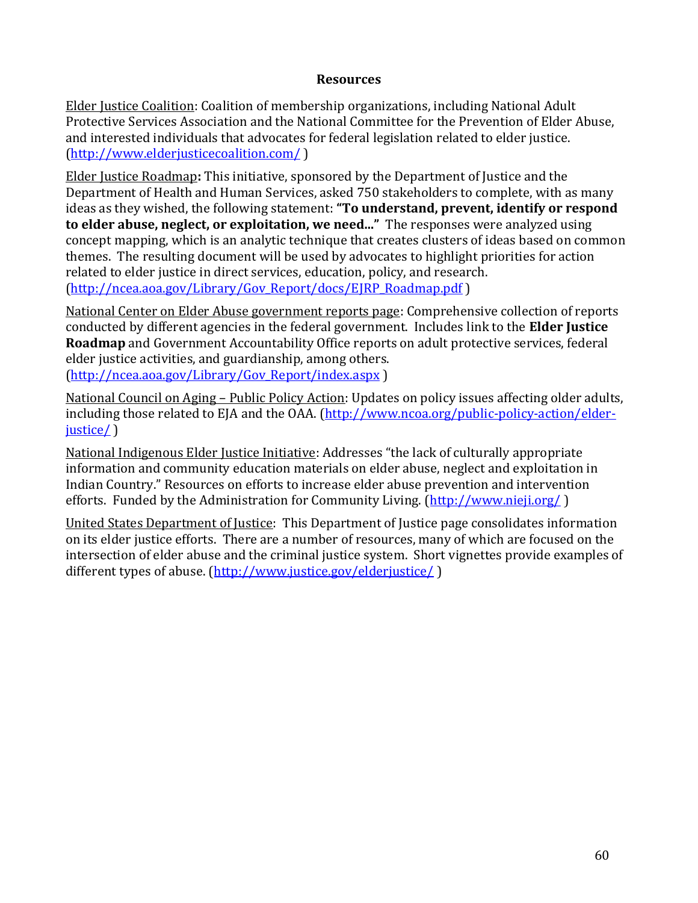## Resources

Elder Justice Coalition: Coalition of membership organizations, including National Adult Protective Services Association and the National Committee for the Prevention of Elder Abuse, and interested individuals that advocates for federal legislation related to elder justice. (http://www.elderjusticecoalition.com/ )

Elder Justice Roadmap**:** This initiative, sponsored by the Department of Justice and the Department of Health and Human Services, asked 750 stakeholders to complete, with as many ideas as they wished, the following statement: **"To understand, prevent, identify or respond to elder abuse, neglect, or exploitation, we need..."** The responses were analyzed using concept mapping, which is an analytic technique that creates clusters of ideas based on common themes. The resulting document will be used by advocates to highlight priorities for action related to elder justice in direct services, education, policy, and research. (http://ncea.aoa.gov/Library/Gov_Report/docs/EJRP_Roadmap.pdf )

National Center on Elder Abuse government reports page: Comprehensive collection of reports conducted by different agencies in the federal government. Includes link to the **Elder Justice Roadmap** and Government Accountability Office reports on adult protective services, federal elder justice activities, and guardianship, among others. (http://ncea.aoa.gov/Library/Gov_Report/index.aspx )

National Council on Aging – Public Policy Action: Updates on policy issues affecting older adults, including those related to EJA and the OAA. (http://www.ncoa.org/public-policy-action/elder-justice/ )

National Indigenous Elder Justice Initiative: Addresses "the lack of culturally appropriate information and community education materials on elder abuse, neglect and exploitation in Indian Country." Resources on efforts to increase elder abuse prevention and intervention efforts. Funded by the Administration for Community Living. (http://www.nieji.org/ )

United States Department of Justice: This Department of Justice page consolidates information on its elder justice efforts. There are a number of resources, many of which are focused on the intersection of elder abuse and the criminal justice system. Short vignettes provide examples of different types of abuse. (http://www.justice.gov/elderjustice/ )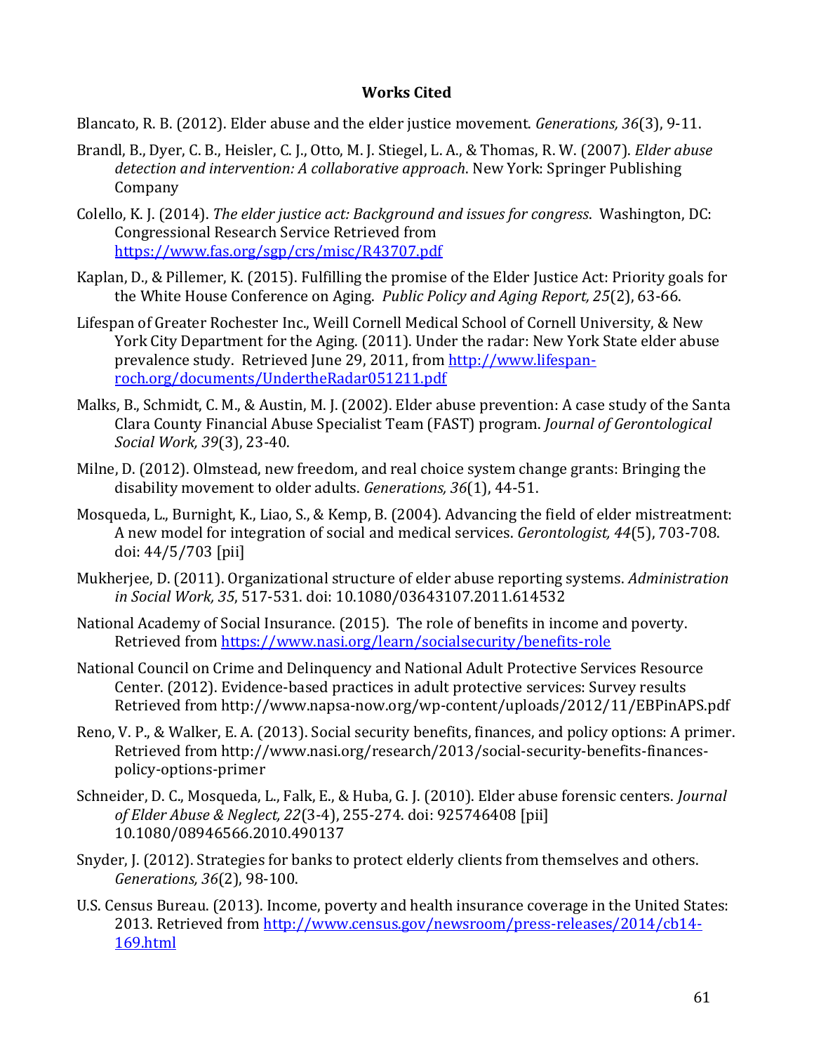**Works Cited**

Blancato, R. B. (2012). Elder abuse and the elder justice movement. *Generations, 36*(3), 9-11.

Brandl, B., Dyer, C. B., Heisler, C. J., Otto, M. J. Stiegel, L. A., & Thomas, R. W. (2007). *Elder abuse detection and intervention: A collaborative approach*. New York: Springer Publishing Company

Colello, K. J. (2014). *The elder justice act: Background and issues for congress*. Washington, DC: Congressional Research Service Retrieved from https://www.fas.org/sgp/crs/misc/R43707.pdf

Kaplan, D., & Pillemer, K. (2015). Fulfilling the promise of the Elder Justice Act: Priority goals for the White House Conference on Aging. *Public Policy and Aging Report, 25*(2), 63-66.

Lifespan of Greater Rochester Inc., Weill Cornell Medical School of Cornell University, & New York City Department for the Aging. (2011). Under the radar: New York State elder abuse prevalence study. Retrieved June 29, 2011, from http://www.lifespan-roch.org/documents/UndertheRadar051211.pdf

Malks, B., Schmidt, C. M., & Austin, M. J. (2002). Elder abuse prevention: A case study of the Santa Clara County Financial Abuse Specialist Team (FAST) program. *Journal of Gerontological Social Work, 39*(3), 23-40.

Milne, D. (2012). Olmstead, new freedom, and real choice system change grants: Bringing the disability movement to older adults. *Generations, 36*(1), 44-51.

Mosqueda, L., Burnight, K., Liao, S., & Kemp, B. (2004). Advancing the field of elder mistreatment: A new model for integration of social and medical services. *Gerontologist, 44*(5), 703-708. doi: 44/5/703 [pii]

Mukherjee, D. (2011). Organizational structure of elder abuse reporting systems. *Administration in Social Work, 35*, 517-531. doi: 10.1080/03643107.2011.614532

National Academy of Social Insurance. (2015). The role of benefits in income and poverty. Retrieved from https://www.nasi.org/learn/socialsecurity/benefits-role

National Council on Crime and Delinquency and National Adult Protective Services Resource Center. (2012). Evidence-based practices in adult protective services: Survey results Retrieved from http://www.napsa-now.org/wp-content/uploads/2012/11/EBPinAPS.pdf

Reno, V. P., & Walker, E. A. (2013). Social security benefits, finances, and policy options: A primer. Retrieved from http://www.nasi.org/research/2013/social-security-benefits-finances-policy-options-primer

Schneider, D. C., Mosqueda, L., Falk, E., & Huba, G. J. (2010). Elder abuse forensic centers. *Journal of Elder Abuse & Neglect, 22*(3-4), 255-274. doi: 925746408 [pii] 10.1080/08946566.2010.490137

Snyder, J. (2012). Strategies for banks to protect elderly clients from themselves and others. *Generations, 36*(2), 98-100.

U.S. Census Bureau. (2013). Income, poverty and health insurance coverage in the United States: 2013. Retrieved from http://www.census.gov/newsroom/press-releases/2014/cb14-169.html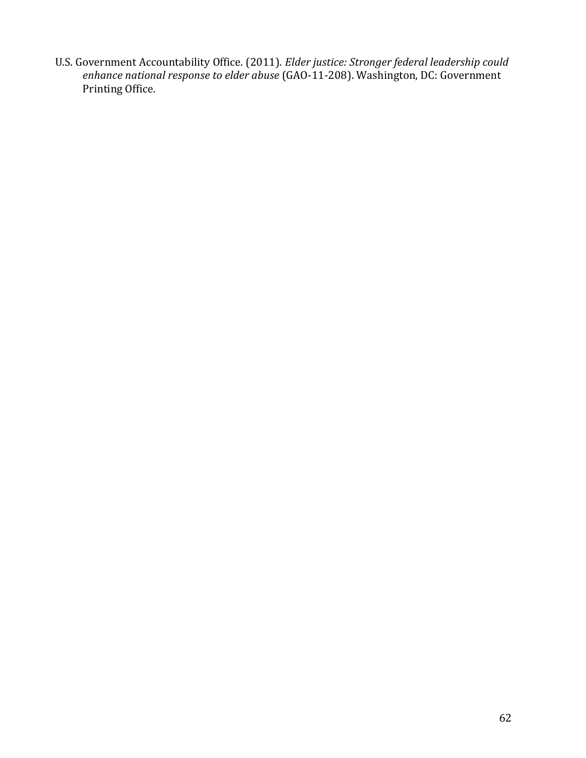U.S. Government Accountability Office. (2011). *Elder justice: Stronger federal leadership could enhance national response to elder abuse* (GAO-11-208). Washington, DC: Government Printing Office.